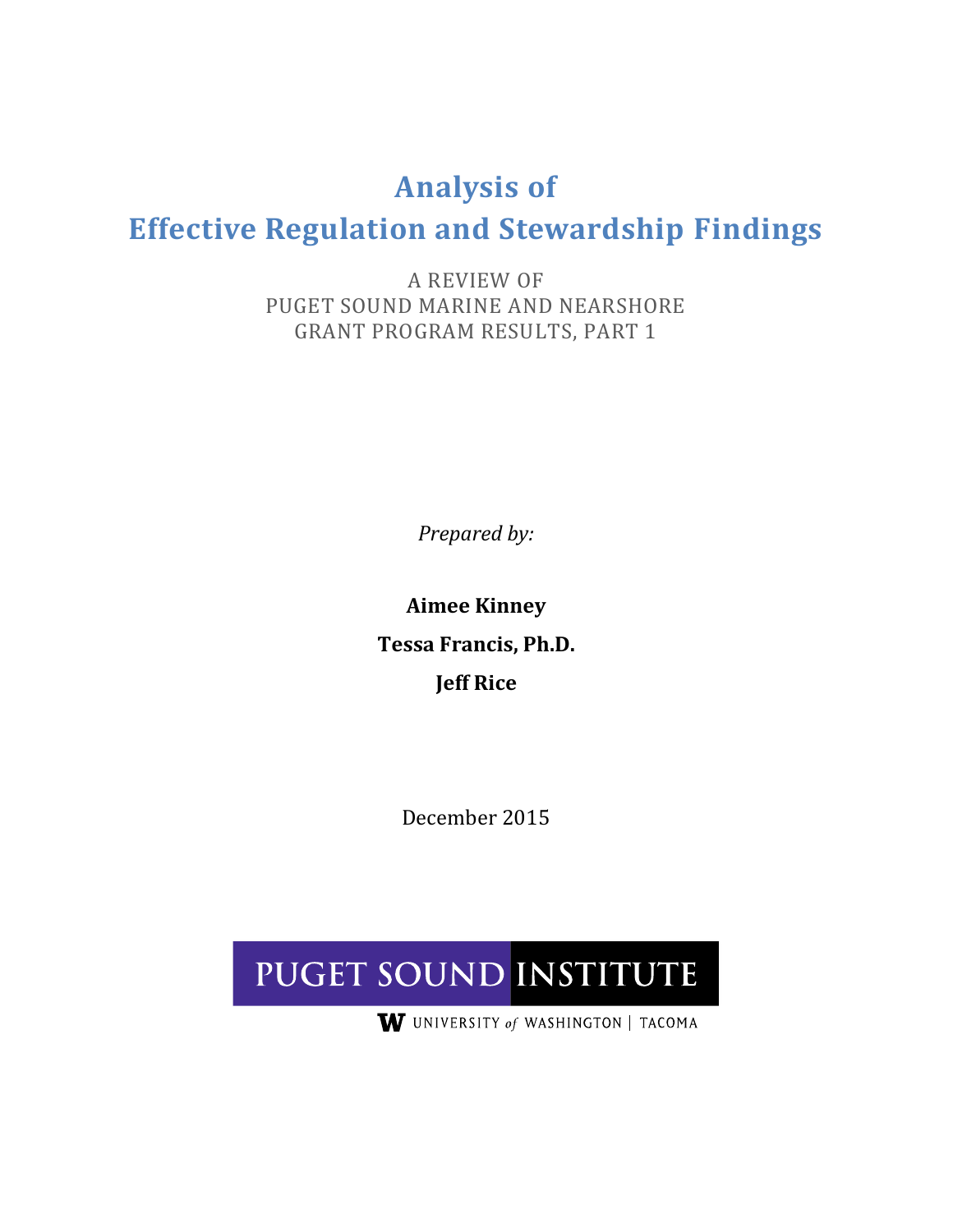# Analysis of Effective Regulation and Stewardship Findings

A REVIEW OF
PUGET SOUND MARINE AND NEARSHORE
GRANT PROGRAM RESULTS, PART 1

*Prepared by:*

**Aimee Kinney**

**Tessa Francis, Ph.D.**

**Jeff Rice**

December 2015

PUGET SOUND INSTITUTE

UNIVERSITY *of* WASHINGTON | TACOMA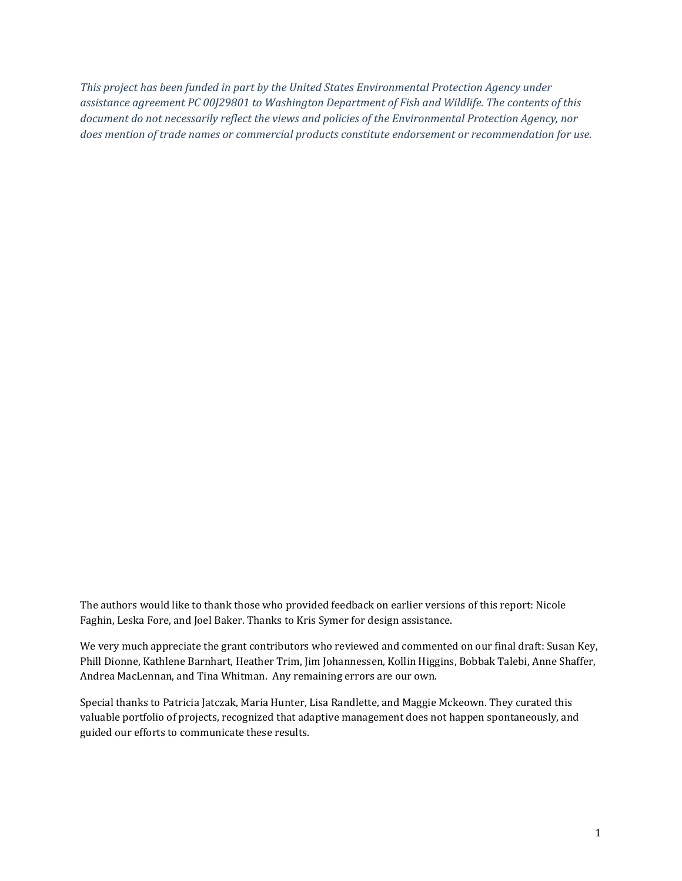*This project has been funded in part by the United States Environmental Protection Agency under assistance agreement PC 00J29801 to Washington Department of Fish and Wildlife. The contents of this document do not necessarily reflect the views and policies of the Environmental Protection Agency, nor does mention of trade names or commercial products constitute endorsement or recommendation for use.*

The authors would like to thank those who provided feedback on earlier versions of this report: Nicole Faghin, Leska Fore, and Joel Baker. Thanks to Kris Symer for design assistance.

We very much appreciate the grant contributors who reviewed and commented on our final draft: Susan Key, Phill Dionne, Kathlene Barnhart, Heather Trim, Jim Johannessen, Kollin Higgins, Bobbak Talebi, Anne Shaffer, Andrea MacLennan, and Tina Whitman. Any remaining errors are our own.

Special thanks to Patricia Jatczak, Maria Hunter, Lisa Randlette, and Maggie Mckeown. They curated this valuable portfolio of projects, recognized that adaptive management does not happen spontaneously, and guided our efforts to communicate these results.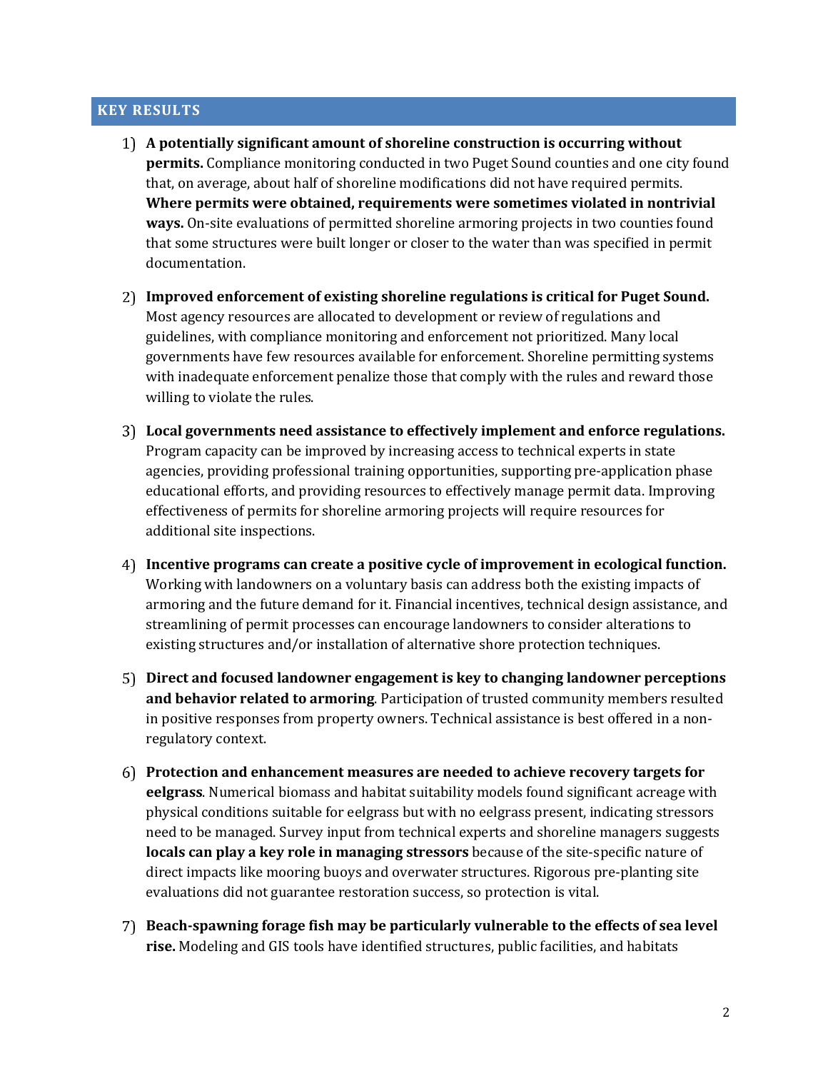## KEY RESULTS

1) **A potentially significant amount of shoreline construction is occurring without permits.** Compliance monitoring conducted in two Puget Sound counties and one city found that, on average, about half of shoreline modifications did not have required permits. **Where permits were obtained, requirements were sometimes violated in nontrivial ways.** On-site evaluations of permitted shoreline armoring projects in two counties found that some structures were built longer or closer to the water than was specified in permit documentation.

2) **Improved enforcement of existing shoreline regulations is critical for Puget Sound.** Most agency resources are allocated to development or review of regulations and guidelines, with compliance monitoring and enforcement not prioritized. Many local governments have few resources available for enforcement. Shoreline permitting systems with inadequate enforcement penalize those that comply with the rules and reward those willing to violate the rules.

3) **Local governments need assistance to effectively implement and enforce regulations.** Program capacity can be improved by increasing access to technical experts in state agencies, providing professional training opportunities, supporting pre-application phase educational efforts, and providing resources to effectively manage permit data. Improving effectiveness of permits for shoreline armoring projects will require resources for additional site inspections.

4) **Incentive programs can create a positive cycle of improvement in ecological function.** Working with landowners on a voluntary basis can address both the existing impacts of armoring and the future demand for it. Financial incentives, technical design assistance, and streamlining of permit processes can encourage landowners to consider alterations to existing structures and/or installation of alternative shore protection techniques.

5) **Direct and focused landowner engagement is key to changing landowner perceptions and behavior related to armoring**. Participation of trusted community members resulted in positive responses from property owners. Technical assistance is best offered in a non-regulatory context.

6) **Protection and enhancement measures are needed to achieve recovery targets for eelgrass**. Numerical biomass and habitat suitability models found significant acreage with physical conditions suitable for eelgrass but with no eelgrass present, indicating stressors need to be managed. Survey input from technical experts and shoreline managers suggests **locals can play a key role in managing stressors** because of the site-specific nature of direct impacts like mooring buoys and overwater structures. Rigorous pre-planting site evaluations did not guarantee restoration success, so protection is vital.

7) **Beach-spawning forage fish may be particularly vulnerable to the effects of sea level rise.** Modeling and GIS tools have identified structures, public facilities, and habitats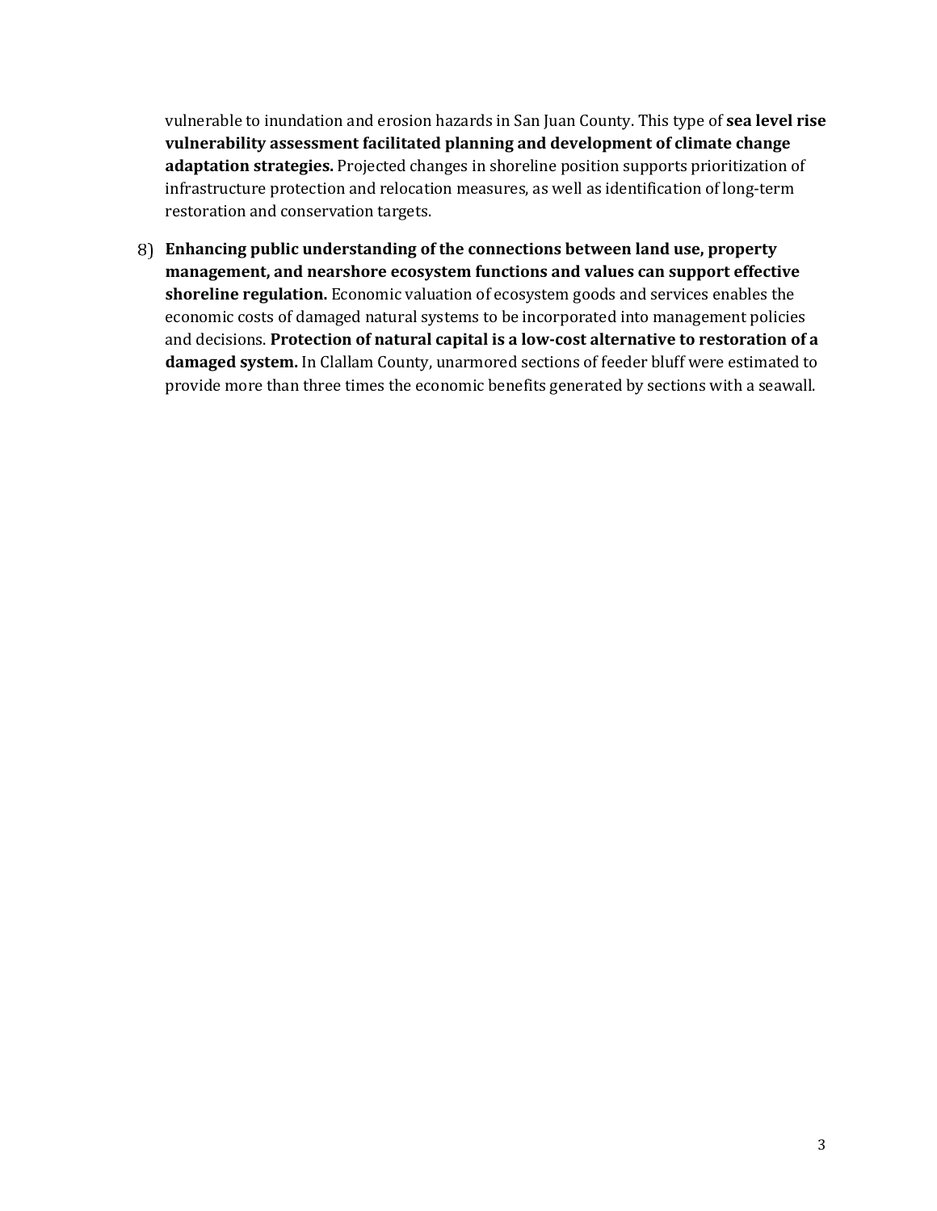vulnerable to inundation and erosion hazards in San Juan County. This type of **sea level rise vulnerability assessment facilitated planning and development of climate change adaptation strategies.** Projected changes in shoreline position supports prioritization of infrastructure protection and relocation measures, as well as identification of long-term restoration and conservation targets.

8) **Enhancing public understanding of the connections between land use, property management, and nearshore ecosystem functions and values can support effective shoreline regulation.** Economic valuation of ecosystem goods and services enables the economic costs of damaged natural systems to be incorporated into management policies and decisions. **Protection of natural capital is a low-cost alternative to restoration of a damaged system.** In Clallam County, unarmored sections of feeder bluff were estimated to provide more than three times the economic benefits generated by sections with a seawall.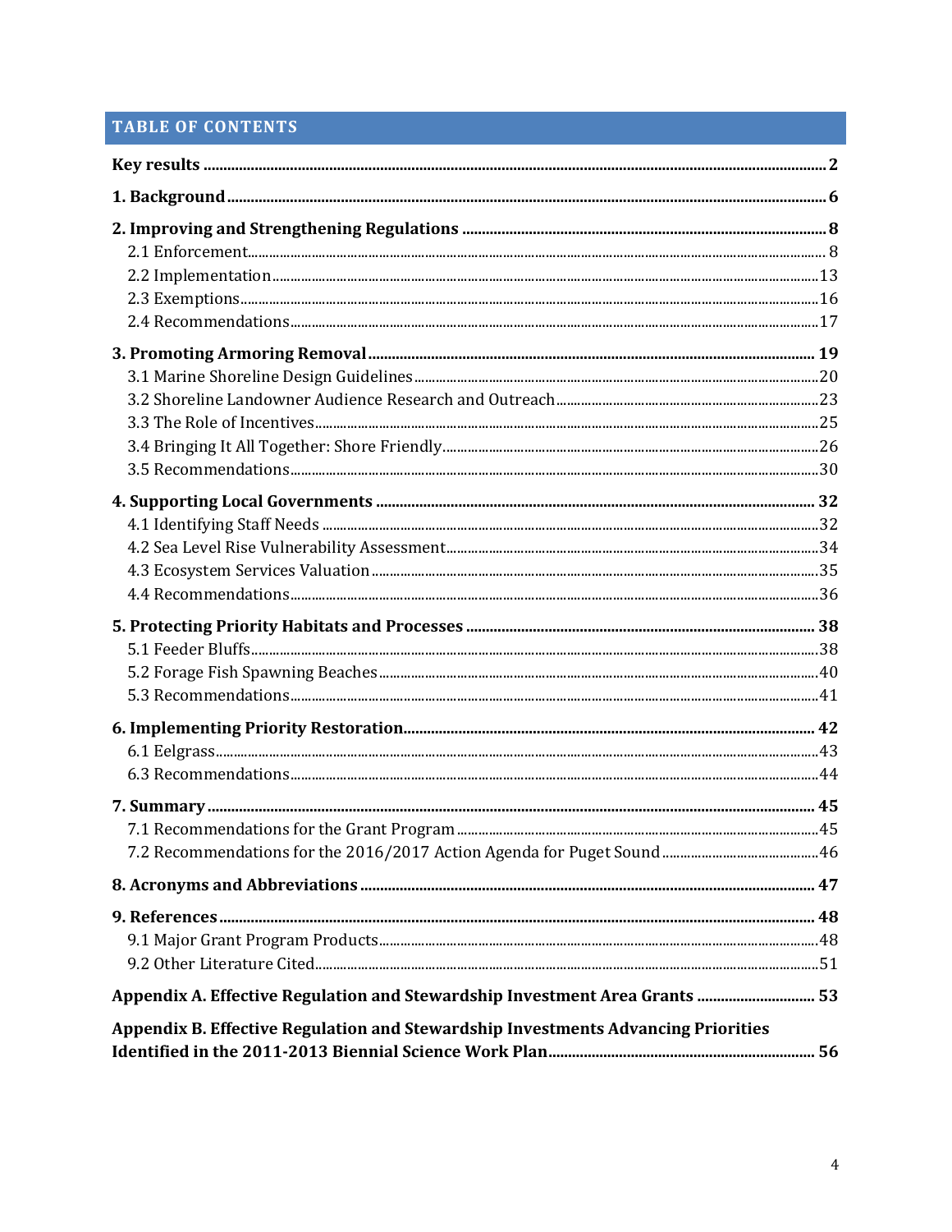## TABLE OF CONTENTS

**Key results** ............ **2**

**1. Background** ............ **6**

**2. Improving and Strengthening Regulations** ............ **8**
- 2.1 Enforcement ............ 8
- 2.2 Implementation ............ 13
- 2.3 Exemptions ............ 16
- 2.4 Recommendations ............ 17

**3. Promoting Armoring Removal** ............ **19**
- 3.1 Marine Shoreline Design Guidelines ............ 20
- 3.2 Shoreline Landowner Audience Research and Outreach ............ 23
- 3.3 The Role of Incentives ............ 25
- 3.4 Bringing It All Together: Shore Friendly ............ 26
- 3.5 Recommendations ............ 30

**4. Supporting Local Governments** ............ **32**
- 4.1 Identifying Staff Needs ............ 32
- 4.2 Sea Level Rise Vulnerability Assessment ............ 34
- 4.3 Ecosystem Services Valuation ............ 35
- 4.4 Recommendations ............ 36

**5. Protecting Priority Habitats and Processes** ............ **38**
- 5.1 Feeder Bluffs ............ 38
- 5.2 Forage Fish Spawning Beaches ............ 40
- 5.3 Recommendations ............ 41

**6. Implementing Priority Restoration** ............ **42**
- 6.1 Eelgrass ............ 43
- 6.3 Recommendations ............ 44

**7. Summary** ............ **45**
- 7.1 Recommendations for the Grant Program ............ 45
- 7.2 Recommendations for the 2016/2017 Action Agenda for Puget Sound ............ 46

**8. Acronyms and Abbreviations** ............ **47**

**9. References** ............ **48**
- 9.1 Major Grant Program Products ............ 48
- 9.2 Other Literature Cited ............ 51

**Appendix A. Effective Regulation and Stewardship Investment Area Grants** ............ **53**

**Appendix B. Effective Regulation and Stewardship Investments Advancing Priorities Identified in the 2011-2013 Biennial Science Work Plan** ............ **56**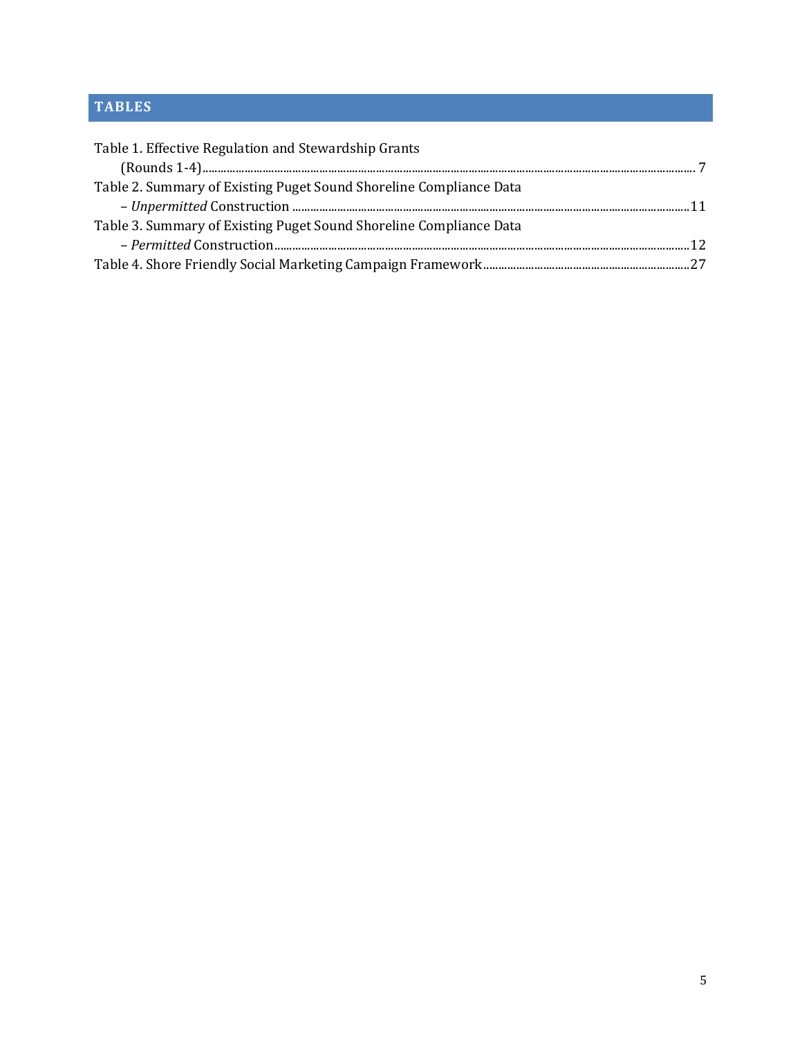## TABLES

Table 1. Effective Regulation and Stewardship Grants (Rounds 1-4) ..... 7

Table 2. Summary of Existing Puget Sound Shoreline Compliance Data – *Unpermitted* Construction ..... 11

Table 3. Summary of Existing Puget Sound Shoreline Compliance Data – *Permitted* Construction ..... 12

Table 4. Shore Friendly Social Marketing Campaign Framework ..... 27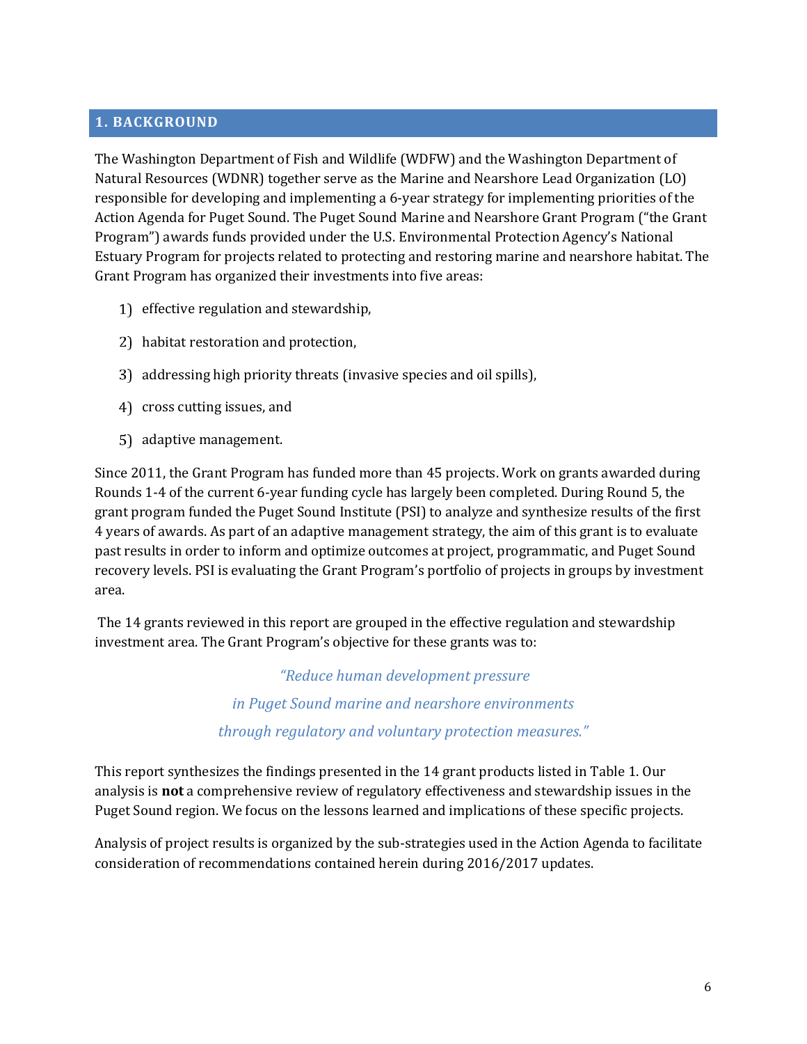## 1. BACKGROUND

The Washington Department of Fish and Wildlife (WDFW) and the Washington Department of Natural Resources (WDNR) together serve as the Marine and Nearshore Lead Organization (LO) responsible for developing and implementing a 6-year strategy for implementing priorities of the Action Agenda for Puget Sound. The Puget Sound Marine and Nearshore Grant Program ("the Grant Program") awards funds provided under the U.S. Environmental Protection Agency's National Estuary Program for projects related to protecting and restoring marine and nearshore habitat. The Grant Program has organized their investments into five areas:

1) effective regulation and stewardship,
2) habitat restoration and protection,
3) addressing high priority threats (invasive species and oil spills),
4) cross cutting issues, and
5) adaptive management.

Since 2011, the Grant Program has funded more than 45 projects. Work on grants awarded during Rounds 1-4 of the current 6-year funding cycle has largely been completed. During Round 5, the grant program funded the Puget Sound Institute (PSI) to analyze and synthesize results of the first 4 years of awards. As part of an adaptive management strategy, the aim of this grant is to evaluate past results in order to inform and optimize outcomes at project, programmatic, and Puget Sound recovery levels. PSI is evaluating the Grant Program's portfolio of projects in groups by investment area.

The 14 grants reviewed in this report are grouped in the effective regulation and stewardship investment area. The Grant Program's objective for these grants was to:

*"Reduce human development pressure*
*in Puget Sound marine and nearshore environments*
*through regulatory and voluntary protection measures."*

This report synthesizes the findings presented in the 14 grant products listed in Table 1. Our analysis is **not** a comprehensive review of regulatory effectiveness and stewardship issues in the Puget Sound region. We focus on the lessons learned and implications of these specific projects.

Analysis of project results is organized by the sub-strategies used in the Action Agenda to facilitate consideration of recommendations contained herein during 2016/2017 updates.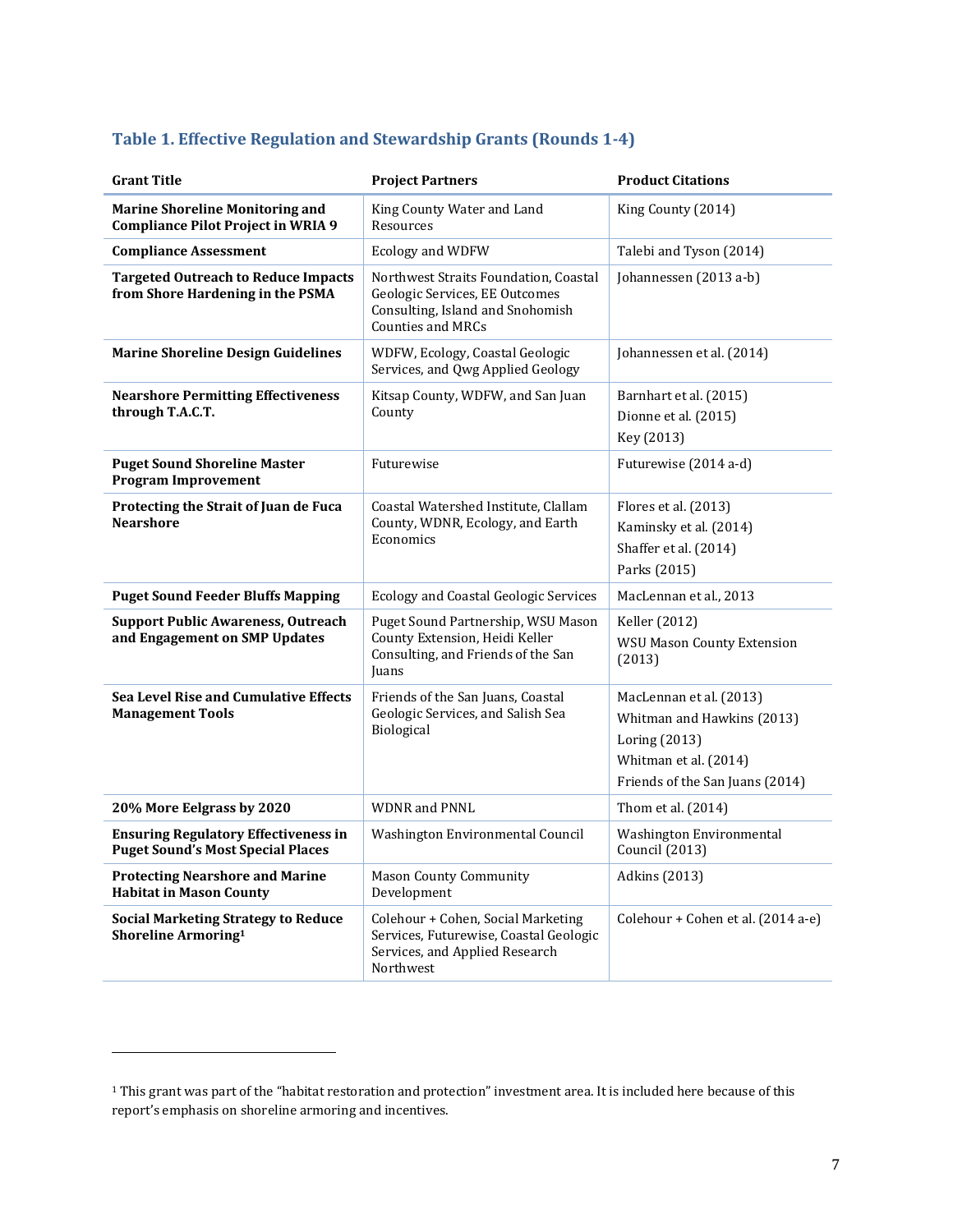### Table 1. Effective Regulation and Stewardship Grants (Rounds 1-4)

| Grant Title | Project Partners | Product Citations |
|---|---|---|
| **Marine Shoreline Monitoring and Compliance Pilot Project in WRIA 9** | King County Water and Land Resources | King County (2014) |
| **Compliance Assessment** | Ecology and WDFW | Talebi and Tyson (2014) |
| **Targeted Outreach to Reduce Impacts from Shore Hardening in the PSMA** | Northwest Straits Foundation, Coastal Geologic Services, EE Outcomes Consulting, Island and Snohomish Counties and MRCs | Johannessen (2013 a-b) |
| **Marine Shoreline Design Guidelines** | WDFW, Ecology, Coastal Geologic Services, and Qwg Applied Geology | Johannessen et al. (2014) |
| **Nearshore Permitting Effectiveness through T.A.C.T.** | Kitsap County, WDFW, and San Juan County | Barnhart et al. (2015)<br>Dionne et al. (2015)<br>Key (2013) |
| **Puget Sound Shoreline Master Program Improvement** | Futurewise | Futurewise (2014 a-d) |
| **Protecting the Strait of Juan de Fuca Nearshore** | Coastal Watershed Institute, Clallam County, WDNR, Ecology, and Earth Economics | Flores et al. (2013)<br>Kaminsky et al. (2014)<br>Shaffer et al. (2014)<br>Parks (2015) |
| **Puget Sound Feeder Bluffs Mapping** | Ecology and Coastal Geologic Services | MacLennan et al., 2013 |
| **Support Public Awareness, Outreach and Engagement on SMP Updates** | Puget Sound Partnership, WSU Mason County Extension, Heidi Keller Consulting, and Friends of the San Juans | Keller (2012)<br>WSU Mason County Extension (2013) |
| **Sea Level Rise and Cumulative Effects Management Tools** | Friends of the San Juans, Coastal Geologic Services, and Salish Sea Biological | MacLennan et al. (2013)<br>Whitman and Hawkins (2013)<br>Loring (2013)<br>Whitman et al. (2014)<br>Friends of the San Juans (2014) |
| **20% More Eelgrass by 2020** | WDNR and PNNL | Thom et al. (2014) |
| **Ensuring Regulatory Effectiveness in Puget Sound's Most Special Places** | Washington Environmental Council | Washington Environmental Council (2013) |
| **Protecting Nearshore and Marine Habitat in Mason County** | Mason County Community Development | Adkins (2013) |
| **Social Marketing Strategy to Reduce Shoreline Armoring**[1] | Colehour + Cohen, Social Marketing Services, Futurewise, Coastal Geologic Services, and Applied Research Northwest | Colehour + Cohen et al. (2014 a-e) |

[1] This grant was part of the "habitat restoration and protection" investment area. It is included here because of this report's emphasis on shoreline armoring and incentives.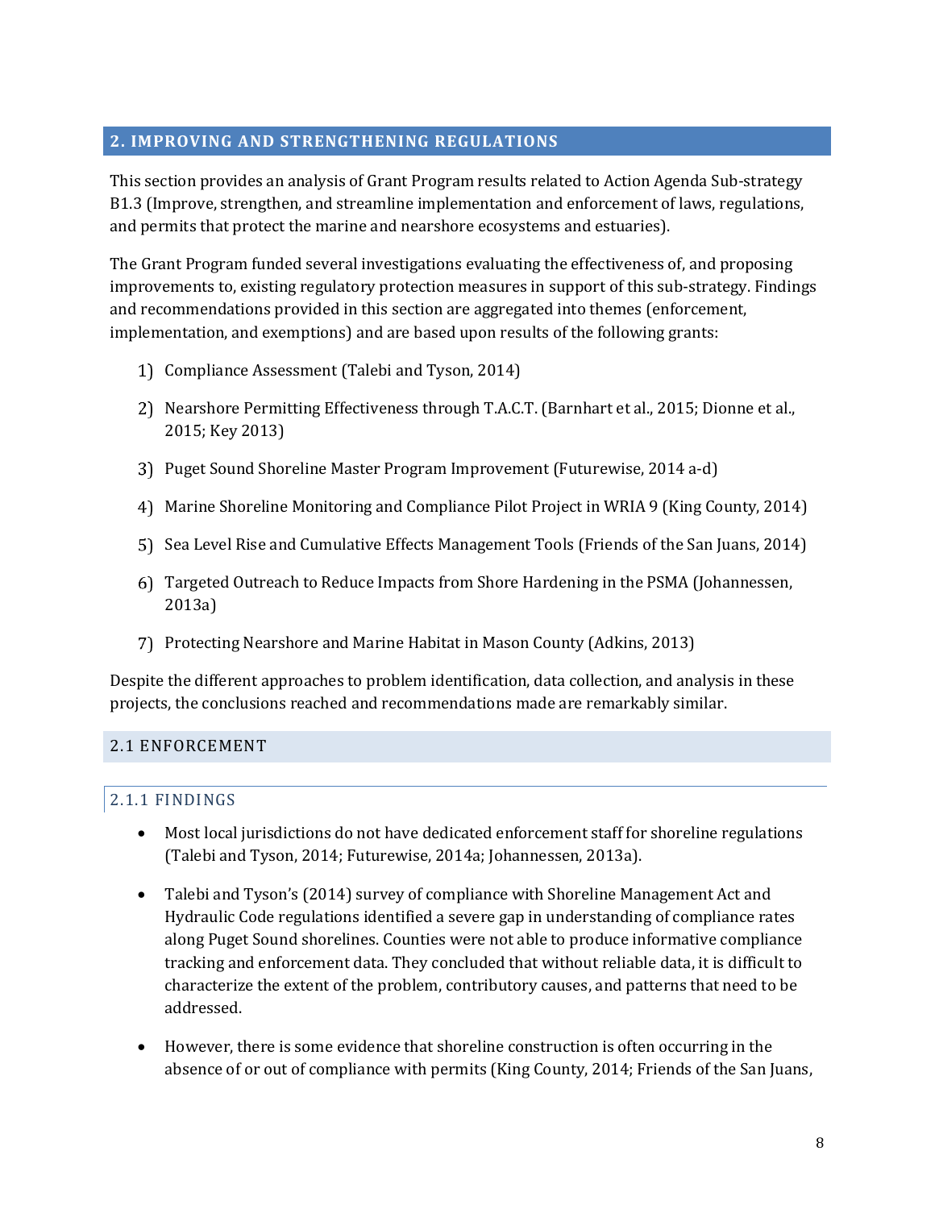## 2. IMPROVING AND STRENGTHENING REGULATIONS

This section provides an analysis of Grant Program results related to Action Agenda Sub-strategy B1.3 (Improve, strengthen, and streamline implementation and enforcement of laws, regulations, and permits that protect the marine and nearshore ecosystems and estuaries).

The Grant Program funded several investigations evaluating the effectiveness of, and proposing improvements to, existing regulatory protection measures in support of this sub-strategy. Findings and recommendations provided in this section are aggregated into themes (enforcement, implementation, and exemptions) and are based upon results of the following grants:

1) Compliance Assessment (Talebi and Tyson, 2014)
2) Nearshore Permitting Effectiveness through T.A.C.T. (Barnhart et al., 2015; Dionne et al., 2015; Key 2013)
3) Puget Sound Shoreline Master Program Improvement (Futurewise, 2014 a-d)
4) Marine Shoreline Monitoring and Compliance Pilot Project in WRIA 9 (King County, 2014)
5) Sea Level Rise and Cumulative Effects Management Tools (Friends of the San Juans, 2014)
6) Targeted Outreach to Reduce Impacts from Shore Hardening in the PSMA (Johannessen, 2013a)
7) Protecting Nearshore and Marine Habitat in Mason County (Adkins, 2013)

Despite the different approaches to problem identification, data collection, and analysis in these projects, the conclusions reached and recommendations made are remarkably similar.

### 2.1 ENFORCEMENT

#### 2.1.1 FINDINGS

- Most local jurisdictions do not have dedicated enforcement staff for shoreline regulations (Talebi and Tyson, 2014; Futurewise, 2014a; Johannessen, 2013a).
- Talebi and Tyson's (2014) survey of compliance with Shoreline Management Act and Hydraulic Code regulations identified a severe gap in understanding of compliance rates along Puget Sound shorelines. Counties were not able to produce informative compliance tracking and enforcement data. They concluded that without reliable data, it is difficult to characterize the extent of the problem, contributory causes, and patterns that need to be addressed.
- However, there is some evidence that shoreline construction is often occurring in the absence of or out of compliance with permits (King County, 2014; Friends of the San Juans,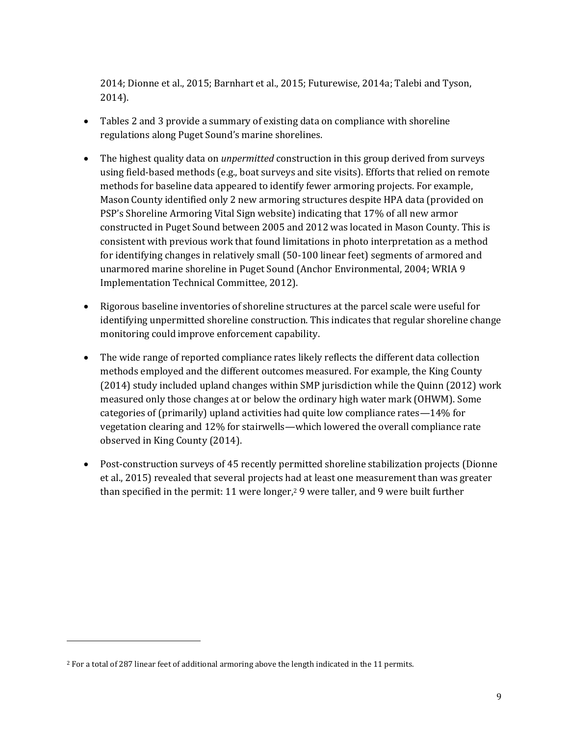2014; Dionne et al., 2015; Barnhart et al., 2015; Futurewise, 2014a; Talebi and Tyson, 2014).

- Tables 2 and 3 provide a summary of existing data on compliance with shoreline regulations along Puget Sound's marine shorelines.

- The highest quality data on *unpermitted* construction in this group derived from surveys using field-based methods (e.g., boat surveys and site visits). Efforts that relied on remote methods for baseline data appeared to identify fewer armoring projects. For example, Mason County identified only 2 new armoring structures despite HPA data (provided on PSP's Shoreline Armoring Vital Sign website) indicating that 17% of all new armor constructed in Puget Sound between 2005 and 2012 was located in Mason County. This is consistent with previous work that found limitations in photo interpretation as a method for identifying changes in relatively small (50-100 linear feet) segments of armored and unarmored marine shoreline in Puget Sound (Anchor Environmental, 2004; WRIA 9 Implementation Technical Committee, 2012).

- Rigorous baseline inventories of shoreline structures at the parcel scale were useful for identifying unpermitted shoreline construction. This indicates that regular shoreline change monitoring could improve enforcement capability.

- The wide range of reported compliance rates likely reflects the different data collection methods employed and the different outcomes measured. For example, the King County (2014) study included upland changes within SMP jurisdiction while the Quinn (2012) work measured only those changes at or below the ordinary high water mark (OHWM). Some categories of (primarily) upland activities had quite low compliance rates—14% for vegetation clearing and 12% for stairwells—which lowered the overall compliance rate observed in King County (2014).

- Post-construction surveys of 45 recently permitted shoreline stabilization projects (Dionne et al., 2015) revealed that several projects had at least one measurement than was greater than specified in the permit: 11 were longer,[2] 9 were taller, and 9 were built further

[2] For a total of 287 linear feet of additional armoring above the length indicated in the 11 permits.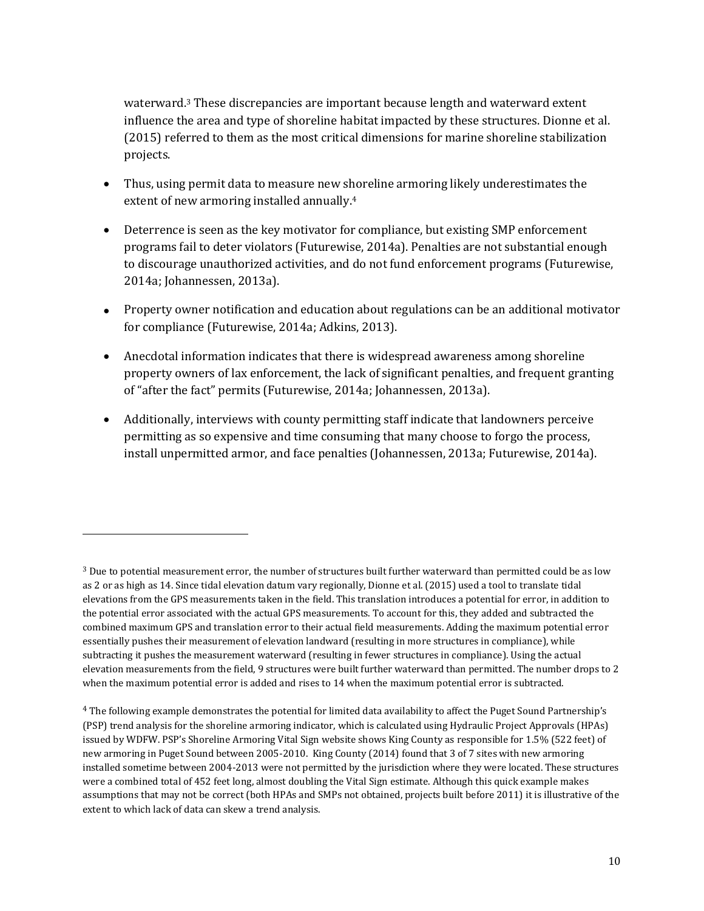waterward.[3] These discrepancies are important because length and waterward extent influence the area and type of shoreline habitat impacted by these structures. Dionne et al. (2015) referred to them as the most critical dimensions for marine shoreline stabilization projects.

- Thus, using permit data to measure new shoreline armoring likely underestimates the extent of new armoring installed annually.[4]
- Deterrence is seen as the key motivator for compliance, but existing SMP enforcement programs fail to deter violators (Futurewise, 2014a). Penalties are not substantial enough to discourage unauthorized activities, and do not fund enforcement programs (Futurewise, 2014a; Johannessen, 2013a).
- Property owner notification and education about regulations can be an additional motivator for compliance (Futurewise, 2014a; Adkins, 2013).
- Anecdotal information indicates that there is widespread awareness among shoreline property owners of lax enforcement, the lack of significant penalties, and frequent granting of "after the fact" permits (Futurewise, 2014a; Johannessen, 2013a).
- Additionally, interviews with county permitting staff indicate that landowners perceive permitting as so expensive and time consuming that many choose to forgo the process, install unpermitted armor, and face penalties (Johannessen, 2013a; Futurewise, 2014a).

---

[3] Due to potential measurement error, the number of structures built further waterward than permitted could be as low as 2 or as high as 14. Since tidal elevation datum vary regionally, Dionne et al. (2015) used a tool to translate tidal elevations from the GPS measurements taken in the field. This translation introduces a potential for error, in addition to the potential error associated with the actual GPS measurements. To account for this, they added and subtracted the combined maximum GPS and translation error to their actual field measurements. Adding the maximum potential error essentially pushes their measurement of elevation landward (resulting in more structures in compliance), while subtracting it pushes the measurement waterward (resulting in fewer structures in compliance). Using the actual elevation measurements from the field, 9 structures were built further waterward than permitted. The number drops to 2 when the maximum potential error is added and rises to 14 when the maximum potential error is subtracted.

[4] The following example demonstrates the potential for limited data availability to affect the Puget Sound Partnership's (PSP) trend analysis for the shoreline armoring indicator, which is calculated using Hydraulic Project Approvals (HPAs) issued by WDFW. PSP's Shoreline Armoring Vital Sign website shows King County as responsible for 1.5% (522 feet) of new armoring in Puget Sound between 2005-2010. King County (2014) found that 3 of 7 sites with new armoring installed sometime between 2004-2013 were not permitted by the jurisdiction where they were located. These structures were a combined total of 452 feet long, almost doubling the Vital Sign estimate. Although this quick example makes assumptions that may not be correct (both HPAs and SMPs not obtained, projects built before 2011) it is illustrative of the extent to which lack of data can skew a trend analysis.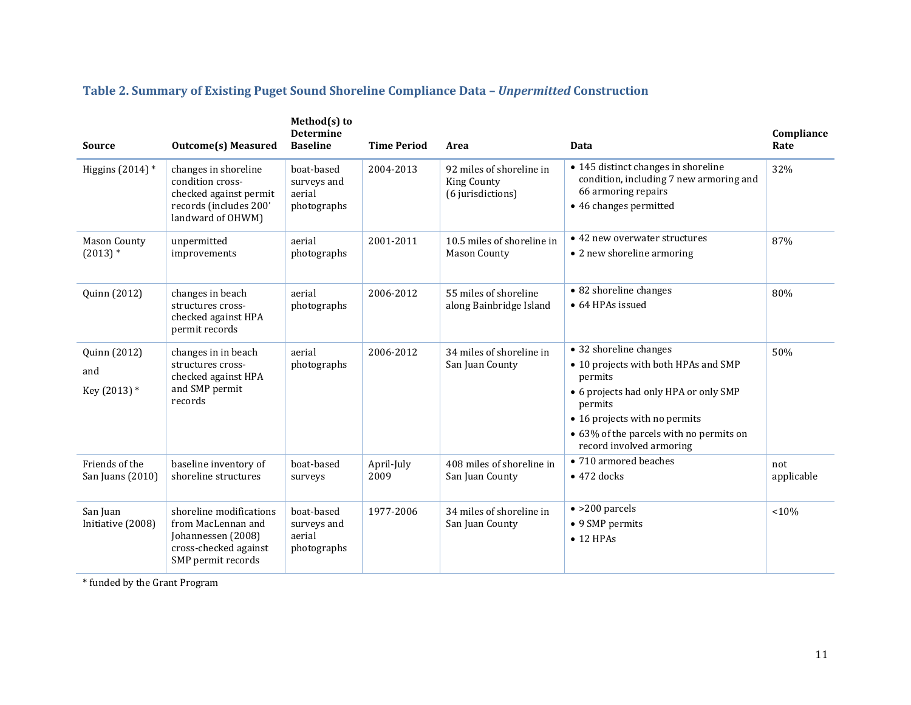### Table 2. Summary of Existing Puget Sound Shoreline Compliance Data – *Unpermitted* Construction

| Source | Outcome(s) Measured | Method(s) to Determine Baseline | Time Period | Area | Data | Compliance Rate |
|---|---|---|---|---|---|---|
| Higgins (2014) * | changes in shoreline condition cross-checked against permit records (includes 200' landward of OHWM) | boat-based surveys and aerial photographs | 2004-2013 | 92 miles of shoreline in King County (6 jurisdictions) | • 145 distinct changes in shoreline condition, including 7 new armoring and 66 armoring repairs<br>• 46 changes permitted | 32% |
| Mason County (2013) * | unpermitted improvements | aerial photographs | 2001-2011 | 10.5 miles of shoreline in Mason County | • 42 new overwater structures<br>• 2 new shoreline armoring | 87% |
| Quinn (2012) | changes in beach structures cross-checked against HPA permit records | aerial photographs | 2006-2012 | 55 miles of shoreline along Bainbridge Island | • 82 shoreline changes<br>• 64 HPAs issued | 80% |
| Quinn (2012) and Key (2013) * | changes in in beach structures cross-checked against HPA and SMP permit records | aerial photographs | 2006-2012 | 34 miles of shoreline in San Juan County | • 32 shoreline changes<br>• 10 projects with both HPAs and SMP permits<br>• 6 projects had only HPA or only SMP permits<br>• 16 projects with no permits<br>• 63% of the parcels with no permits on record involved armoring | 50% |
| Friends of the San Juans (2010) | baseline inventory of shoreline structures | boat-based surveys | April-July 2009 | 408 miles of shoreline in San Juan County | • 710 armored beaches<br>• 472 docks | not applicable |
| San Juan Initiative (2008) | shoreline modifications from MacLennan and Johannessen (2008) cross-checked against SMP permit records | boat-based surveys and aerial photographs | 1977-2006 | 34 miles of shoreline in San Juan County | • >200 parcels<br>• 9 SMP permits<br>• 12 HPAs | <10% |

* funded by the Grant Program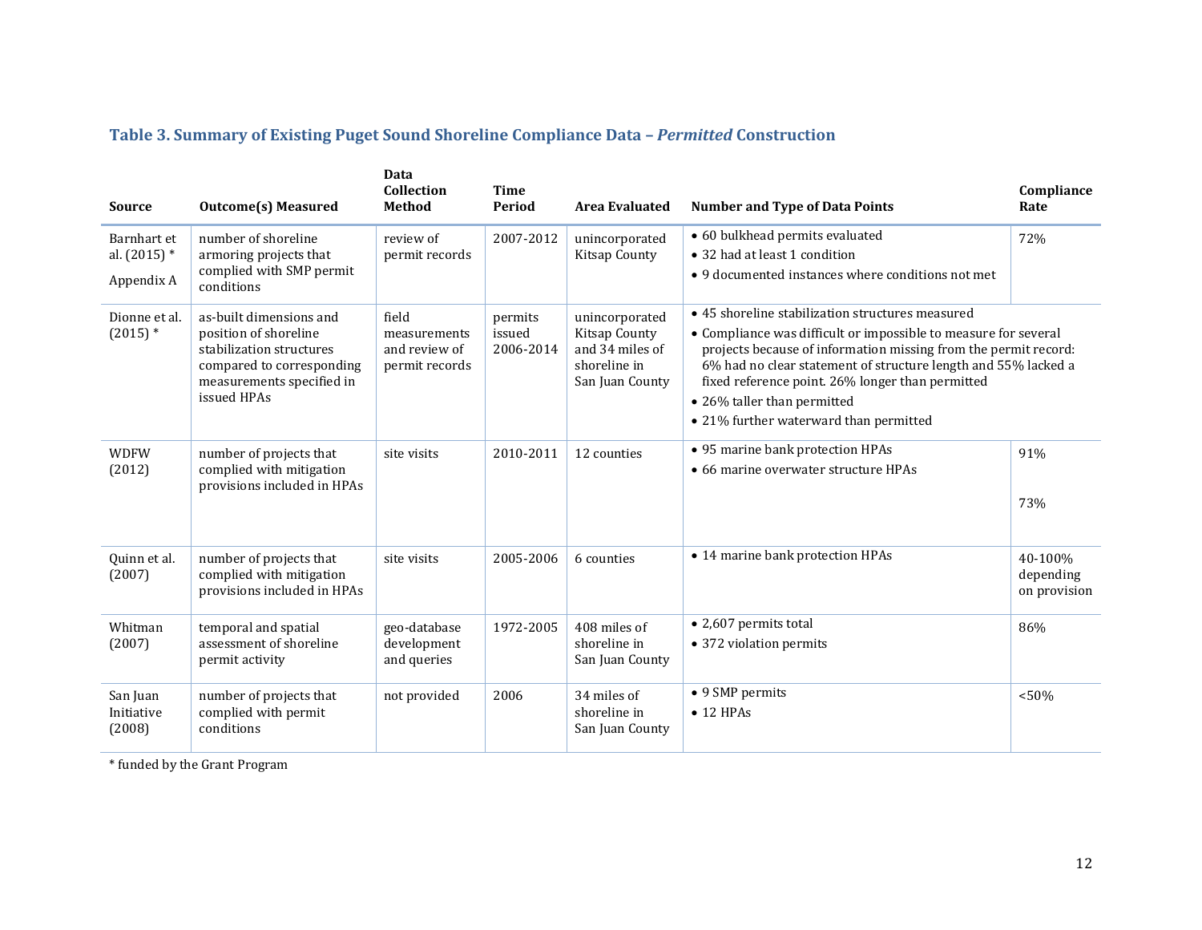### Table 3. Summary of Existing Puget Sound Shoreline Compliance Data – *Permitted* Construction

| Source | Outcome(s) Measured | Data Collection Method | Time Period | Area Evaluated | Number and Type of Data Points | Compliance Rate |
|---|---|---|---|---|---|---|
| Barnhart et al. (2015) * Appendix A | number of shoreline armoring projects that complied with SMP permit conditions | review of permit records | 2007-2012 | unincorporated Kitsap County | • 60 bulkhead permits evaluated<br>• 32 had at least 1 condition<br>• 9 documented instances where conditions not met | 72% |
| Dionne et al. (2015) * | as-built dimensions and position of shoreline stabilization structures compared to corresponding measurements specified in issued HPAs | field measurements and review of permit records | permits issued 2006-2014 | unincorporated Kitsap County and 34 miles of shoreline in San Juan County | • 45 shoreline stabilization structures measured<br>• Compliance was difficult or impossible to measure for several projects because of information missing from the permit record: 6% had no clear statement of structure length and 55% lacked a fixed reference point. 26% longer than permitted<br>• 26% taller than permitted<br>• 21% further waterward than permitted | |
| WDFW (2012) | number of projects that complied with mitigation provisions included in HPAs | site visits | 2010-2011 | 12 counties | • 95 marine bank protection HPAs<br>• 66 marine overwater structure HPAs | 91%<br>73% |
| Quinn et al. (2007) | number of projects that complied with mitigation provisions included in HPAs | site visits | 2005-2006 | 6 counties | • 14 marine bank protection HPAs | 40-100% depending on provision |
| Whitman (2007) | temporal and spatial assessment of shoreline permit activity | geo-database development and queries | 1972-2005 | 408 miles of shoreline in San Juan County | • 2,607 permits total<br>• 372 violation permits | 86% |
| San Juan Initiative (2008) | number of projects that complied with permit conditions | not provided | 2006 | 34 miles of shoreline in San Juan County | • 9 SMP permits<br>• 12 HPAs | <50% |

* funded by the Grant Program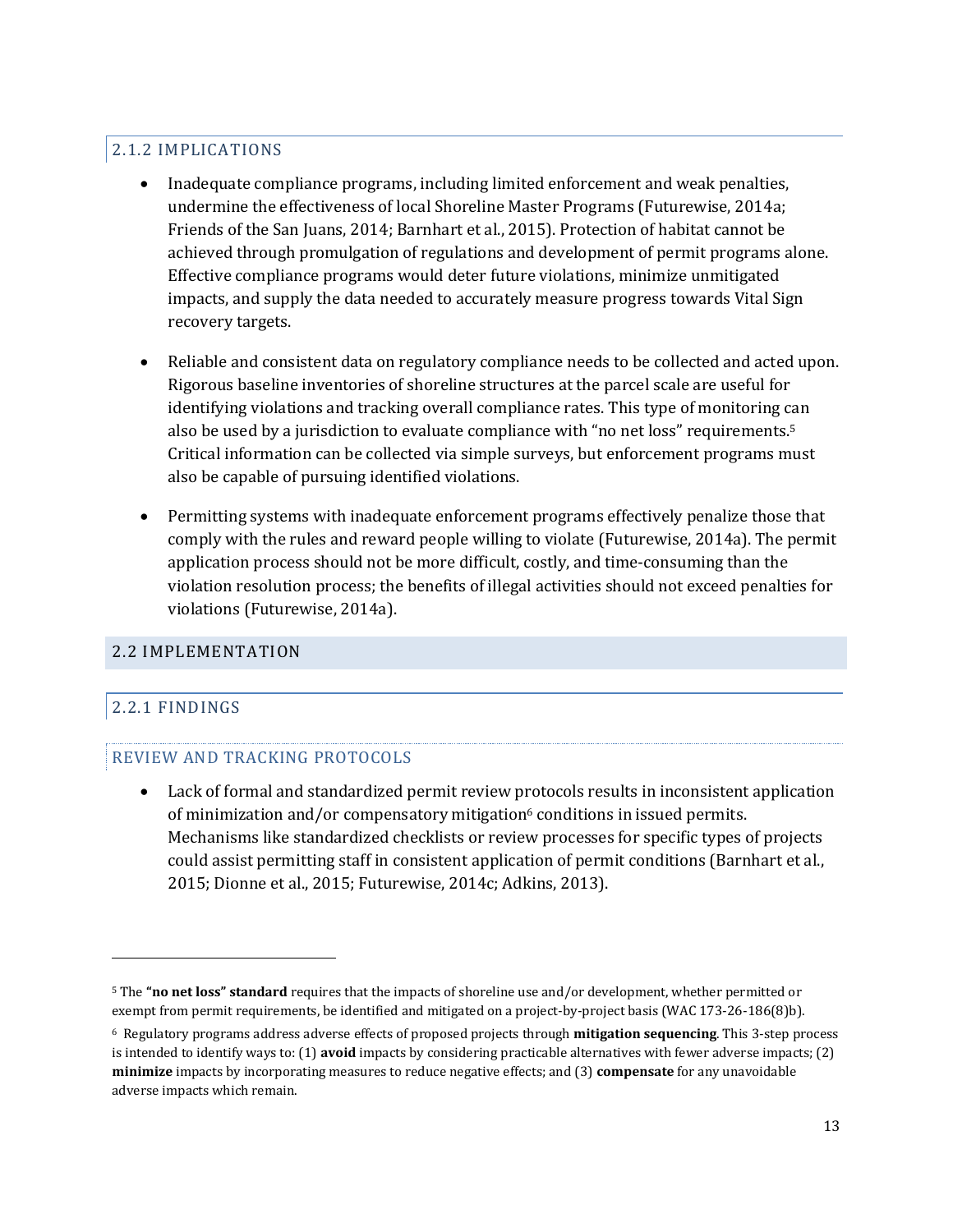### 2.1.2 IMPLICATIONS

- Inadequate compliance programs, including limited enforcement and weak penalties, undermine the effectiveness of local Shoreline Master Programs (Futurewise, 2014a; Friends of the San Juans, 2014; Barnhart et al., 2015). Protection of habitat cannot be achieved through promulgation of regulations and development of permit programs alone. Effective compliance programs would deter future violations, minimize unmitigated impacts, and supply the data needed to accurately measure progress towards Vital Sign recovery targets.

- Reliable and consistent data on regulatory compliance needs to be collected and acted upon. Rigorous baseline inventories of shoreline structures at the parcel scale are useful for identifying violations and tracking overall compliance rates. This type of monitoring can also be used by a jurisdiction to evaluate compliance with "no net loss" requirements.[5] Critical information can be collected via simple surveys, but enforcement programs must also be capable of pursuing identified violations.

- Permitting systems with inadequate enforcement programs effectively penalize those that comply with the rules and reward people willing to violate (Futurewise, 2014a). The permit application process should not be more difficult, costly, and time-consuming than the violation resolution process; the benefits of illegal activities should not exceed penalties for violations (Futurewise, 2014a).

## 2.2 IMPLEMENTATION

### 2.2.1 FINDINGS

#### REVIEW AND TRACKING PROTOCOLS

- Lack of formal and standardized permit review protocols results in inconsistent application of minimization and/or compensatory mitigation[6] conditions in issued permits. Mechanisms like standardized checklists or review processes for specific types of projects could assist permitting staff in consistent application of permit conditions (Barnhart et al., 2015; Dionne et al., 2015; Futurewise, 2014c; Adkins, 2013).

---

[5] The **"no net loss" standard** requires that the impacts of shoreline use and/or development, whether permitted or exempt from permit requirements, be identified and mitigated on a project-by-project basis (WAC 173-26-186(8)b).

[6] Regulatory programs address adverse effects of proposed projects through **mitigation sequencing**. This 3-step process is intended to identify ways to: (1) **avoid** impacts by considering practicable alternatives with fewer adverse impacts; (2) **minimize** impacts by incorporating measures to reduce negative effects; and (3) **compensate** for any unavoidable adverse impacts which remain.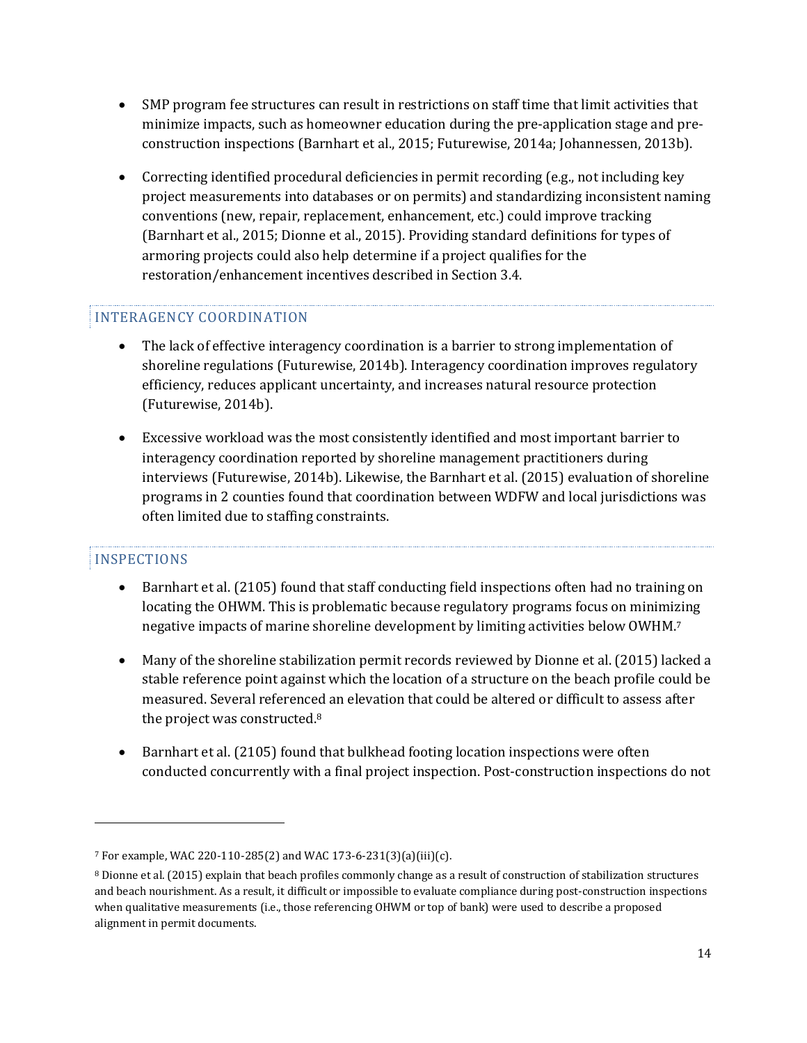- SMP program fee structures can result in restrictions on staff time that limit activities that minimize impacts, such as homeowner education during the pre-application stage and pre-construction inspections (Barnhart et al., 2015; Futurewise, 2014a; Johannessen, 2013b).

- Correcting identified procedural deficiencies in permit recording (e.g., not including key project measurements into databases or on permits) and standardizing inconsistent naming conventions (new, repair, replacement, enhancement, etc.) could improve tracking (Barnhart et al., 2015; Dionne et al., 2015). Providing standard definitions for types of armoring projects could also help determine if a project qualifies for the restoration/enhancement incentives described in Section 3.4.

### INTERAGENCY COORDINATION

- The lack of effective interagency coordination is a barrier to strong implementation of shoreline regulations (Futurewise, 2014b). Interagency coordination improves regulatory efficiency, reduces applicant uncertainty, and increases natural resource protection (Futurewise, 2014b).

- Excessive workload was the most consistently identified and most important barrier to interagency coordination reported by shoreline management practitioners during interviews (Futurewise, 2014b). Likewise, the Barnhart et al. (2015) evaluation of shoreline programs in 2 counties found that coordination between WDFW and local jurisdictions was often limited due to staffing constraints.

### INSPECTIONS

- Barnhart et al. (2105) found that staff conducting field inspections often had no training on locating the OHWM. This is problematic because regulatory programs focus on minimizing negative impacts of marine shoreline development by limiting activities below OWHM.[7]

- Many of the shoreline stabilization permit records reviewed by Dionne et al. (2015) lacked a stable reference point against which the location of a structure on the beach profile could be measured. Several referenced an elevation that could be altered or difficult to assess after the project was constructed.[8]

- Barnhart et al. (2105) found that bulkhead footing location inspections were often conducted concurrently with a final project inspection. Post-construction inspections do not

---

[7] For example, WAC 220-110-285(2) and WAC 173-6-231(3)(a)(iii)(c).

[8] Dionne et al. (2015) explain that beach profiles commonly change as a result of construction of stabilization structures and beach nourishment. As a result, it difficult or impossible to evaluate compliance during post-construction inspections when qualitative measurements (i.e., those referencing OHWM or top of bank) were used to describe a proposed alignment in permit documents.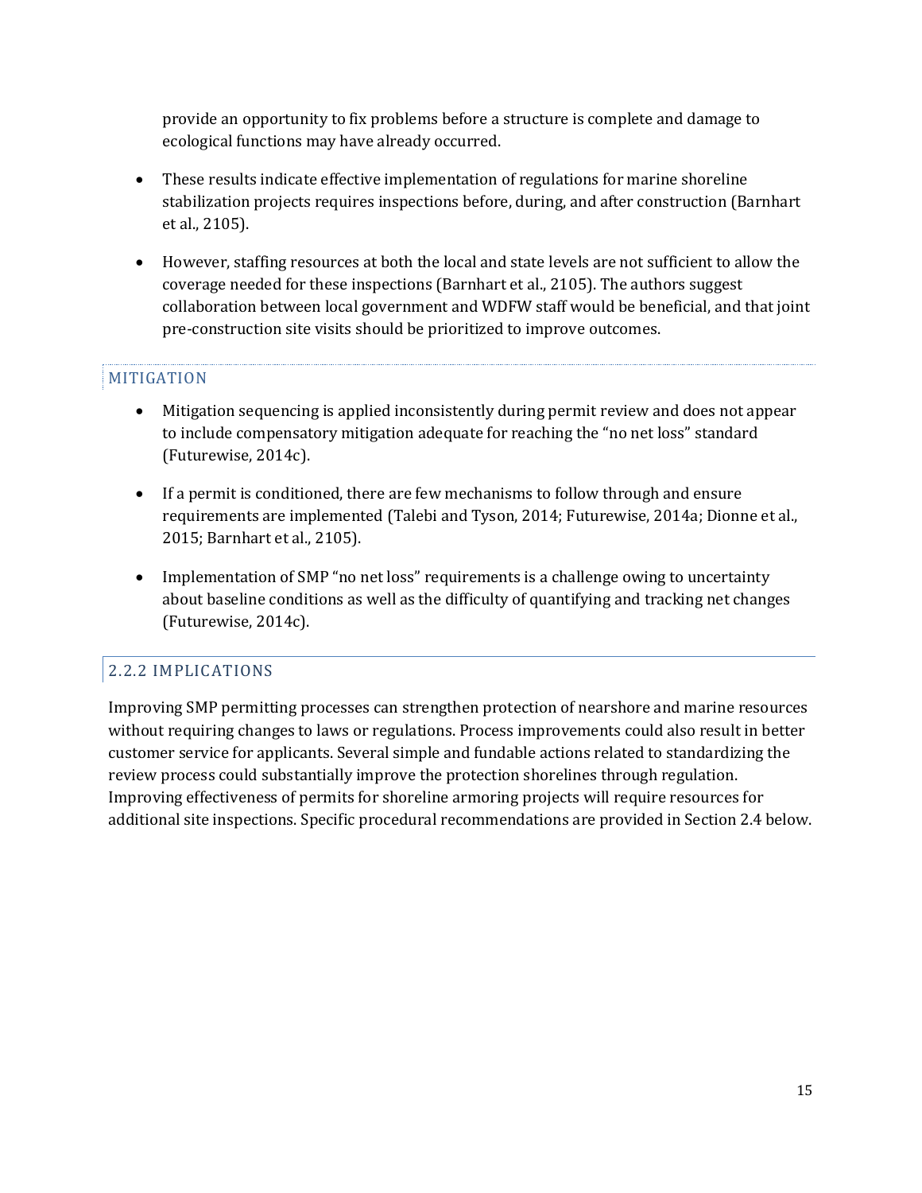provide an opportunity to fix problems before a structure is complete and damage to ecological functions may have already occurred.

- These results indicate effective implementation of regulations for marine shoreline stabilization projects requires inspections before, during, and after construction (Barnhart et al., 2105).
- However, staffing resources at both the local and state levels are not sufficient to allow the coverage needed for these inspections (Barnhart et al., 2105). The authors suggest collaboration between local government and WDFW staff would be beneficial, and that joint pre-construction site visits should be prioritized to improve outcomes.

#### MITIGATION

- Mitigation sequencing is applied inconsistently during permit review and does not appear to include compensatory mitigation adequate for reaching the "no net loss" standard (Futurewise, 2014c).
- If a permit is conditioned, there are few mechanisms to follow through and ensure requirements are implemented (Talebi and Tyson, 2014; Futurewise, 2014a; Dionne et al., 2015; Barnhart et al., 2105).
- Implementation of SMP "no net loss" requirements is a challenge owing to uncertainty about baseline conditions as well as the difficulty of quantifying and tracking net changes (Futurewise, 2014c).

### 2.2.2 IMPLICATIONS

Improving SMP permitting processes can strengthen protection of nearshore and marine resources without requiring changes to laws or regulations. Process improvements could also result in better customer service for applicants. Several simple and fundable actions related to standardizing the review process could substantially improve the protection shorelines through regulation. Improving effectiveness of permits for shoreline armoring projects will require resources for additional site inspections. Specific procedural recommendations are provided in Section 2.4 below.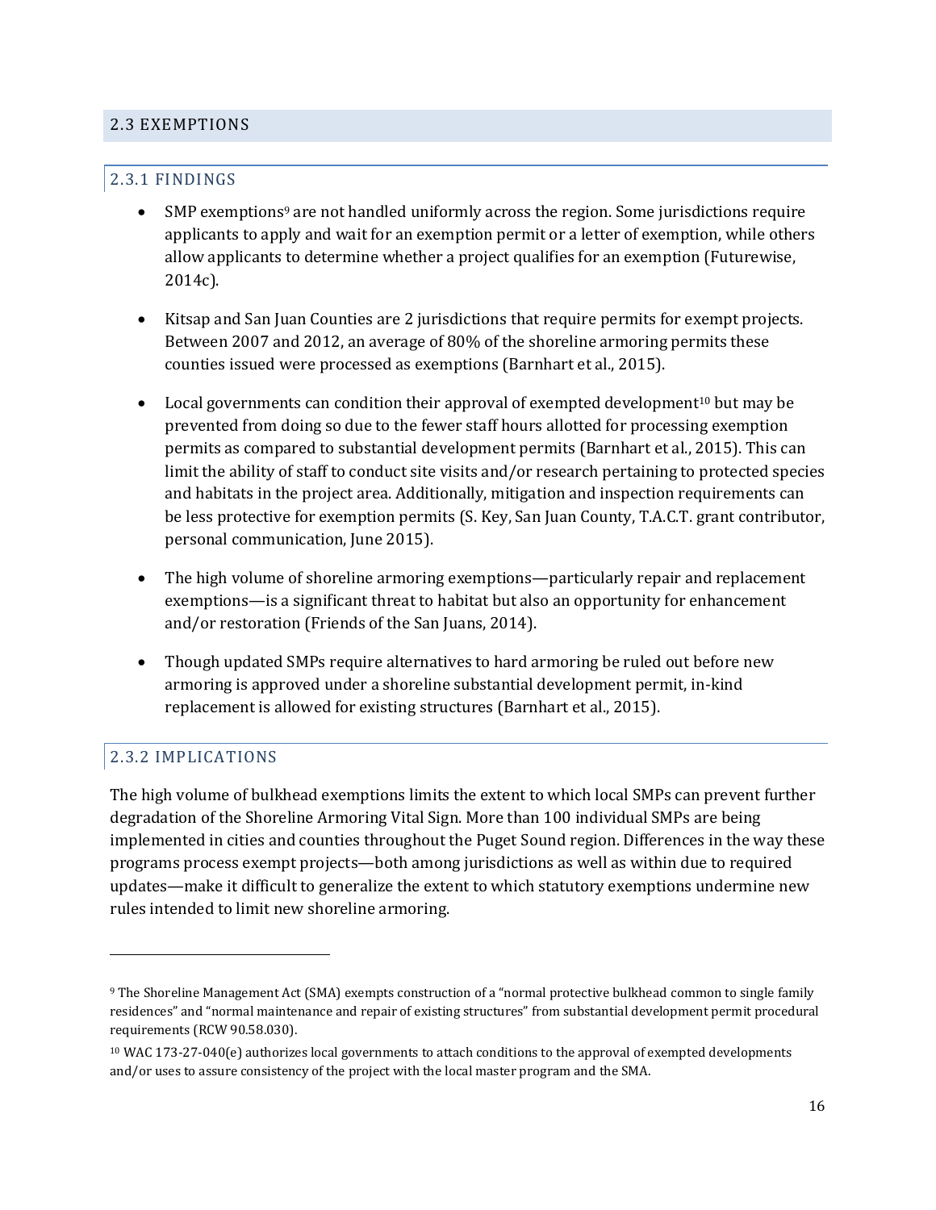## 2.3 EXEMPTIONS

### 2.3.1 FINDINGS

- SMP exemptions[9] are not handled uniformly across the region. Some jurisdictions require applicants to apply and wait for an exemption permit or a letter of exemption, while others allow applicants to determine whether a project qualifies for an exemption (Futurewise, 2014c).

- Kitsap and San Juan Counties are 2 jurisdictions that require permits for exempt projects. Between 2007 and 2012, an average of 80% of the shoreline armoring permits these counties issued were processed as exemptions (Barnhart et al., 2015).

- Local governments can condition their approval of exempted development[10] but may be prevented from doing so due to the fewer staff hours allotted for processing exemption permits as compared to substantial development permits (Barnhart et al., 2015). This can limit the ability of staff to conduct site visits and/or research pertaining to protected species and habitats in the project area. Additionally, mitigation and inspection requirements can be less protective for exemption permits (S. Key, San Juan County, T.A.C.T. grant contributor, personal communication, June 2015).

- The high volume of shoreline armoring exemptions—particularly repair and replacement exemptions—is a significant threat to habitat but also an opportunity for enhancement and/or restoration (Friends of the San Juans, 2014).

- Though updated SMPs require alternatives to hard armoring be ruled out before new armoring is approved under a shoreline substantial development permit, in-kind replacement is allowed for existing structures (Barnhart et al., 2015).

### 2.3.2 IMPLICATIONS

The high volume of bulkhead exemptions limits the extent to which local SMPs can prevent further degradation of the Shoreline Armoring Vital Sign. More than 100 individual SMPs are being implemented in cities and counties throughout the Puget Sound region. Differences in the way these programs process exempt projects—both among jurisdictions as well as within due to required updates—make it difficult to generalize the extent to which statutory exemptions undermine new rules intended to limit new shoreline armoring.

---

[9] The Shoreline Management Act (SMA) exempts construction of a "normal protective bulkhead common to single family residences" and "normal maintenance and repair of existing structures" from substantial development permit procedural requirements (RCW 90.58.030).

[10] WAC 173-27-040(e) authorizes local governments to attach conditions to the approval of exempted developments and/or uses to assure consistency of the project with the local master program and the SMA.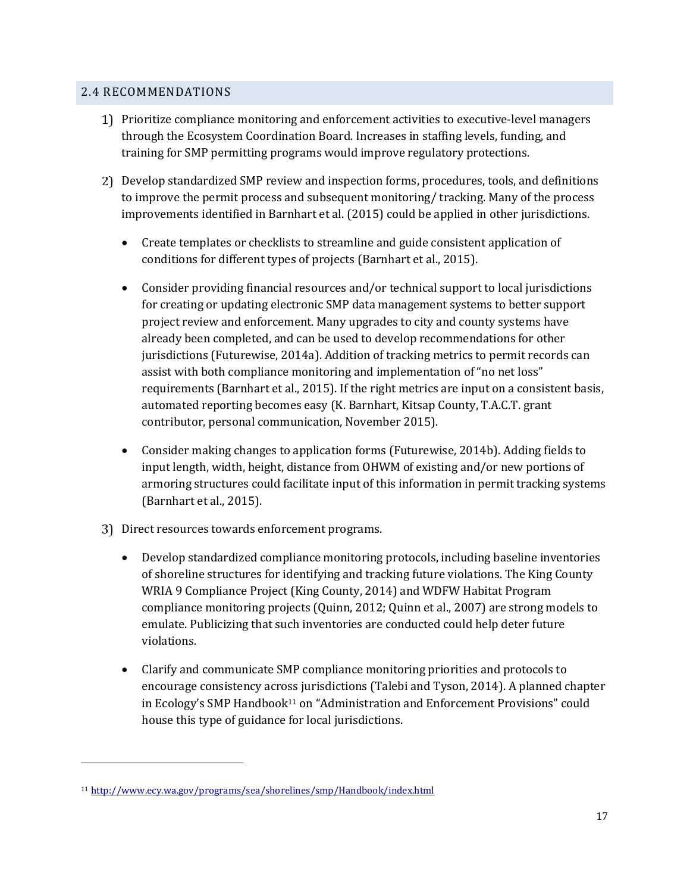## 2.4 RECOMMENDATIONS

1) Prioritize compliance monitoring and enforcement activities to executive-level managers through the Ecosystem Coordination Board. Increases in staffing levels, funding, and training for SMP permitting programs would improve regulatory protections.

2) Develop standardized SMP review and inspection forms, procedures, tools, and definitions to improve the permit process and subsequent monitoring/ tracking. Many of the process improvements identified in Barnhart et al. (2015) could be applied in other jurisdictions.

   - Create templates or checklists to streamline and guide consistent application of conditions for different types of projects (Barnhart et al., 2015).

   - Consider providing financial resources and/or technical support to local jurisdictions for creating or updating electronic SMP data management systems to better support project review and enforcement. Many upgrades to city and county systems have already been completed, and can be used to develop recommendations for other jurisdictions (Futurewise, 2014a). Addition of tracking metrics to permit records can assist with both compliance monitoring and implementation of "no net loss" requirements (Barnhart et al., 2015). If the right metrics are input on a consistent basis, automated reporting becomes easy (K. Barnhart, Kitsap County, T.A.C.T. grant contributor, personal communication, November 2015).

   - Consider making changes to application forms (Futurewise, 2014b). Adding fields to input length, width, height, distance from OHWM of existing and/or new portions of armoring structures could facilitate input of this information in permit tracking systems (Barnhart et al., 2015).

3) Direct resources towards enforcement programs.

   - Develop standardized compliance monitoring protocols, including baseline inventories of shoreline structures for identifying and tracking future violations. The King County WRIA 9 Compliance Project (King County, 2014) and WDFW Habitat Program compliance monitoring projects (Quinn, 2012; Quinn et al., 2007) are strong models to emulate. Publicizing that such inventories are conducted could help deter future violations.

   - Clarify and communicate SMP compliance monitoring priorities and protocols to encourage consistency across jurisdictions (Talebi and Tyson, 2014). A planned chapter in Ecology's SMP Handbook[11] on "Administration and Enforcement Provisions" could house this type of guidance for local jurisdictions.

---

[11] http://www.ecy.wa.gov/programs/sea/shorelines/smp/Handbook/index.html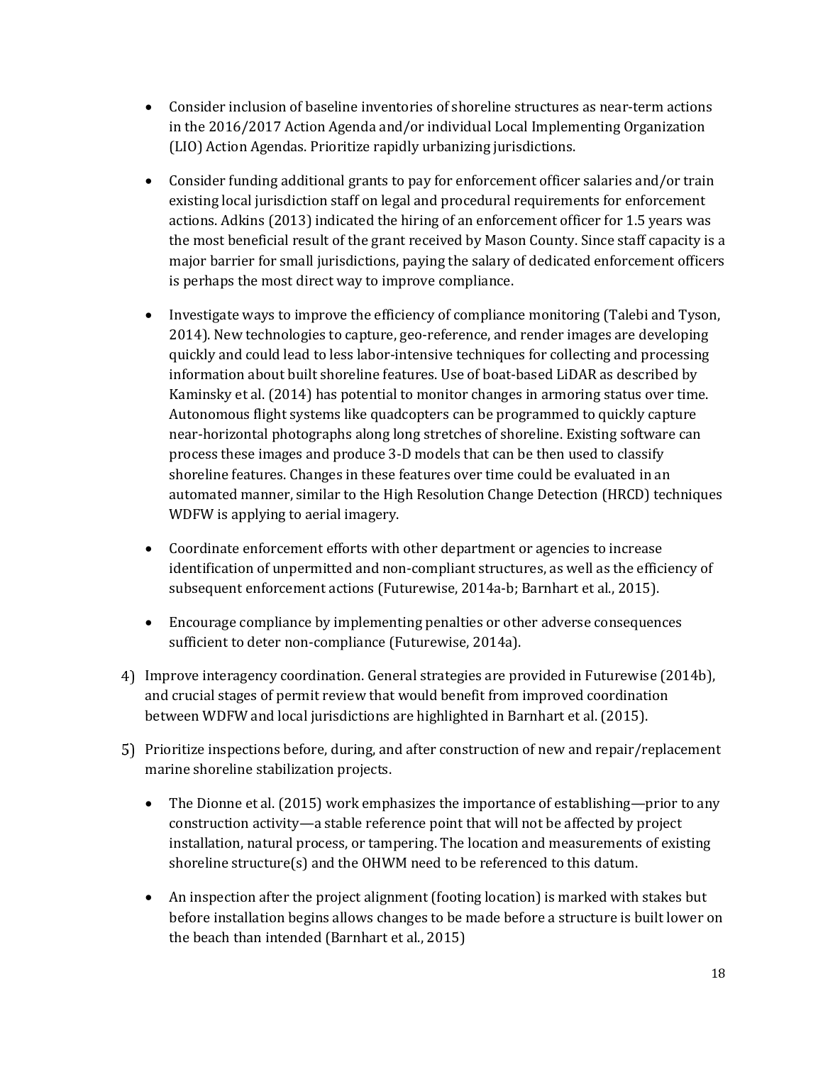- Consider inclusion of baseline inventories of shoreline structures as near-term actions in the 2016/2017 Action Agenda and/or individual Local Implementing Organization (LIO) Action Agendas. Prioritize rapidly urbanizing jurisdictions.

- Consider funding additional grants to pay for enforcement officer salaries and/or train existing local jurisdiction staff on legal and procedural requirements for enforcement actions. Adkins (2013) indicated the hiring of an enforcement officer for 1.5 years was the most beneficial result of the grant received by Mason County. Since staff capacity is a major barrier for small jurisdictions, paying the salary of dedicated enforcement officers is perhaps the most direct way to improve compliance.

- Investigate ways to improve the efficiency of compliance monitoring (Talebi and Tyson, 2014). New technologies to capture, geo-reference, and render images are developing quickly and could lead to less labor-intensive techniques for collecting and processing information about built shoreline features. Use of boat-based LiDAR as described by Kaminsky et al. (2014) has potential to monitor changes in armoring status over time. Autonomous flight systems like quadcopters can be programmed to quickly capture near-horizontal photographs along long stretches of shoreline. Existing software can process these images and produce 3-D models that can be then used to classify shoreline features. Changes in these features over time could be evaluated in an automated manner, similar to the High Resolution Change Detection (HRCD) techniques WDFW is applying to aerial imagery.

- Coordinate enforcement efforts with other department or agencies to increase identification of unpermitted and non-compliant structures, as well as the efficiency of subsequent enforcement actions (Futurewise, 2014a-b; Barnhart et al., 2015).

- Encourage compliance by implementing penalties or other adverse consequences sufficient to deter non-compliance (Futurewise, 2014a).

4) Improve interagency coordination. General strategies are provided in Futurewise (2014b), and crucial stages of permit review that would benefit from improved coordination between WDFW and local jurisdictions are highlighted in Barnhart et al. (2015).

5) Prioritize inspections before, during, and after construction of new and repair/replacement marine shoreline stabilization projects.

   - The Dionne et al. (2015) work emphasizes the importance of establishing—prior to any construction activity—a stable reference point that will not be affected by project installation, natural process, or tampering. The location and measurements of existing shoreline structure(s) and the OHWM need to be referenced to this datum.

   - An inspection after the project alignment (footing location) is marked with stakes but before installation begins allows changes to be made before a structure is built lower on the beach than intended (Barnhart et al., 2015)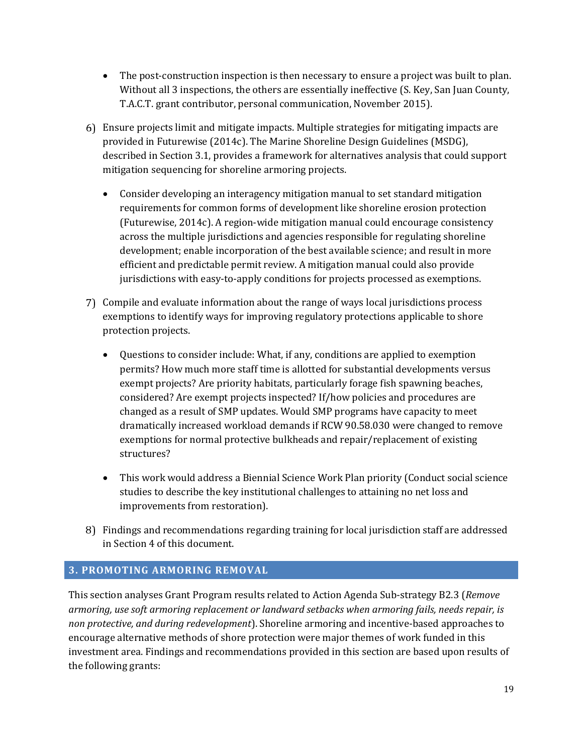- The post-construction inspection is then necessary to ensure a project was built to plan. Without all 3 inspections, the others are essentially ineffective (S. Key, San Juan County, T.A.C.T. grant contributor, personal communication, November 2015).

6) Ensure projects limit and mitigate impacts. Multiple strategies for mitigating impacts are provided in Futurewise (2014c). The Marine Shoreline Design Guidelines (MSDG), described in Section 3.1, provides a framework for alternatives analysis that could support mitigation sequencing for shoreline armoring projects.

   - Consider developing an interagency mitigation manual to set standard mitigation requirements for common forms of development like shoreline erosion protection (Futurewise, 2014c). A region-wide mitigation manual could encourage consistency across the multiple jurisdictions and agencies responsible for regulating shoreline development; enable incorporation of the best available science; and result in more efficient and predictable permit review. A mitigation manual could also provide jurisdictions with easy-to-apply conditions for projects processed as exemptions.

7) Compile and evaluate information about the range of ways local jurisdictions process exemptions to identify ways for improving regulatory protections applicable to shore protection projects.

   - Questions to consider include: What, if any, conditions are applied to exemption permits? How much more staff time is allotted for substantial developments versus exempt projects? Are priority habitats, particularly forage fish spawning beaches, considered? Are exempt projects inspected? If/how policies and procedures are changed as a result of SMP updates. Would SMP programs have capacity to meet dramatically increased workload demands if RCW 90.58.030 were changed to remove exemptions for normal protective bulkheads and repair/replacement of existing structures?
   - This work would address a Biennial Science Work Plan priority (Conduct social science studies to describe the key institutional challenges to attaining no net loss and improvements from restoration).

8) Findings and recommendations regarding training for local jurisdiction staff are addressed in Section 4 of this document.

## 3. PROMOTING ARMORING REMOVAL

This section analyses Grant Program results related to Action Agenda Sub-strategy B2.3 (*Remove armoring, use soft armoring replacement or landward setbacks when armoring fails, needs repair, is non protective, and during redevelopment*). Shoreline armoring and incentive-based approaches to encourage alternative methods of shore protection were major themes of work funded in this investment area. Findings and recommendations provided in this section are based upon results of the following grants: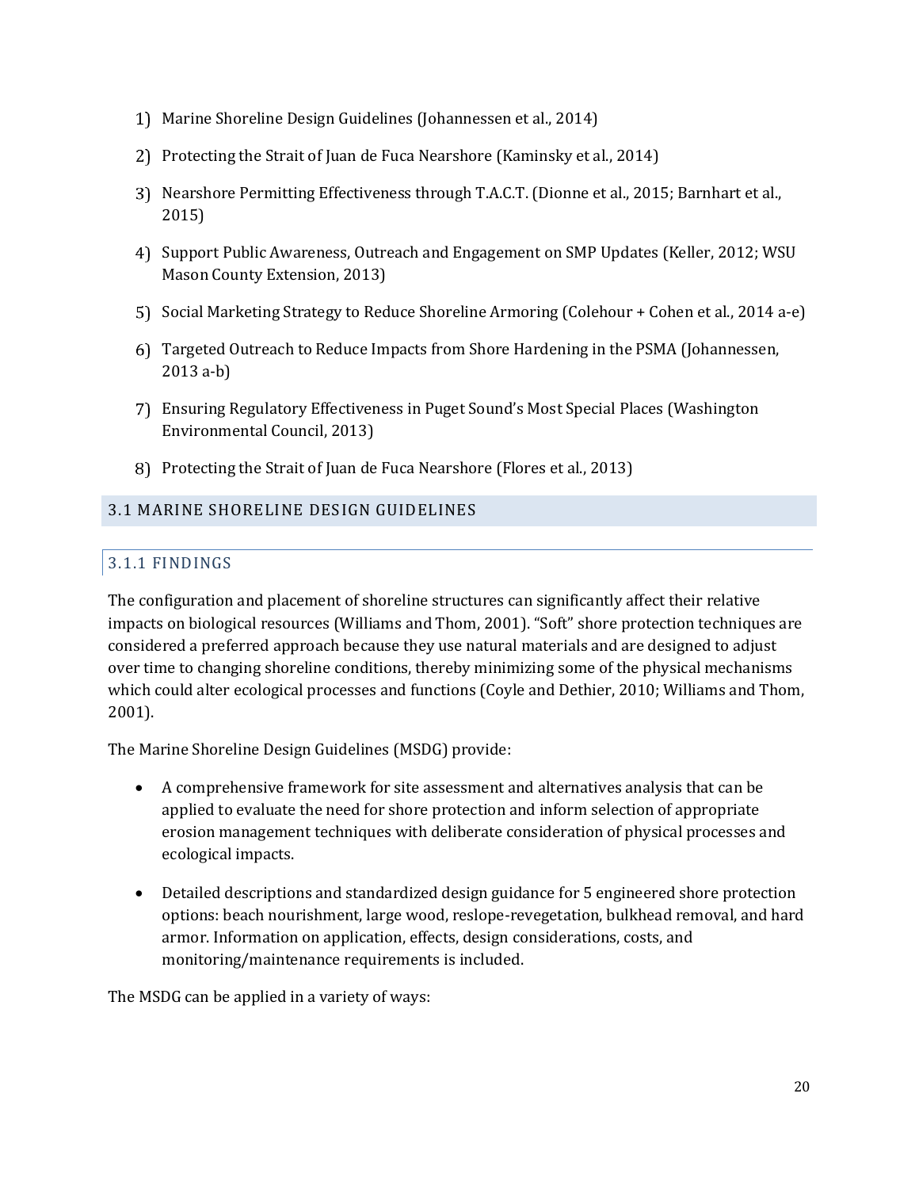1) Marine Shoreline Design Guidelines (Johannessen et al., 2014)

2) Protecting the Strait of Juan de Fuca Nearshore (Kaminsky et al., 2014)

3) Nearshore Permitting Effectiveness through T.A.C.T. (Dionne et al., 2015; Barnhart et al., 2015)

4) Support Public Awareness, Outreach and Engagement on SMP Updates (Keller, 2012; WSU Mason County Extension, 2013)

5) Social Marketing Strategy to Reduce Shoreline Armoring (Colehour + Cohen et al., 2014 a-e)

6) Targeted Outreach to Reduce Impacts from Shore Hardening in the PSMA (Johannessen, 2013 a-b)

7) Ensuring Regulatory Effectiveness in Puget Sound's Most Special Places (Washington Environmental Council, 2013)

8) Protecting the Strait of Juan de Fuca Nearshore (Flores et al., 2013)

## 3.1 MARINE SHORELINE DESIGN GUIDELINES

### 3.1.1 FINDINGS

The configuration and placement of shoreline structures can significantly affect their relative impacts on biological resources (Williams and Thom, 2001). "Soft" shore protection techniques are considered a preferred approach because they use natural materials and are designed to adjust over time to changing shoreline conditions, thereby minimizing some of the physical mechanisms which could alter ecological processes and functions (Coyle and Dethier, 2010; Williams and Thom, 2001).

The Marine Shoreline Design Guidelines (MSDG) provide:

- A comprehensive framework for site assessment and alternatives analysis that can be applied to evaluate the need for shore protection and inform selection of appropriate erosion management techniques with deliberate consideration of physical processes and ecological impacts.

- Detailed descriptions and standardized design guidance for 5 engineered shore protection options: beach nourishment, large wood, reslope-revegetation, bulkhead removal, and hard armor. Information on application, effects, design considerations, costs, and monitoring/maintenance requirements is included.

The MSDG can be applied in a variety of ways: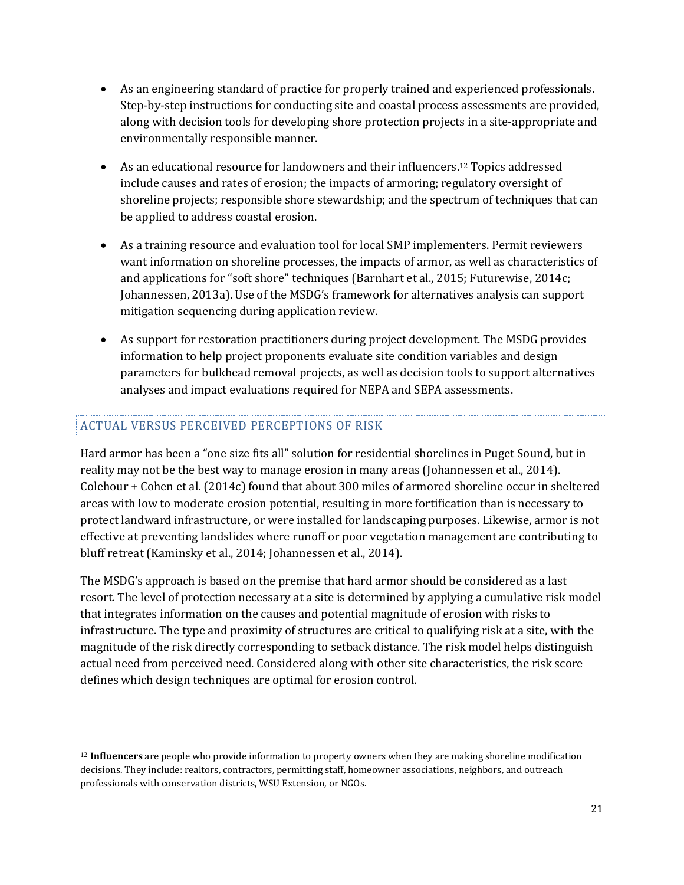- As an engineering standard of practice for properly trained and experienced professionals. Step-by-step instructions for conducting site and coastal process assessments are provided, along with decision tools for developing shore protection projects in a site-appropriate and environmentally responsible manner.

- As an educational resource for landowners and their influencers.[12] Topics addressed include causes and rates of erosion; the impacts of armoring; regulatory oversight of shoreline projects; responsible shore stewardship; and the spectrum of techniques that can be applied to address coastal erosion.

- As a training resource and evaluation tool for local SMP implementers. Permit reviewers want information on shoreline processes, the impacts of armor, as well as characteristics of and applications for "soft shore" techniques (Barnhart et al., 2015; Futurewise, 2014c; Johannessen, 2013a). Use of the MSDG's framework for alternatives analysis can support mitigation sequencing during application review.

- As support for restoration practitioners during project development. The MSDG provides information to help project proponents evaluate site condition variables and design parameters for bulkhead removal projects, as well as decision tools to support alternatives analyses and impact evaluations required for NEPA and SEPA assessments.

## ACTUAL VERSUS PERCEIVED PERCEPTIONS OF RISK

Hard armor has been a "one size fits all" solution for residential shorelines in Puget Sound, but in reality may not be the best way to manage erosion in many areas (Johannessen et al., 2014). Colehour + Cohen et al. (2014c) found that about 300 miles of armored shoreline occur in sheltered areas with low to moderate erosion potential, resulting in more fortification than is necessary to protect landward infrastructure, or were installed for landscaping purposes. Likewise, armor is not effective at preventing landslides where runoff or poor vegetation management are contributing to bluff retreat (Kaminsky et al., 2014; Johannessen et al., 2014).

The MSDG's approach is based on the premise that hard armor should be considered as a last resort. The level of protection necessary at a site is determined by applying a cumulative risk model that integrates information on the causes and potential magnitude of erosion with risks to infrastructure. The type and proximity of structures are critical to qualifying risk at a site, with the magnitude of the risk directly corresponding to setback distance. The risk model helps distinguish actual need from perceived need. Considered along with other site characteristics, the risk score defines which design techniques are optimal for erosion control.

---

[12] **Influencers** are people who provide information to property owners when they are making shoreline modification decisions. They include: realtors, contractors, permitting staff, homeowner associations, neighbors, and outreach professionals with conservation districts, WSU Extension, or NGOs.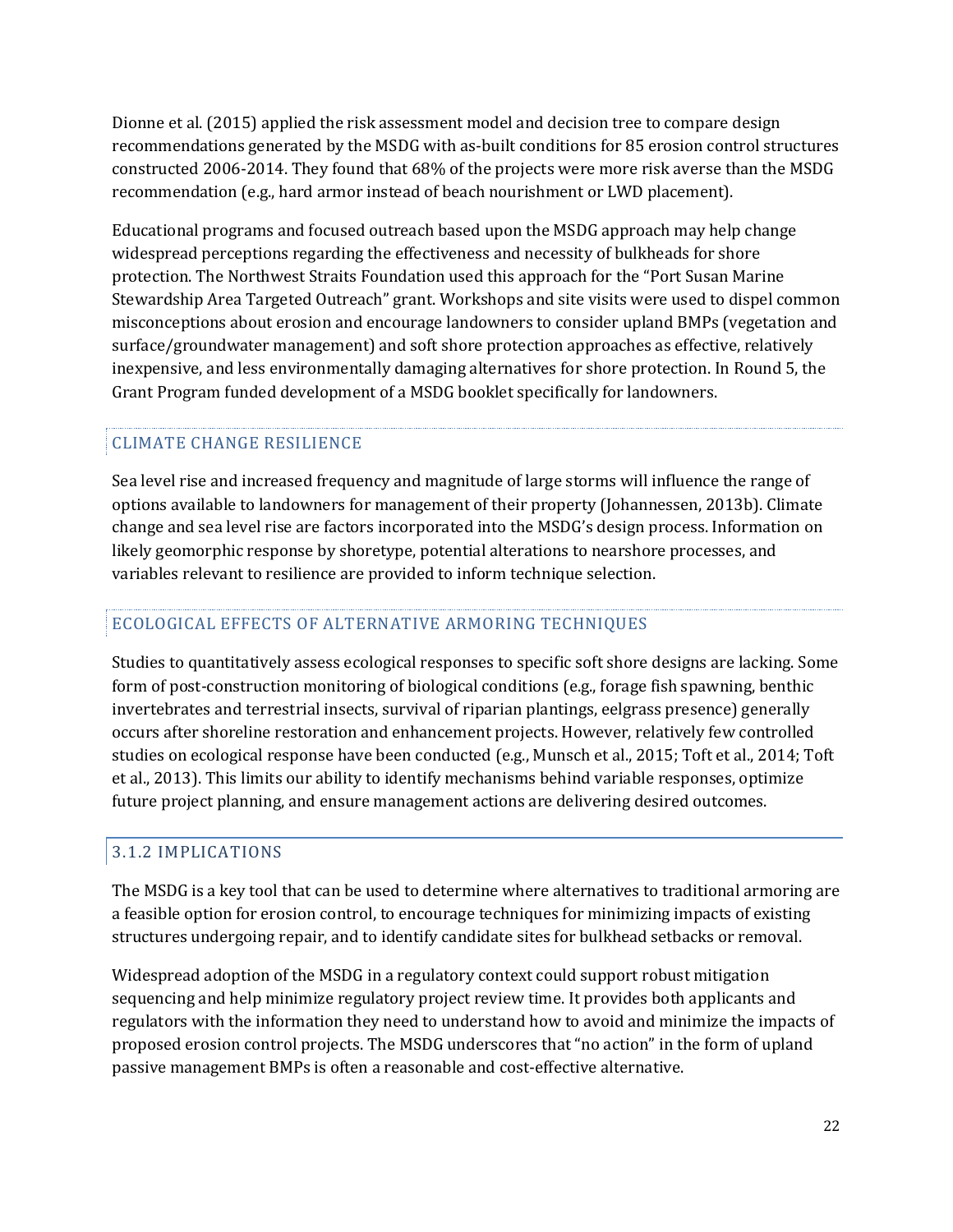Dionne et al. (2015) applied the risk assessment model and decision tree to compare design recommendations generated by the MSDG with as-built conditions for 85 erosion control structures constructed 2006-2014. They found that 68% of the projects were more risk averse than the MSDG recommendation (e.g., hard armor instead of beach nourishment or LWD placement).

Educational programs and focused outreach based upon the MSDG approach may help change widespread perceptions regarding the effectiveness and necessity of bulkheads for shore protection. The Northwest Straits Foundation used this approach for the "Port Susan Marine Stewardship Area Targeted Outreach" grant. Workshops and site visits were used to dispel common misconceptions about erosion and encourage landowners to consider upland BMPs (vegetation and surface/groundwater management) and soft shore protection approaches as effective, relatively inexpensive, and less environmentally damaging alternatives for shore protection. In Round 5, the Grant Program funded development of a MSDG booklet specifically for landowners.

#### CLIMATE CHANGE RESILIENCE

Sea level rise and increased frequency and magnitude of large storms will influence the range of options available to landowners for management of their property (Johannessen, 2013b). Climate change and sea level rise are factors incorporated into the MSDG's design process. Information on likely geomorphic response by shoretype, potential alterations to nearshore processes, and variables relevant to resilience are provided to inform technique selection.

#### ECOLOGICAL EFFECTS OF ALTERNATIVE ARMORING TECHNIQUES

Studies to quantitatively assess ecological responses to specific soft shore designs are lacking. Some form of post-construction monitoring of biological conditions (e.g., forage fish spawning, benthic invertebrates and terrestrial insects, survival of riparian plantings, eelgrass presence) generally occurs after shoreline restoration and enhancement projects. However, relatively few controlled studies on ecological response have been conducted (e.g., Munsch et al., 2015; Toft et al., 2014; Toft et al., 2013). This limits our ability to identify mechanisms behind variable responses, optimize future project planning, and ensure management actions are delivering desired outcomes.

### 3.1.2 IMPLICATIONS

The MSDG is a key tool that can be used to determine where alternatives to traditional armoring are a feasible option for erosion control, to encourage techniques for minimizing impacts of existing structures undergoing repair, and to identify candidate sites for bulkhead setbacks or removal.

Widespread adoption of the MSDG in a regulatory context could support robust mitigation sequencing and help minimize regulatory project review time. It provides both applicants and regulators with the information they need to understand how to avoid and minimize the impacts of proposed erosion control projects. The MSDG underscores that "no action" in the form of upland passive management BMPs is often a reasonable and cost-effective alternative.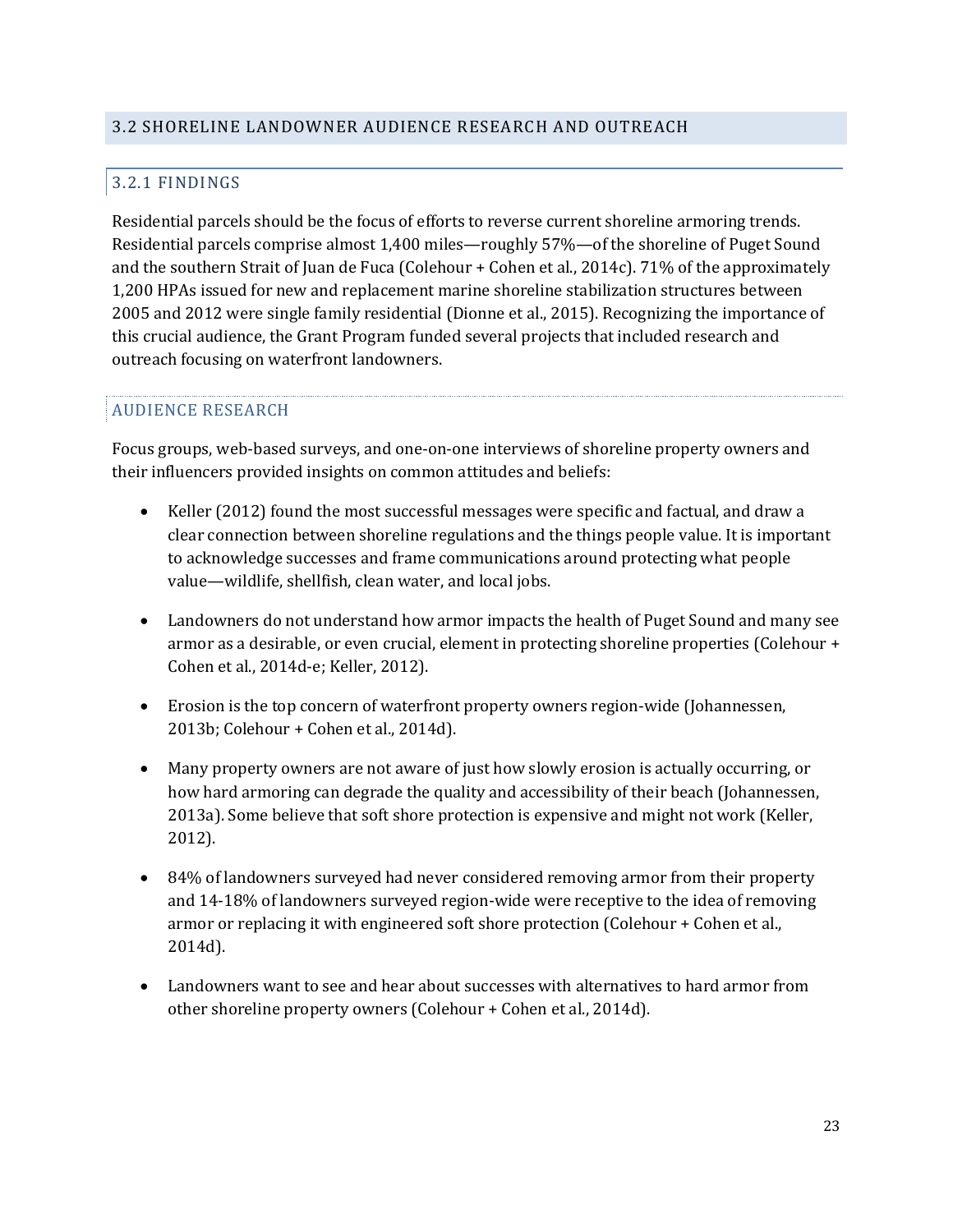## 3.2 SHORELINE LANDOWNER AUDIENCE RESEARCH AND OUTREACH

### 3.2.1 FINDINGS

Residential parcels should be the focus of efforts to reverse current shoreline armoring trends. Residential parcels comprise almost 1,400 miles—roughly 57%—of the shoreline of Puget Sound and the southern Strait of Juan de Fuca (Colehour + Cohen et al., 2014c). 71% of the approximately 1,200 HPAs issued for new and replacement marine shoreline stabilization structures between 2005 and 2012 were single family residential (Dionne et al., 2015). Recognizing the importance of this crucial audience, the Grant Program funded several projects that included research and outreach focusing on waterfront landowners.

#### AUDIENCE RESEARCH

Focus groups, web-based surveys, and one-on-one interviews of shoreline property owners and their influencers provided insights on common attitudes and beliefs:

- Keller (2012) found the most successful messages were specific and factual, and draw a clear connection between shoreline regulations and the things people value. It is important to acknowledge successes and frame communications around protecting what people value—wildlife, shellfish, clean water, and local jobs.

- Landowners do not understand how armor impacts the health of Puget Sound and many see armor as a desirable, or even crucial, element in protecting shoreline properties (Colehour + Cohen et al., 2014d-e; Keller, 2012).

- Erosion is the top concern of waterfront property owners region-wide (Johannessen, 2013b; Colehour + Cohen et al., 2014d).

- Many property owners are not aware of just how slowly erosion is actually occurring, or how hard armoring can degrade the quality and accessibility of their beach (Johannessen, 2013a). Some believe that soft shore protection is expensive and might not work (Keller, 2012).

- 84% of landowners surveyed had never considered removing armor from their property and 14-18% of landowners surveyed region-wide were receptive to the idea of removing armor or replacing it with engineered soft shore protection (Colehour + Cohen et al., 2014d).

- Landowners want to see and hear about successes with alternatives to hard armor from other shoreline property owners (Colehour + Cohen et al., 2014d).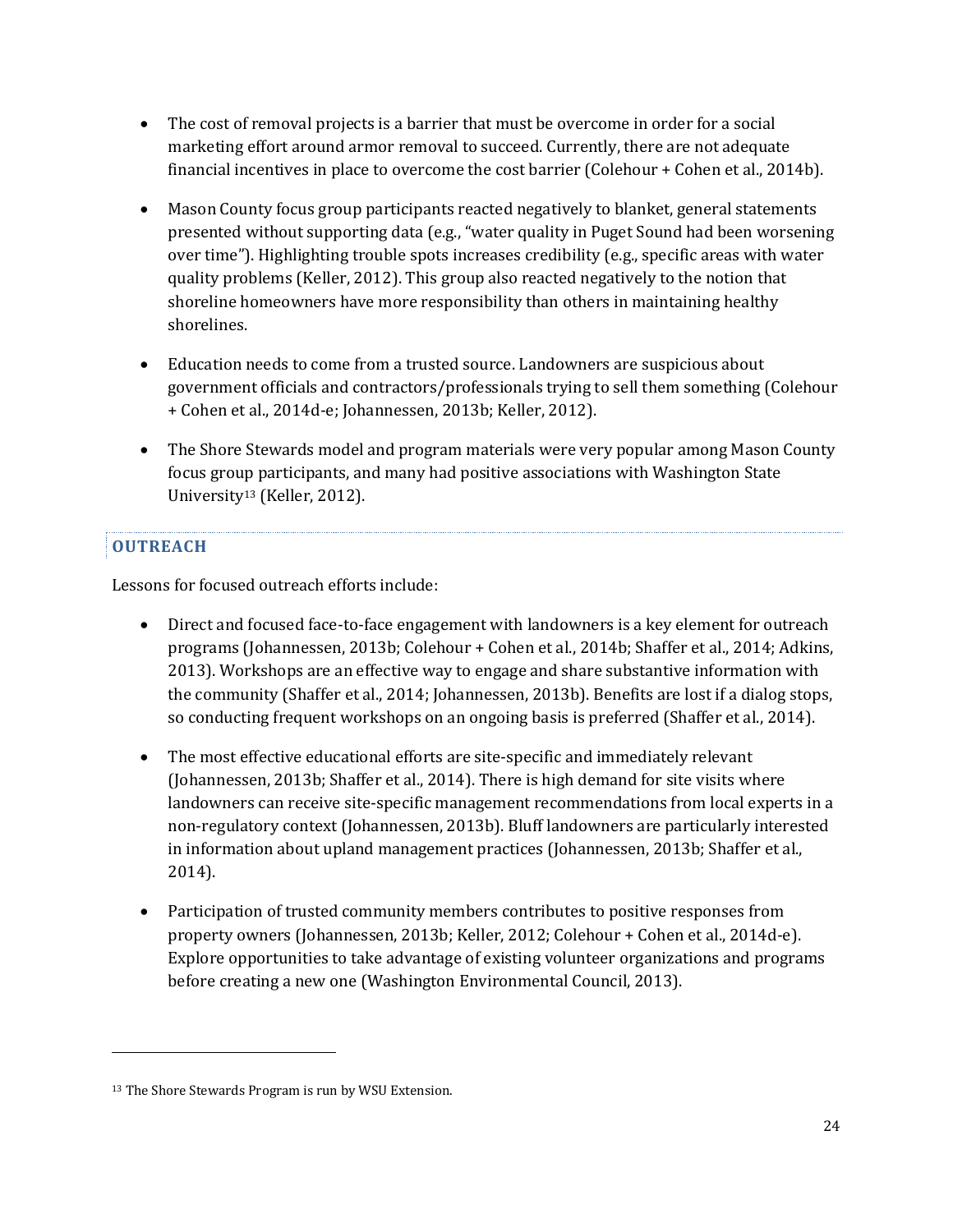- The cost of removal projects is a barrier that must be overcome in order for a social marketing effort around armor removal to succeed. Currently, there are not adequate financial incentives in place to overcome the cost barrier (Colehour + Cohen et al., 2014b).

- Mason County focus group participants reacted negatively to blanket, general statements presented without supporting data (e.g., "water quality in Puget Sound had been worsening over time"). Highlighting trouble spots increases credibility (e.g., specific areas with water quality problems (Keller, 2012). This group also reacted negatively to the notion that shoreline homeowners have more responsibility than others in maintaining healthy shorelines.

- Education needs to come from a trusted source. Landowners are suspicious about government officials and contractors/professionals trying to sell them something (Colehour + Cohen et al., 2014d-e; Johannessen, 2013b; Keller, 2012).

- The Shore Stewards model and program materials were very popular among Mason County focus group participants, and many had positive associations with Washington State University[13] (Keller, 2012).

### OUTREACH

Lessons for focused outreach efforts include:

- Direct and focused face-to-face engagement with landowners is a key element for outreach programs (Johannessen, 2013b; Colehour + Cohen et al., 2014b; Shaffer et al., 2014; Adkins, 2013). Workshops are an effective way to engage and share substantive information with the community (Shaffer et al., 2014; Johannessen, 2013b). Benefits are lost if a dialog stops, so conducting frequent workshops on an ongoing basis is preferred (Shaffer et al., 2014).

- The most effective educational efforts are site-specific and immediately relevant (Johannessen, 2013b; Shaffer et al., 2014). There is high demand for site visits where landowners can receive site-specific management recommendations from local experts in a non-regulatory context (Johannessen, 2013b). Bluff landowners are particularly interested in information about upland management practices (Johannessen, 2013b; Shaffer et al., 2014).

- Participation of trusted community members contributes to positive responses from property owners (Johannessen, 2013b; Keller, 2012; Colehour + Cohen et al., 2014d-e). Explore opportunities to take advantage of existing volunteer organizations and programs before creating a new one (Washington Environmental Council, 2013).

---

[13] The Shore Stewards Program is run by WSU Extension.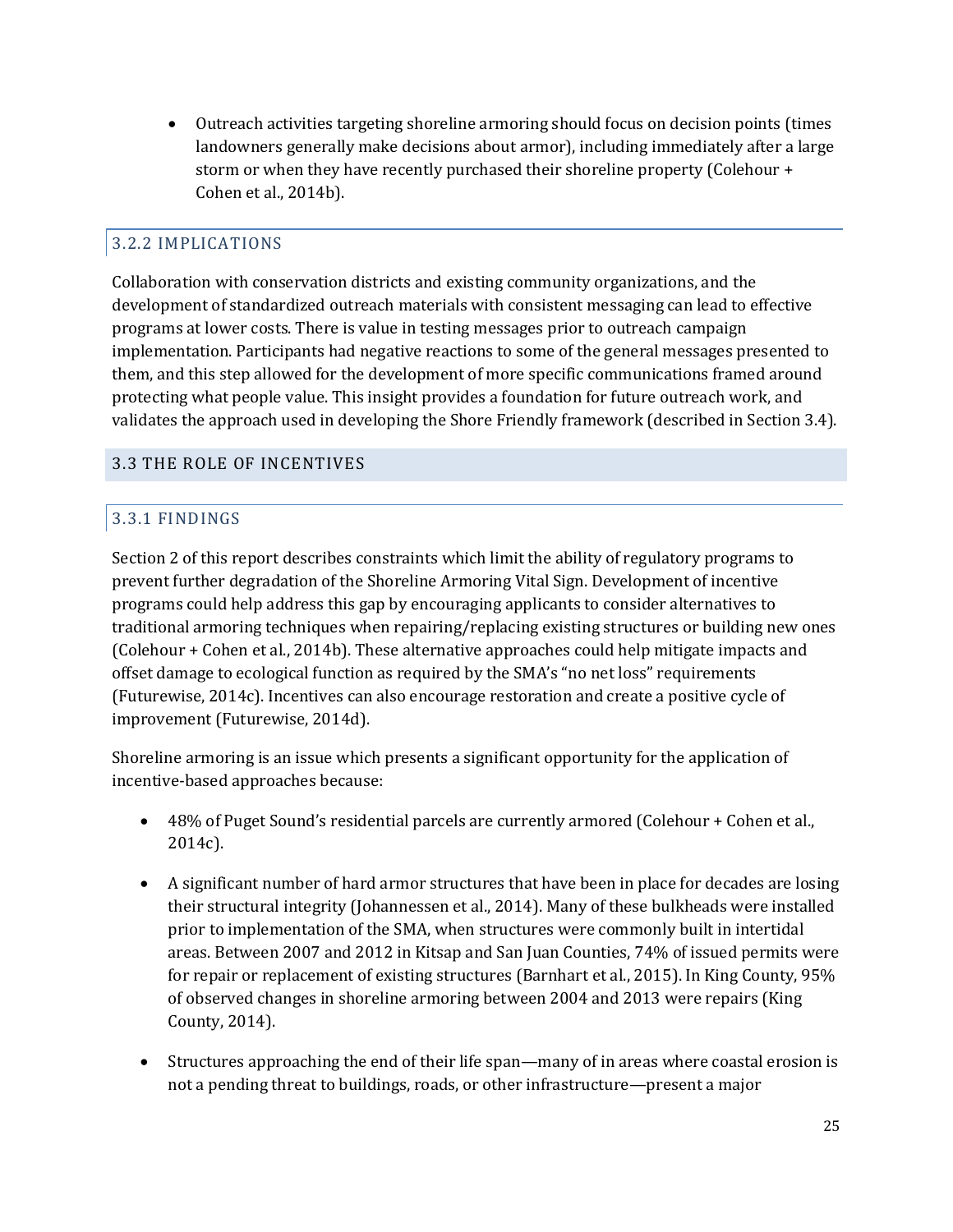- Outreach activities targeting shoreline armoring should focus on decision points (times landowners generally make decisions about armor), including immediately after a large storm or when they have recently purchased their shoreline property (Colehour + Cohen et al., 2014b).

### 3.2.2 IMPLICATIONS

Collaboration with conservation districts and existing community organizations, and the development of standardized outreach materials with consistent messaging can lead to effective programs at lower costs. There is value in testing messages prior to outreach campaign implementation. Participants had negative reactions to some of the general messages presented to them, and this step allowed for the development of more specific communications framed around protecting what people value. This insight provides a foundation for future outreach work, and validates the approach used in developing the Shore Friendly framework (described in Section 3.4).

## 3.3 THE ROLE OF INCENTIVES

### 3.3.1 FINDINGS

Section 2 of this report describes constraints which limit the ability of regulatory programs to prevent further degradation of the Shoreline Armoring Vital Sign. Development of incentive programs could help address this gap by encouraging applicants to consider alternatives to traditional armoring techniques when repairing/replacing existing structures or building new ones (Colehour + Cohen et al., 2014b). These alternative approaches could help mitigate impacts and offset damage to ecological function as required by the SMA's "no net loss" requirements (Futurewise, 2014c). Incentives can also encourage restoration and create a positive cycle of improvement (Futurewise, 2014d).

Shoreline armoring is an issue which presents a significant opportunity for the application of incentive-based approaches because:

- 48% of Puget Sound's residential parcels are currently armored (Colehour + Cohen et al., 2014c).
- A significant number of hard armor structures that have been in place for decades are losing their structural integrity (Johannessen et al., 2014). Many of these bulkheads were installed prior to implementation of the SMA, when structures were commonly built in intertidal areas. Between 2007 and 2012 in Kitsap and San Juan Counties, 74% of issued permits were for repair or replacement of existing structures (Barnhart et al., 2015). In King County, 95% of observed changes in shoreline armoring between 2004 and 2013 were repairs (King County, 2014).
- Structures approaching the end of their life span—many of in areas where coastal erosion is not a pending threat to buildings, roads, or other infrastructure—present a major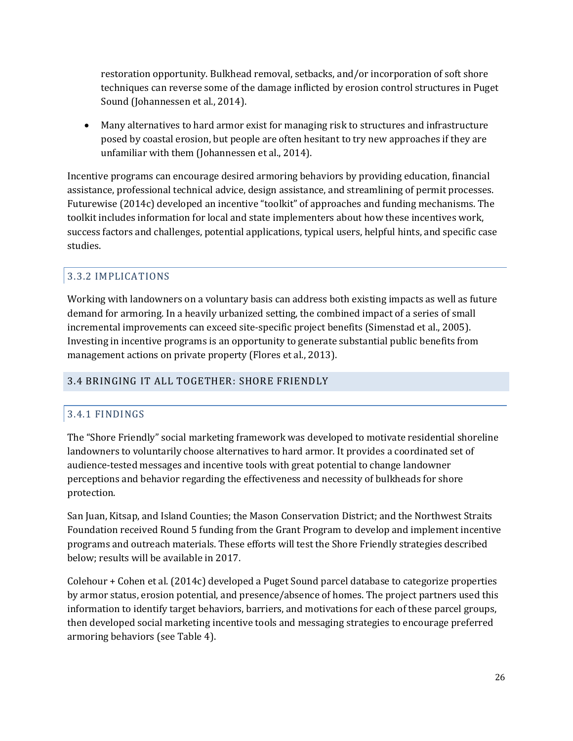restoration opportunity. Bulkhead removal, setbacks, and/or incorporation of soft shore techniques can reverse some of the damage inflicted by erosion control structures in Puget Sound (Johannessen et al., 2014).

- Many alternatives to hard armor exist for managing risk to structures and infrastructure posed by coastal erosion, but people are often hesitant to try new approaches if they are unfamiliar with them (Johannessen et al., 2014).

Incentive programs can encourage desired armoring behaviors by providing education, financial assistance, professional technical advice, design assistance, and streamlining of permit processes. Futurewise (2014c) developed an incentive "toolkit" of approaches and funding mechanisms. The toolkit includes information for local and state implementers about how these incentives work, success factors and challenges, potential applications, typical users, helpful hints, and specific case studies.

### 3.3.2 IMPLICATIONS

Working with landowners on a voluntary basis can address both existing impacts as well as future demand for armoring. In a heavily urbanized setting, the combined impact of a series of small incremental improvements can exceed site-specific project benefits (Simenstad et al., 2005). Investing in incentive programs is an opportunity to generate substantial public benefits from management actions on private property (Flores et al., 2013).

## 3.4 BRINGING IT ALL TOGETHER: SHORE FRIENDLY

### 3.4.1 FINDINGS

The "Shore Friendly" social marketing framework was developed to motivate residential shoreline landowners to voluntarily choose alternatives to hard armor. It provides a coordinated set of audience-tested messages and incentive tools with great potential to change landowner perceptions and behavior regarding the effectiveness and necessity of bulkheads for shore protection.

San Juan, Kitsap, and Island Counties; the Mason Conservation District; and the Northwest Straits Foundation received Round 5 funding from the Grant Program to develop and implement incentive programs and outreach materials. These efforts will test the Shore Friendly strategies described below; results will be available in 2017.

Colehour + Cohen et al. (2014c) developed a Puget Sound parcel database to categorize properties by armor status, erosion potential, and presence/absence of homes. The project partners used this information to identify target behaviors, barriers, and motivations for each of these parcel groups, then developed social marketing incentive tools and messaging strategies to encourage preferred armoring behaviors (see Table 4).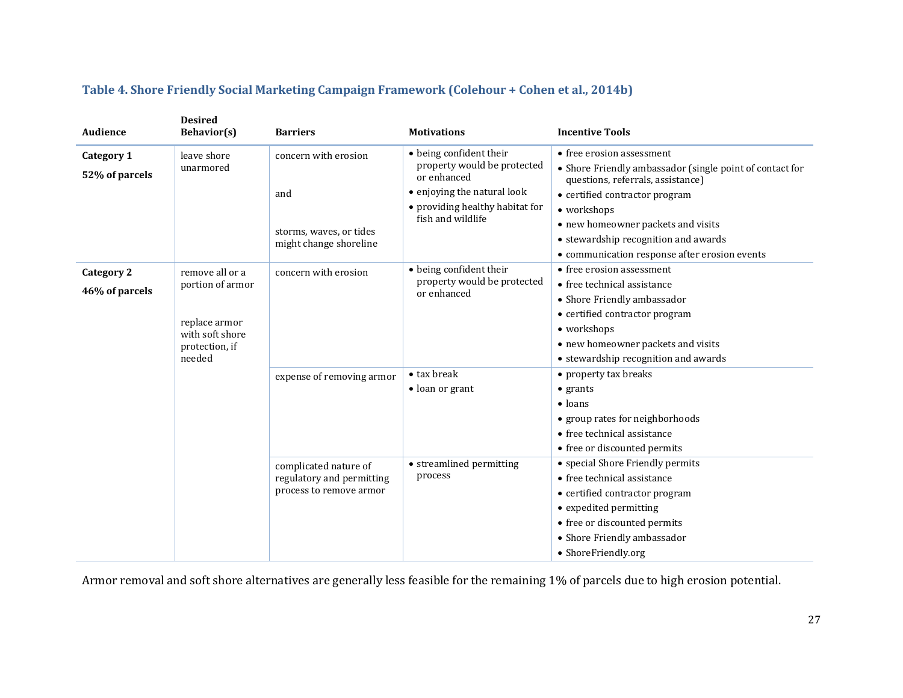### Table 4. Shore Friendly Social Marketing Campaign Framework (Colehour + Cohen et al., 2014b)

| Audience | Desired Behavior(s) | Barriers | Motivations | Incentive Tools |
|---|---|---|---|---|
| **Category 1**<br>**52% of parcels** | leave shore unarmored | concern with erosion<br><br>and<br><br>storms, waves, or tides might change shoreline | • being confident their property would be protected or enhanced<br>• enjoying the natural look<br>• providing healthy habitat for fish and wildlife | • free erosion assessment<br>• Shore Friendly ambassador (single point of contact for questions, referrals, assistance)<br>• certified contractor program<br>• workshops<br>• new homeowner packets and visits<br>• stewardship recognition and awards<br>• communication response after erosion events |
| **Category 2**<br>**46% of parcels** | remove all or a portion of armor<br><br>replace armor with soft shore protection, if needed | concern with erosion | • being confident their property would be protected or enhanced | • free erosion assessment<br>• free technical assistance<br>• Shore Friendly ambassador<br>• certified contractor program<br>• workshops<br>• new homeowner packets and visits<br>• stewardship recognition and awards |
| | | expense of removing armor | • tax break<br>• loan or grant | • property tax breaks<br>• grants<br>• loans<br>• group rates for neighborhoods<br>• free technical assistance<br>• free or discounted permits |
| | | complicated nature of regulatory and permitting process to remove armor | • streamlined permitting process | • special Shore Friendly permits<br>• free technical assistance<br>• certified contractor program<br>• expedited permitting<br>• free or discounted permits<br>• Shore Friendly ambassador<br>• ShoreFriendly.org |

Armor removal and soft shore alternatives are generally less feasible for the remaining 1% of parcels due to high erosion potential.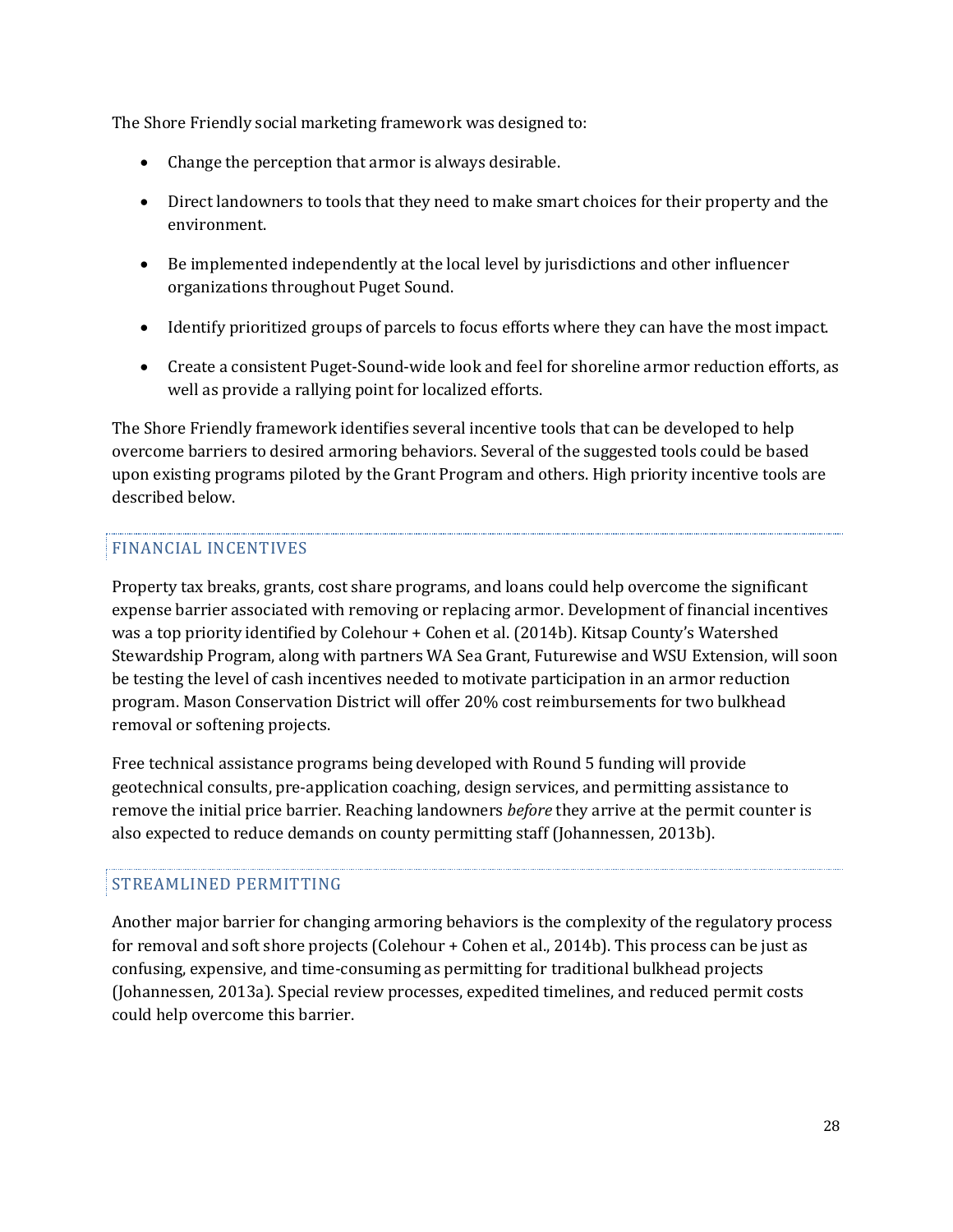The Shore Friendly social marketing framework was designed to:

- Change the perception that armor is always desirable.
- Direct landowners to tools that they need to make smart choices for their property and the environment.
- Be implemented independently at the local level by jurisdictions and other influencer organizations throughout Puget Sound.
- Identify prioritized groups of parcels to focus efforts where they can have the most impact.
- Create a consistent Puget-Sound-wide look and feel for shoreline armor reduction efforts, as well as provide a rallying point for localized efforts.

The Shore Friendly framework identifies several incentive tools that can be developed to help overcome barriers to desired armoring behaviors. Several of the suggested tools could be based upon existing programs piloted by the Grant Program and others. High priority incentive tools are described below.

## FINANCIAL INCENTIVES

Property tax breaks, grants, cost share programs, and loans could help overcome the significant expense barrier associated with removing or replacing armor. Development of financial incentives was a top priority identified by Colehour + Cohen et al. (2014b). Kitsap County's Watershed Stewardship Program, along with partners WA Sea Grant, Futurewise and WSU Extension, will soon be testing the level of cash incentives needed to motivate participation in an armor reduction program. Mason Conservation District will offer 20% cost reimbursements for two bulkhead removal or softening projects.

Free technical assistance programs being developed with Round 5 funding will provide geotechnical consults, pre-application coaching, design services, and permitting assistance to remove the initial price barrier. Reaching landowners *before* they arrive at the permit counter is also expected to reduce demands on county permitting staff (Johannessen, 2013b).

## STREAMLINED PERMITTING

Another major barrier for changing armoring behaviors is the complexity of the regulatory process for removal and soft shore projects (Colehour + Cohen et al., 2014b). This process can be just as confusing, expensive, and time-consuming as permitting for traditional bulkhead projects (Johannessen, 2013a). Special review processes, expedited timelines, and reduced permit costs could help overcome this barrier.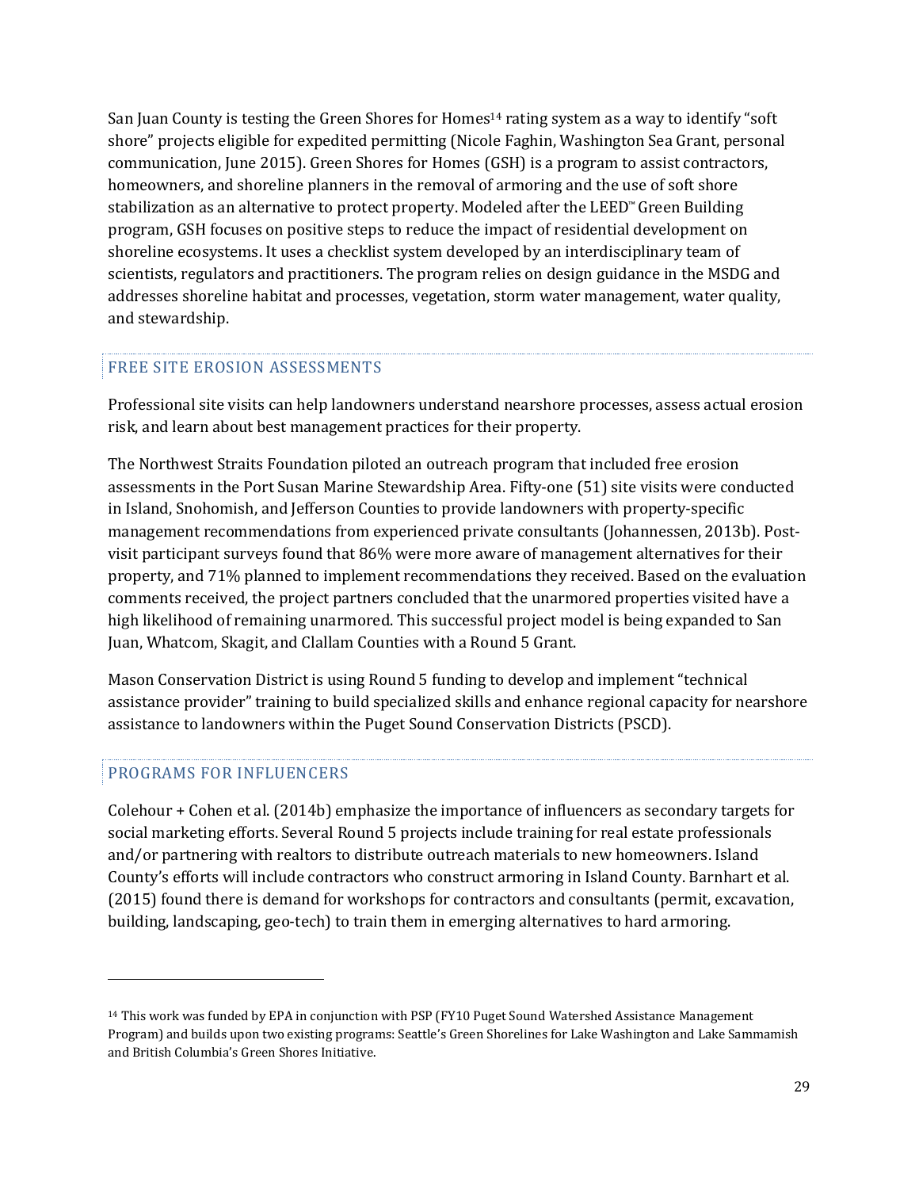San Juan County is testing the Green Shores for Homes[14] rating system as a way to identify "soft shore" projects eligible for expedited permitting (Nicole Faghin, Washington Sea Grant, personal communication, June 2015). Green Shores for Homes (GSH) is a program to assist contractors, homeowners, and shoreline planners in the removal of armoring and the use of soft shore stabilization as an alternative to protect property. Modeled after the LEED™ Green Building program, GSH focuses on positive steps to reduce the impact of residential development on shoreline ecosystems. It uses a checklist system developed by an interdisciplinary team of scientists, regulators and practitioners. The program relies on design guidance in the MSDG and addresses shoreline habitat and processes, vegetation, storm water management, water quality, and stewardship.

## FREE SITE EROSION ASSESSMENTS

Professional site visits can help landowners understand nearshore processes, assess actual erosion risk, and learn about best management practices for their property.

The Northwest Straits Foundation piloted an outreach program that included free erosion assessments in the Port Susan Marine Stewardship Area. Fifty-one (51) site visits were conducted in Island, Snohomish, and Jefferson Counties to provide landowners with property-specific management recommendations from experienced private consultants (Johannessen, 2013b). Post-visit participant surveys found that 86% were more aware of management alternatives for their property, and 71% planned to implement recommendations they received. Based on the evaluation comments received, the project partners concluded that the unarmored properties visited have a high likelihood of remaining unarmored. This successful project model is being expanded to San Juan, Whatcom, Skagit, and Clallam Counties with a Round 5 Grant.

Mason Conservation District is using Round 5 funding to develop and implement "technical assistance provider" training to build specialized skills and enhance regional capacity for nearshore assistance to landowners within the Puget Sound Conservation Districts (PSCD).

## PROGRAMS FOR INFLUENCERS

Colehour + Cohen et al. (2014b) emphasize the importance of influencers as secondary targets for social marketing efforts. Several Round 5 projects include training for real estate professionals and/or partnering with realtors to distribute outreach materials to new homeowners. Island County's efforts will include contractors who construct armoring in Island County. Barnhart et al. (2015) found there is demand for workshops for contractors and consultants (permit, excavation, building, landscaping, geo-tech) to train them in emerging alternatives to hard armoring.

---

[14] This work was funded by EPA in conjunction with PSP (FY10 Puget Sound Watershed Assistance Management Program) and builds upon two existing programs: Seattle's Green Shorelines for Lake Washington and Lake Sammamish and British Columbia's Green Shores Initiative.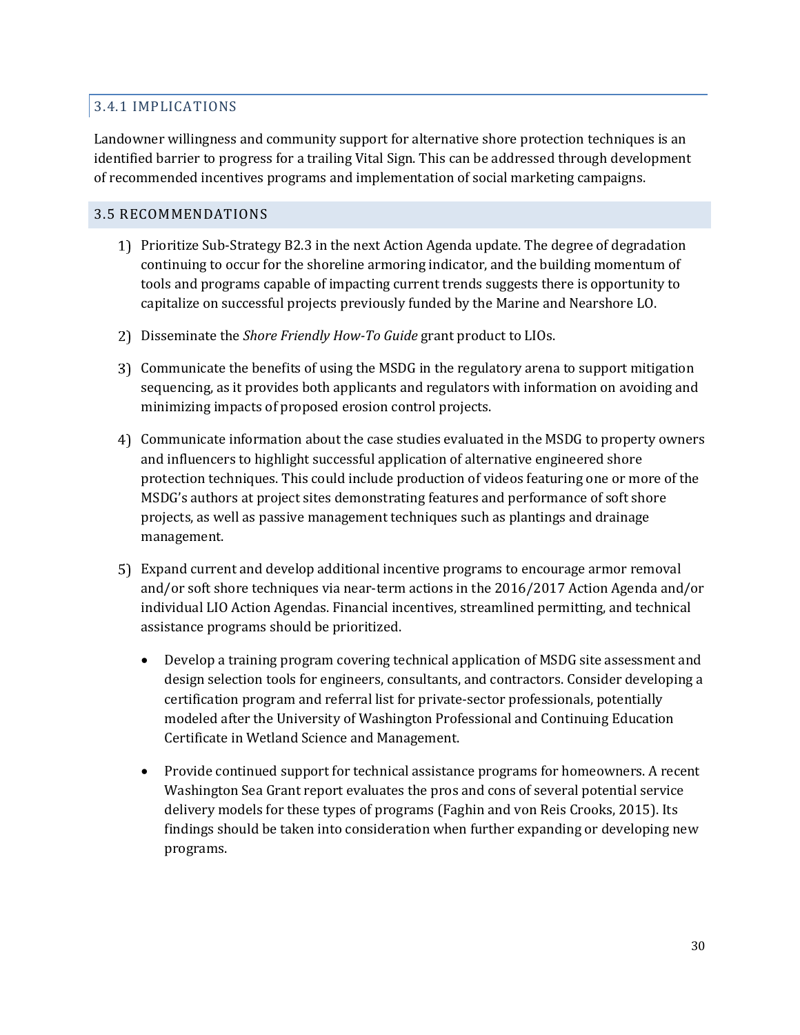### 3.4.1 IMPLICATIONS

Landowner willingness and community support for alternative shore protection techniques is an identified barrier to progress for a trailing Vital Sign. This can be addressed through development of recommended incentives programs and implementation of social marketing campaigns.

## 3.5 RECOMMENDATIONS

1) Prioritize Sub-Strategy B2.3 in the next Action Agenda update. The degree of degradation continuing to occur for the shoreline armoring indicator, and the building momentum of tools and programs capable of impacting current trends suggests there is opportunity to capitalize on successful projects previously funded by the Marine and Nearshore LO.

2) Disseminate the *Shore Friendly How-To Guide* grant product to LIOs.

3) Communicate the benefits of using the MSDG in the regulatory arena to support mitigation sequencing, as it provides both applicants and regulators with information on avoiding and minimizing impacts of proposed erosion control projects.

4) Communicate information about the case studies evaluated in the MSDG to property owners and influencers to highlight successful application of alternative engineered shore protection techniques. This could include production of videos featuring one or more of the MSDG's authors at project sites demonstrating features and performance of soft shore projects, as well as passive management techniques such as plantings and drainage management.

5) Expand current and develop additional incentive programs to encourage armor removal and/or soft shore techniques via near-term actions in the 2016/2017 Action Agenda and/or individual LIO Action Agendas. Financial incentives, streamlined permitting, and technical assistance programs should be prioritized.

    - Develop a training program covering technical application of MSDG site assessment and design selection tools for engineers, consultants, and contractors. Consider developing a certification program and referral list for private-sector professionals, potentially modeled after the University of Washington Professional and Continuing Education Certificate in Wetland Science and Management.

    - Provide continued support for technical assistance programs for homeowners. A recent Washington Sea Grant report evaluates the pros and cons of several potential service delivery models for these types of programs (Faghin and von Reis Crooks, 2015). Its findings should be taken into consideration when further expanding or developing new programs.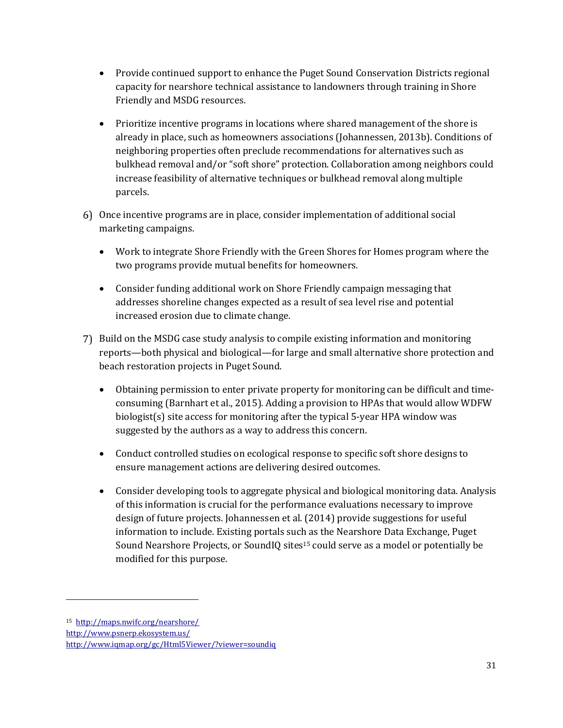- Provide continued support to enhance the Puget Sound Conservation Districts regional capacity for nearshore technical assistance to landowners through training in Shore Friendly and MSDG resources.

- Prioritize incentive programs in locations where shared management of the shore is already in place, such as homeowners associations (Johannessen, 2013b). Conditions of neighboring properties often preclude recommendations for alternatives such as bulkhead removal and/or "soft shore" protection. Collaboration among neighbors could increase feasibility of alternative techniques or bulkhead removal along multiple parcels.

6) Once incentive programs are in place, consider implementation of additional social marketing campaigns.

   - Work to integrate Shore Friendly with the Green Shores for Homes program where the two programs provide mutual benefits for homeowners.

   - Consider funding additional work on Shore Friendly campaign messaging that addresses shoreline changes expected as a result of sea level rise and potential increased erosion due to climate change.

7) Build on the MSDG case study analysis to compile existing information and monitoring reports—both physical and biological—for large and small alternative shore protection and beach restoration projects in Puget Sound.

   - Obtaining permission to enter private property for monitoring can be difficult and time-consuming (Barnhart et al., 2015). Adding a provision to HPAs that would allow WDFW biologist(s) site access for monitoring after the typical 5-year HPA window was suggested by the authors as a way to address this concern.

   - Conduct controlled studies on ecological response to specific soft shore designs to ensure management actions are delivering desired outcomes.

   - Consider developing tools to aggregate physical and biological monitoring data. Analysis of this information is crucial for the performance evaluations necessary to improve design of future projects. Johannessen et al. (2014) provide suggestions for useful information to include. Existing portals such as the Nearshore Data Exchange, Puget Sound Nearshore Projects, or SoundIQ sites[15] could serve as a model or potentially be modified for this purpose.

---

[15] http://maps.nwifc.org/nearshore/
http://www.psnerp.ekosystem.us/
http://www.iqmap.org/gc/Html5Viewer/?viewer=soundiq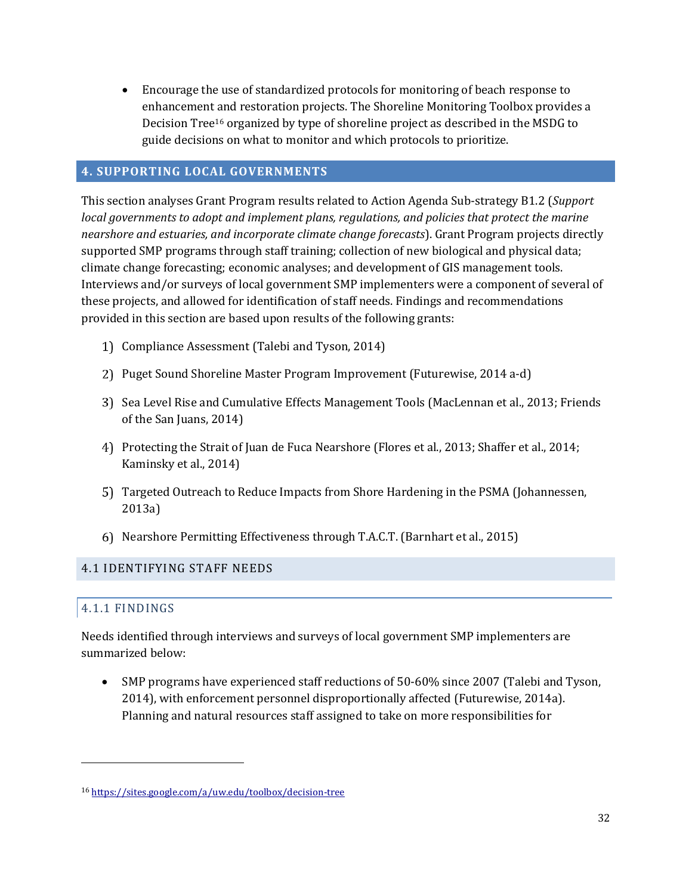- Encourage the use of standardized protocols for monitoring of beach response to enhancement and restoration projects. The Shoreline Monitoring Toolbox provides a Decision Tree[16] organized by type of shoreline project as described in the MSDG to guide decisions on what to monitor and which protocols to prioritize.

## 4. SUPPORTING LOCAL GOVERNMENTS

This section analyses Grant Program results related to Action Agenda Sub-strategy B1.2 (*Support local governments to adopt and implement plans, regulations, and policies that protect the marine nearshore and estuaries, and incorporate climate change forecasts*). Grant Program projects directly supported SMP programs through staff training; collection of new biological and physical data; climate change forecasting; economic analyses; and development of GIS management tools. Interviews and/or surveys of local government SMP implementers were a component of several of these projects, and allowed for identification of staff needs. Findings and recommendations provided in this section are based upon results of the following grants:

1) Compliance Assessment (Talebi and Tyson, 2014)
2) Puget Sound Shoreline Master Program Improvement (Futurewise, 2014 a-d)
3) Sea Level Rise and Cumulative Effects Management Tools (MacLennan et al., 2013; Friends of the San Juans, 2014)
4) Protecting the Strait of Juan de Fuca Nearshore (Flores et al., 2013; Shaffer et al., 2014; Kaminsky et al., 2014)
5) Targeted Outreach to Reduce Impacts from Shore Hardening in the PSMA (Johannessen, 2013a)
6) Nearshore Permitting Effectiveness through T.A.C.T. (Barnhart et al., 2015)

### 4.1 IDENTIFYING STAFF NEEDS

#### 4.1.1 FINDINGS

Needs identified through interviews and surveys of local government SMP implementers are summarized below:

- SMP programs have experienced staff reductions of 50-60% since 2007 (Talebi and Tyson, 2014), with enforcement personnel disproportionally affected (Futurewise, 2014a). Planning and natural resources staff assigned to take on more responsibilities for

[16] https://sites.google.com/a/uw.edu/toolbox/decision-tree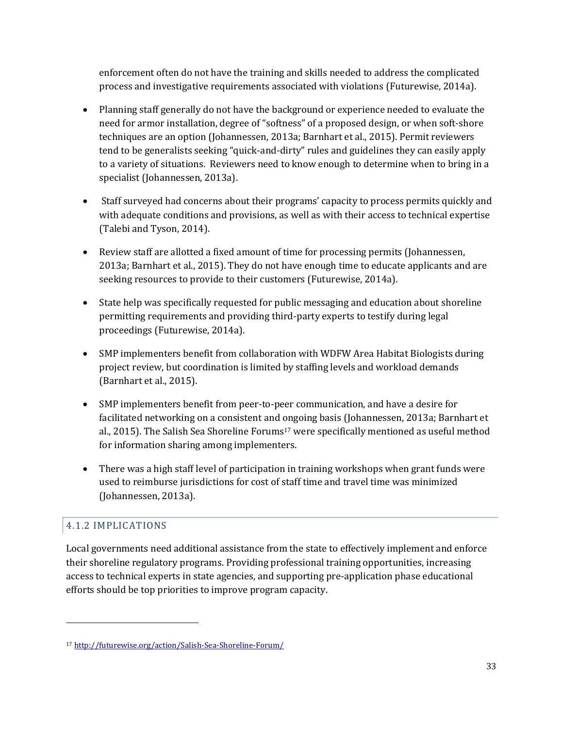enforcement often do not have the training and skills needed to address the complicated process and investigative requirements associated with violations (Futurewise, 2014a).

- Planning staff generally do not have the background or experience needed to evaluate the need for armor installation, degree of "softness" of a proposed design, or when soft-shore techniques are an option (Johannessen, 2013a; Barnhart et al., 2015). Permit reviewers tend to be generalists seeking "quick-and-dirty" rules and guidelines they can easily apply to a variety of situations. Reviewers need to know enough to determine when to bring in a specialist (Johannessen, 2013a).

- Staff surveyed had concerns about their programs' capacity to process permits quickly and with adequate conditions and provisions, as well as with their access to technical expertise (Talebi and Tyson, 2014).

- Review staff are allotted a fixed amount of time for processing permits (Johannessen, 2013a; Barnhart et al., 2015). They do not have enough time to educate applicants and are seeking resources to provide to their customers (Futurewise, 2014a).

- State help was specifically requested for public messaging and education about shoreline permitting requirements and providing third-party experts to testify during legal proceedings (Futurewise, 2014a).

- SMP implementers benefit from collaboration with WDFW Area Habitat Biologists during project review, but coordination is limited by staffing levels and workload demands (Barnhart et al., 2015).

- SMP implementers benefit from peer-to-peer communication, and have a desire for facilitated networking on a consistent and ongoing basis (Johannessen, 2013a; Barnhart et al., 2015). The Salish Sea Shoreline Forums[17] were specifically mentioned as useful method for information sharing among implementers.

- There was a high staff level of participation in training workshops when grant funds were used to reimburse jurisdictions for cost of staff time and travel time was minimized (Johannessen, 2013a).

### 4.1.2 IMPLICATIONS

Local governments need additional assistance from the state to effectively implement and enforce their shoreline regulatory programs. Providing professional training opportunities, increasing access to technical experts in state agencies, and supporting pre-application phase educational efforts should be top priorities to improve program capacity.

---

[17] http://futurewise.org/action/Salish-Sea-Shoreline-Forum/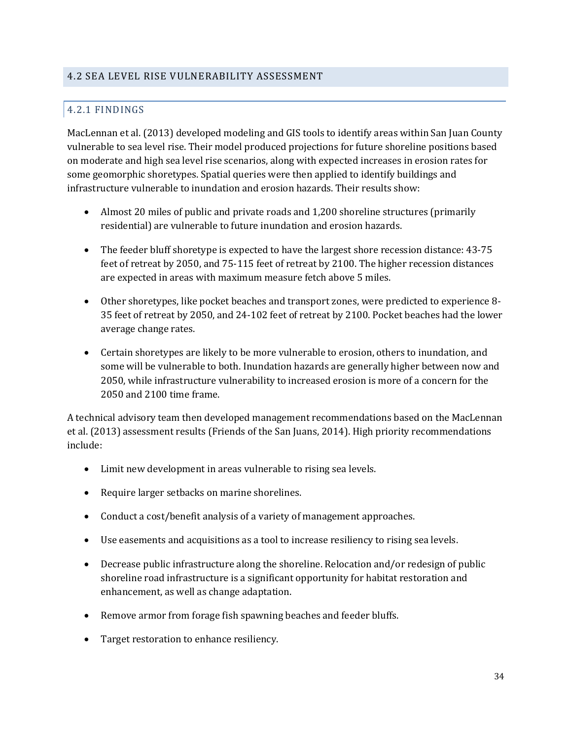## 4.2 SEA LEVEL RISE VULNERABILITY ASSESSMENT

### 4.2.1 FINDINGS

MacLennan et al. (2013) developed modeling and GIS tools to identify areas within San Juan County vulnerable to sea level rise. Their model produced projections for future shoreline positions based on moderate and high sea level rise scenarios, along with expected increases in erosion rates for some geomorphic shoretypes. Spatial queries were then applied to identify buildings and infrastructure vulnerable to inundation and erosion hazards. Their results show:

- Almost 20 miles of public and private roads and 1,200 shoreline structures (primarily residential) are vulnerable to future inundation and erosion hazards.
- The feeder bluff shoretype is expected to have the largest shore recession distance: 43-75 feet of retreat by 2050, and 75-115 feet of retreat by 2100. The higher recession distances are expected in areas with maximum measure fetch above 5 miles.
- Other shoretypes, like pocket beaches and transport zones, were predicted to experience 8-35 feet of retreat by 2050, and 24-102 feet of retreat by 2100. Pocket beaches had the lower average change rates.
- Certain shoretypes are likely to be more vulnerable to erosion, others to inundation, and some will be vulnerable to both. Inundation hazards are generally higher between now and 2050, while infrastructure vulnerability to increased erosion is more of a concern for the 2050 and 2100 time frame.

A technical advisory team then developed management recommendations based on the MacLennan et al. (2013) assessment results (Friends of the San Juans, 2014). High priority recommendations include:

- Limit new development in areas vulnerable to rising sea levels.
- Require larger setbacks on marine shorelines.
- Conduct a cost/benefit analysis of a variety of management approaches.
- Use easements and acquisitions as a tool to increase resiliency to rising sea levels.
- Decrease public infrastructure along the shoreline. Relocation and/or redesign of public shoreline road infrastructure is a significant opportunity for habitat restoration and enhancement, as well as change adaptation.
- Remove armor from forage fish spawning beaches and feeder bluffs.
- Target restoration to enhance resiliency.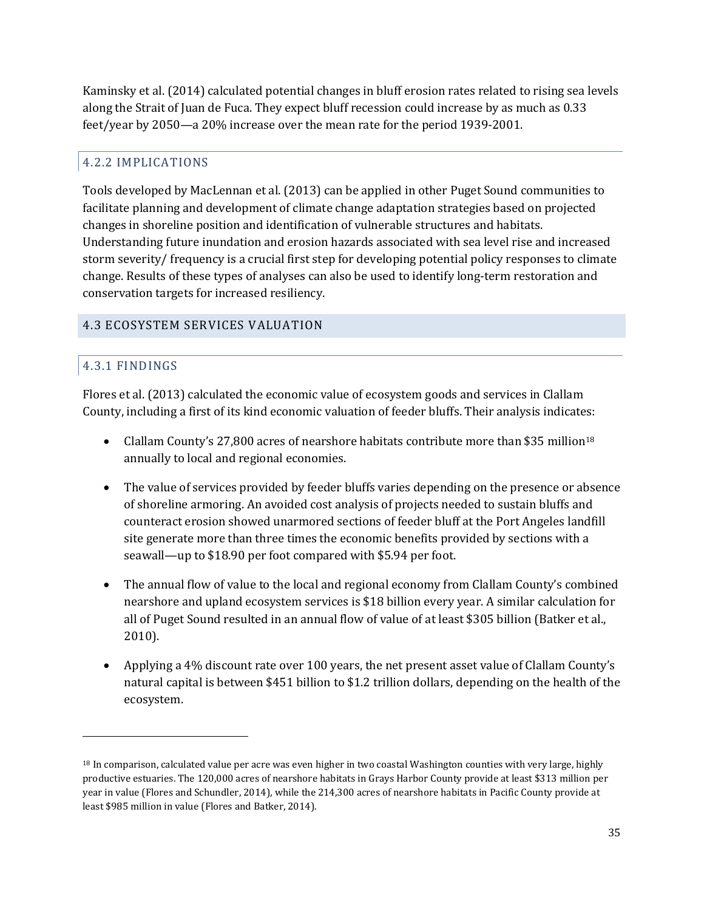Kaminsky et al. (2014) calculated potential changes in bluff erosion rates related to rising sea levels along the Strait of Juan de Fuca. They expect bluff recession could increase by as much as 0.33 feet/year by 2050—a 20% increase over the mean rate for the period 1939-2001.

### 4.2.2 IMPLICATIONS

Tools developed by MacLennan et al. (2013) can be applied in other Puget Sound communities to facilitate planning and development of climate change adaptation strategies based on projected changes in shoreline position and identification of vulnerable structures and habitats. Understanding future inundation and erosion hazards associated with sea level rise and increased storm severity/ frequency is a crucial first step for developing potential policy responses to climate change. Results of these types of analyses can also be used to identify long-term restoration and conservation targets for increased resiliency.

## 4.3 ECOSYSTEM SERVICES VALUATION

### 4.3.1 FINDINGS

Flores et al. (2013) calculated the economic value of ecosystem goods and services in Clallam County, including a first of its kind economic valuation of feeder bluffs. Their analysis indicates:

- Clallam County's 27,800 acres of nearshore habitats contribute more than $35 million[18] annually to local and regional economies.
- The value of services provided by feeder bluffs varies depending on the presence or absence of shoreline armoring. An avoided cost analysis of projects needed to sustain bluffs and counteract erosion showed unarmored sections of feeder bluff at the Port Angeles landfill site generate more than three times the economic benefits provided by sections with a seawall—up to $18.90 per foot compared with $5.94 per foot.
- The annual flow of value to the local and regional economy from Clallam County's combined nearshore and upland ecosystem services is $18 billion every year. A similar calculation for all of Puget Sound resulted in an annual flow of value of at least $305 billion (Batker et al., 2010).
- Applying a 4% discount rate over 100 years, the net present asset value of Clallam County's natural capital is between $451 billion to $1.2 trillion dollars, depending on the health of the ecosystem.

---

[18] In comparison, calculated value per acre was even higher in two coastal Washington counties with very large, highly productive estuaries. The 120,000 acres of nearshore habitats in Grays Harbor County provide at least $313 million per year in value (Flores and Schundler, 2014), while the 214,300 acres of nearshore habitats in Pacific County provide at least $985 million in value (Flores and Batker, 2014).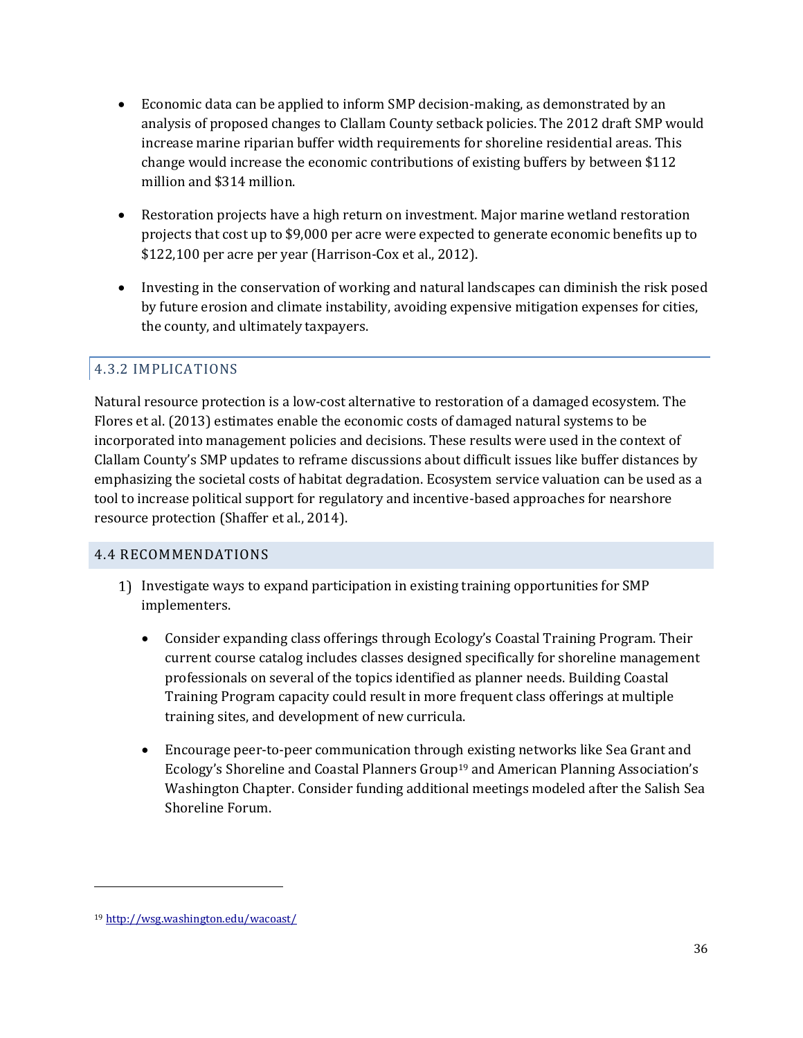- Economic data can be applied to inform SMP decision-making, as demonstrated by an analysis of proposed changes to Clallam County setback policies. The 2012 draft SMP would increase marine riparian buffer width requirements for shoreline residential areas. This change would increase the economic contributions of existing buffers by between $112 million and $314 million.

- Restoration projects have a high return on investment. Major marine wetland restoration projects that cost up to $9,000 per acre were expected to generate economic benefits up to $122,100 per acre per year (Harrison-Cox et al., 2012).

- Investing in the conservation of working and natural landscapes can diminish the risk posed by future erosion and climate instability, avoiding expensive mitigation expenses for cities, the county, and ultimately taxpayers.

### 4.3.2 IMPLICATIONS

Natural resource protection is a low-cost alternative to restoration of a damaged ecosystem. The Flores et al. (2013) estimates enable the economic costs of damaged natural systems to be incorporated into management policies and decisions. These results were used in the context of Clallam County's SMP updates to reframe discussions about difficult issues like buffer distances by emphasizing the societal costs of habitat degradation. Ecosystem service valuation can be used as a tool to increase political support for regulatory and incentive-based approaches for nearshore resource protection (Shaffer et al., 2014).

## 4.4 RECOMMENDATIONS

1) Investigate ways to expand participation in existing training opportunities for SMP implementers.

    - Consider expanding class offerings through Ecology's Coastal Training Program. Their current course catalog includes classes designed specifically for shoreline management professionals on several of the topics identified as planner needs. Building Coastal Training Program capacity could result in more frequent class offerings at multiple training sites, and development of new curricula.

    - Encourage peer-to-peer communication through existing networks like Sea Grant and Ecology's Shoreline and Coastal Planners Group[19] and American Planning Association's Washington Chapter. Consider funding additional meetings modeled after the Salish Sea Shoreline Forum.

---

[19] http://wsg.washington.edu/wacoast/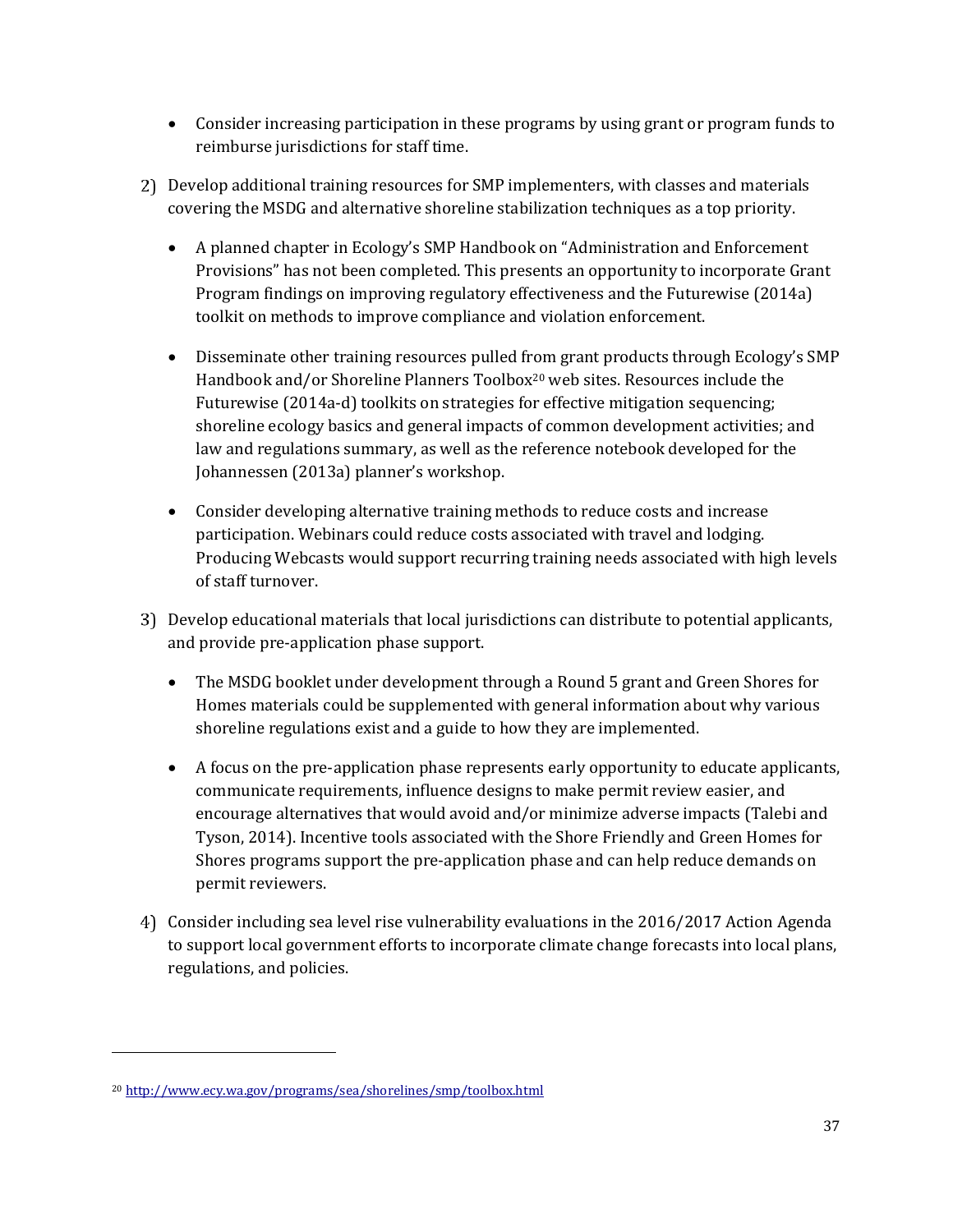- Consider increasing participation in these programs by using grant or program funds to reimburse jurisdictions for staff time.

2) Develop additional training resources for SMP implementers, with classes and materials covering the MSDG and alternative shoreline stabilization techniques as a top priority.

    - A planned chapter in Ecology's SMP Handbook on "Administration and Enforcement Provisions" has not been completed. This presents an opportunity to incorporate Grant Program findings on improving regulatory effectiveness and the Futurewise (2014a) toolkit on methods to improve compliance and violation enforcement.

    - Disseminate other training resources pulled from grant products through Ecology's SMP Handbook and/or Shoreline Planners Toolbox[20] web sites. Resources include the Futurewise (2014a-d) toolkits on strategies for effective mitigation sequencing; shoreline ecology basics and general impacts of common development activities; and law and regulations summary, as well as the reference notebook developed for the Johannessen (2013a) planner's workshop.

    - Consider developing alternative training methods to reduce costs and increase participation. Webinars could reduce costs associated with travel and lodging. Producing Webcasts would support recurring training needs associated with high levels of staff turnover.

3) Develop educational materials that local jurisdictions can distribute to potential applicants, and provide pre-application phase support.

    - The MSDG booklet under development through a Round 5 grant and Green Shores for Homes materials could be supplemented with general information about why various shoreline regulations exist and a guide to how they are implemented.

    - A focus on the pre-application phase represents early opportunity to educate applicants, communicate requirements, influence designs to make permit review easier, and encourage alternatives that would avoid and/or minimize adverse impacts (Talebi and Tyson, 2014). Incentive tools associated with the Shore Friendly and Green Homes for Shores programs support the pre-application phase and can help reduce demands on permit reviewers.

4) Consider including sea level rise vulnerability evaluations in the 2016/2017 Action Agenda to support local government efforts to incorporate climate change forecasts into local plans, regulations, and policies.

---

[20] http://www.ecy.wa.gov/programs/sea/shorelines/smp/toolbox.html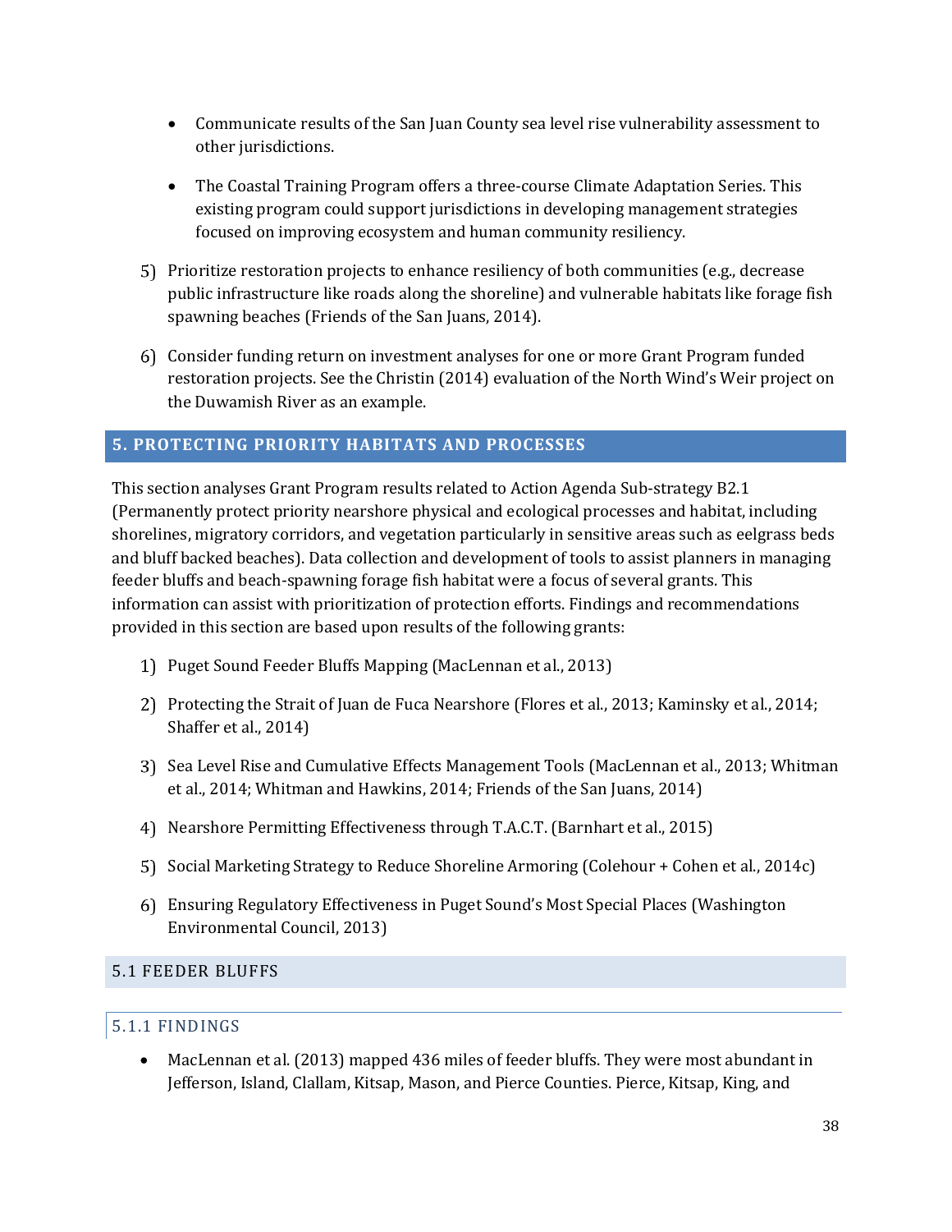- Communicate results of the San Juan County sea level rise vulnerability assessment to other jurisdictions.

- The Coastal Training Program offers a three-course Climate Adaptation Series. This existing program could support jurisdictions in developing management strategies focused on improving ecosystem and human community resiliency.

5) Prioritize restoration projects to enhance resiliency of both communities (e.g., decrease public infrastructure like roads along the shoreline) and vulnerable habitats like forage fish spawning beaches (Friends of the San Juans, 2014).

6) Consider funding return on investment analyses for one or more Grant Program funded restoration projects. See the Christin (2014) evaluation of the North Wind's Weir project on the Duwamish River as an example.

## 5. PROTECTING PRIORITY HABITATS AND PROCESSES

This section analyses Grant Program results related to Action Agenda Sub-strategy B2.1 (Permanently protect priority nearshore physical and ecological processes and habitat, including shorelines, migratory corridors, and vegetation particularly in sensitive areas such as eelgrass beds and bluff backed beaches). Data collection and development of tools to assist planners in managing feeder bluffs and beach-spawning forage fish habitat were a focus of several grants. This information can assist with prioritization of protection efforts. Findings and recommendations provided in this section are based upon results of the following grants:

1) Puget Sound Feeder Bluffs Mapping (MacLennan et al., 2013)

2) Protecting the Strait of Juan de Fuca Nearshore (Flores et al., 2013; Kaminsky et al., 2014; Shaffer et al., 2014)

3) Sea Level Rise and Cumulative Effects Management Tools (MacLennan et al., 2013; Whitman et al., 2014; Whitman and Hawkins, 2014; Friends of the San Juans, 2014)

4) Nearshore Permitting Effectiveness through T.A.C.T. (Barnhart et al., 2015)

5) Social Marketing Strategy to Reduce Shoreline Armoring (Colehour + Cohen et al., 2014c)

6) Ensuring Regulatory Effectiveness in Puget Sound's Most Special Places (Washington Environmental Council, 2013)

### 5.1 FEEDER BLUFFS

#### 5.1.1 FINDINGS

- MacLennan et al. (2013) mapped 436 miles of feeder bluffs. They were most abundant in Jefferson, Island, Clallam, Kitsap, Mason, and Pierce Counties. Pierce, Kitsap, King, and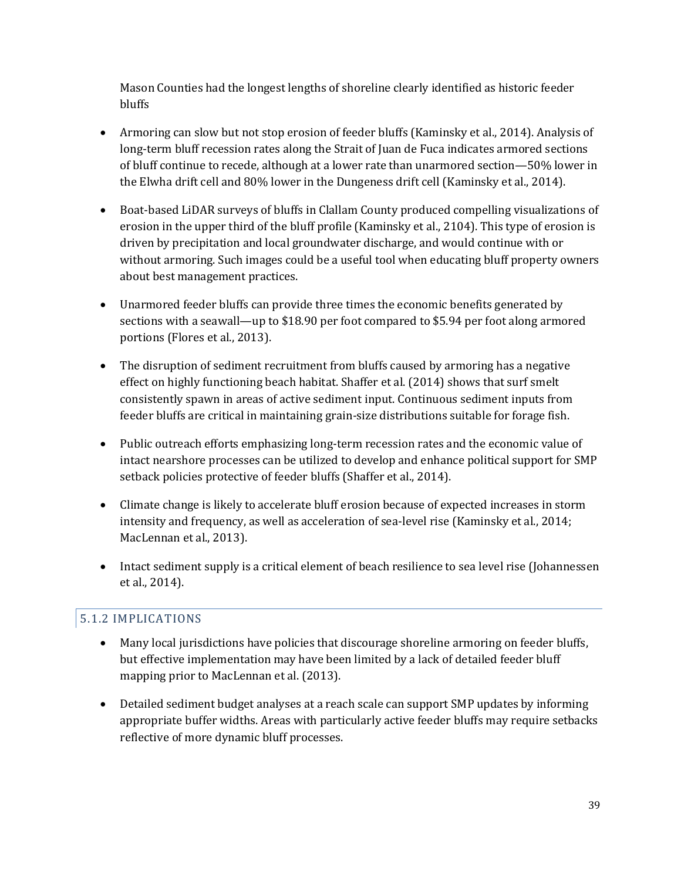Mason Counties had the longest lengths of shoreline clearly identified as historic feeder bluffs

- Armoring can slow but not stop erosion of feeder bluffs (Kaminsky et al., 2014). Analysis of long-term bluff recession rates along the Strait of Juan de Fuca indicates armored sections of bluff continue to recede, although at a lower rate than unarmored section—50% lower in the Elwha drift cell and 80% lower in the Dungeness drift cell (Kaminsky et al., 2014).

- Boat-based LiDAR surveys of bluffs in Clallam County produced compelling visualizations of erosion in the upper third of the bluff profile (Kaminsky et al., 2104). This type of erosion is driven by precipitation and local groundwater discharge, and would continue with or without armoring. Such images could be a useful tool when educating bluff property owners about best management practices.

- Unarmored feeder bluffs can provide three times the economic benefits generated by sections with a seawall—up to $18.90 per foot compared to $5.94 per foot along armored portions (Flores et al., 2013).

- The disruption of sediment recruitment from bluffs caused by armoring has a negative effect on highly functioning beach habitat. Shaffer et al. (2014) shows that surf smelt consistently spawn in areas of active sediment input. Continuous sediment inputs from feeder bluffs are critical in maintaining grain-size distributions suitable for forage fish.

- Public outreach efforts emphasizing long-term recession rates and the economic value of intact nearshore processes can be utilized to develop and enhance political support for SMP setback policies protective of feeder bluffs (Shaffer et al., 2014).

- Climate change is likely to accelerate bluff erosion because of expected increases in storm intensity and frequency, as well as acceleration of sea-level rise (Kaminsky et al., 2014; MacLennan et al., 2013).

- Intact sediment supply is a critical element of beach resilience to sea level rise (Johannessen et al., 2014).

### 5.1.2 IMPLICATIONS

- Many local jurisdictions have policies that discourage shoreline armoring on feeder bluffs, but effective implementation may have been limited by a lack of detailed feeder bluff mapping prior to MacLennan et al. (2013).

- Detailed sediment budget analyses at a reach scale can support SMP updates by informing appropriate buffer widths. Areas with particularly active feeder bluffs may require setbacks reflective of more dynamic bluff processes.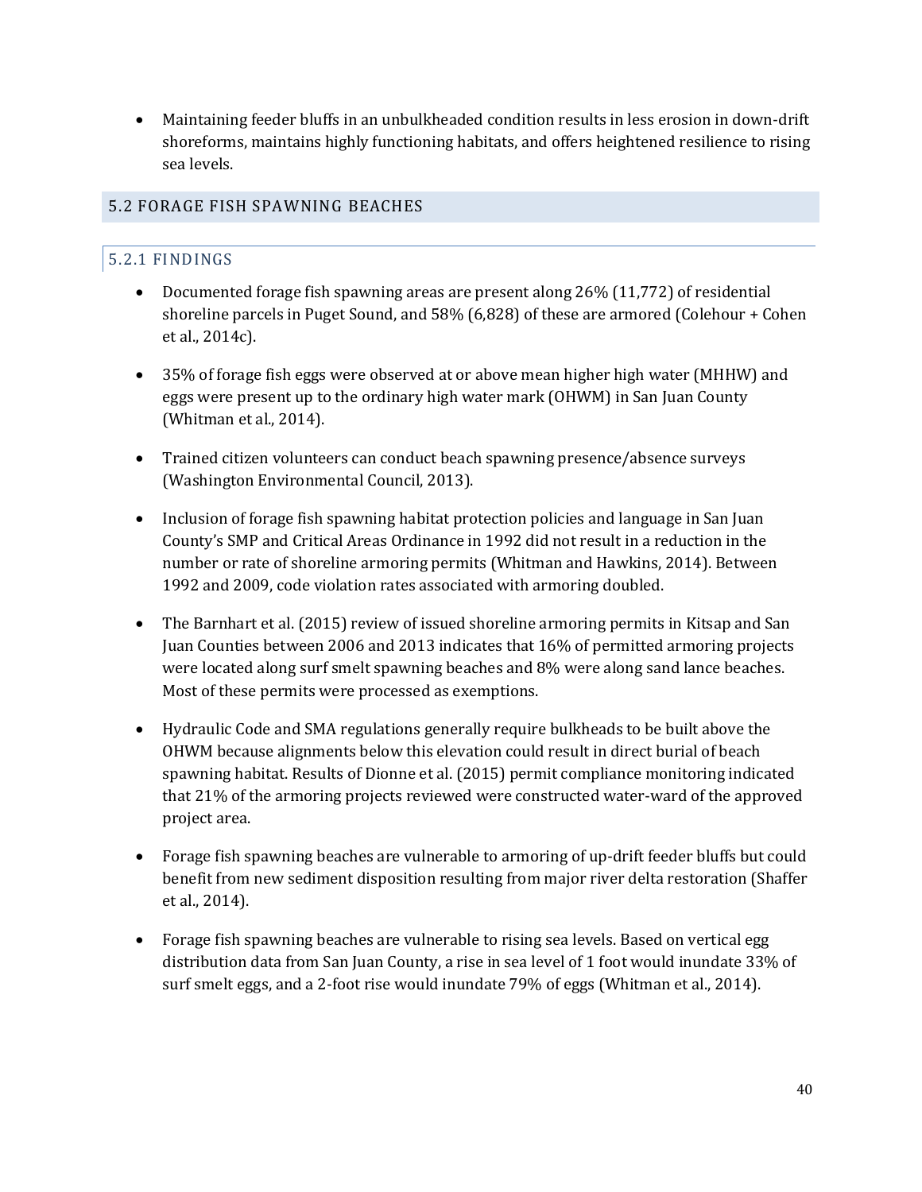- Maintaining feeder bluffs in an unbulkheaded condition results in less erosion in down-drift shoreforms, maintains highly functioning habitats, and offers heightened resilience to rising sea levels.

## 5.2 FORAGE FISH SPAWNING BEACHES

### 5.2.1 FINDINGS

- Documented forage fish spawning areas are present along 26% (11,772) of residential shoreline parcels in Puget Sound, and 58% (6,828) of these are armored (Colehour + Cohen et al., 2014c).

- 35% of forage fish eggs were observed at or above mean higher high water (MHHW) and eggs were present up to the ordinary high water mark (OHWM) in San Juan County (Whitman et al., 2014).

- Trained citizen volunteers can conduct beach spawning presence/absence surveys (Washington Environmental Council, 2013).

- Inclusion of forage fish spawning habitat protection policies and language in San Juan County's SMP and Critical Areas Ordinance in 1992 did not result in a reduction in the number or rate of shoreline armoring permits (Whitman and Hawkins, 2014). Between 1992 and 2009, code violation rates associated with armoring doubled.

- The Barnhart et al. (2015) review of issued shoreline armoring permits in Kitsap and San Juan Counties between 2006 and 2013 indicates that 16% of permitted armoring projects were located along surf smelt spawning beaches and 8% were along sand lance beaches. Most of these permits were processed as exemptions.

- Hydraulic Code and SMA regulations generally require bulkheads to be built above the OHWM because alignments below this elevation could result in direct burial of beach spawning habitat. Results of Dionne et al. (2015) permit compliance monitoring indicated that 21% of the armoring projects reviewed were constructed water-ward of the approved project area.

- Forage fish spawning beaches are vulnerable to armoring of up-drift feeder bluffs but could benefit from new sediment disposition resulting from major river delta restoration (Shaffer et al., 2014).

- Forage fish spawning beaches are vulnerable to rising sea levels. Based on vertical egg distribution data from San Juan County, a rise in sea level of 1 foot would inundate 33% of surf smelt eggs, and a 2-foot rise would inundate 79% of eggs (Whitman et al., 2014).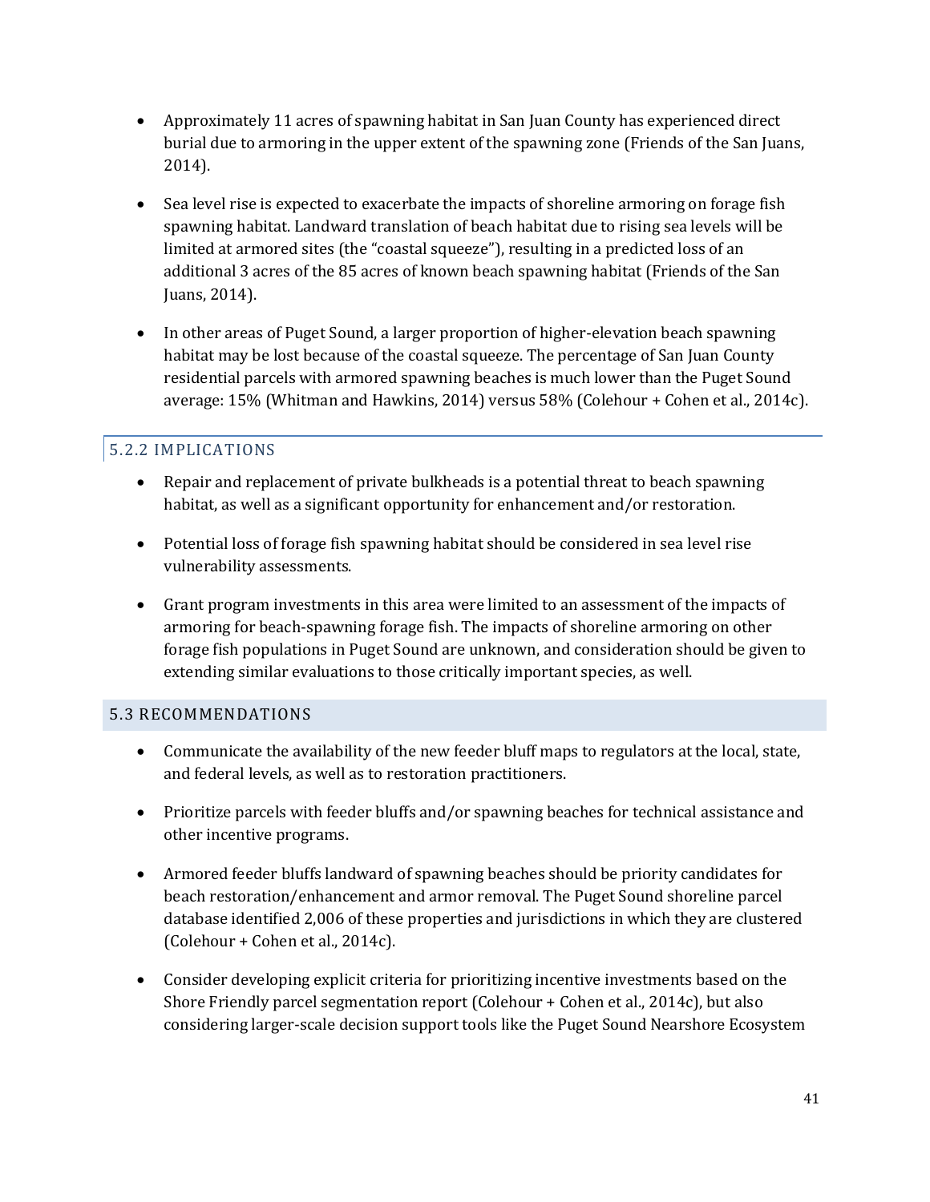- Approximately 11 acres of spawning habitat in San Juan County has experienced direct burial due to armoring in the upper extent of the spawning zone (Friends of the San Juans, 2014).

- Sea level rise is expected to exacerbate the impacts of shoreline armoring on forage fish spawning habitat. Landward translation of beach habitat due to rising sea levels will be limited at armored sites (the "coastal squeeze"), resulting in a predicted loss of an additional 3 acres of the 85 acres of known beach spawning habitat (Friends of the San Juans, 2014).

- In other areas of Puget Sound, a larger proportion of higher-elevation beach spawning habitat may be lost because of the coastal squeeze. The percentage of San Juan County residential parcels with armored spawning beaches is much lower than the Puget Sound average: 15% (Whitman and Hawkins, 2014) versus 58% (Colehour + Cohen et al., 2014c).

### 5.2.2 IMPLICATIONS

- Repair and replacement of private bulkheads is a potential threat to beach spawning habitat, as well as a significant opportunity for enhancement and/or restoration.

- Potential loss of forage fish spawning habitat should be considered in sea level rise vulnerability assessments.

- Grant program investments in this area were limited to an assessment of the impacts of armoring for beach-spawning forage fish. The impacts of shoreline armoring on other forage fish populations in Puget Sound are unknown, and consideration should be given to extending similar evaluations to those critically important species, as well.

## 5.3 RECOMMENDATIONS

- Communicate the availability of the new feeder bluff maps to regulators at the local, state, and federal levels, as well as to restoration practitioners.

- Prioritize parcels with feeder bluffs and/or spawning beaches for technical assistance and other incentive programs.

- Armored feeder bluffs landward of spawning beaches should be priority candidates for beach restoration/enhancement and armor removal. The Puget Sound shoreline parcel database identified 2,006 of these properties and jurisdictions in which they are clustered (Colehour + Cohen et al., 2014c).

- Consider developing explicit criteria for prioritizing incentive investments based on the Shore Friendly parcel segmentation report (Colehour + Cohen et al., 2014c), but also considering larger-scale decision support tools like the Puget Sound Nearshore Ecosystem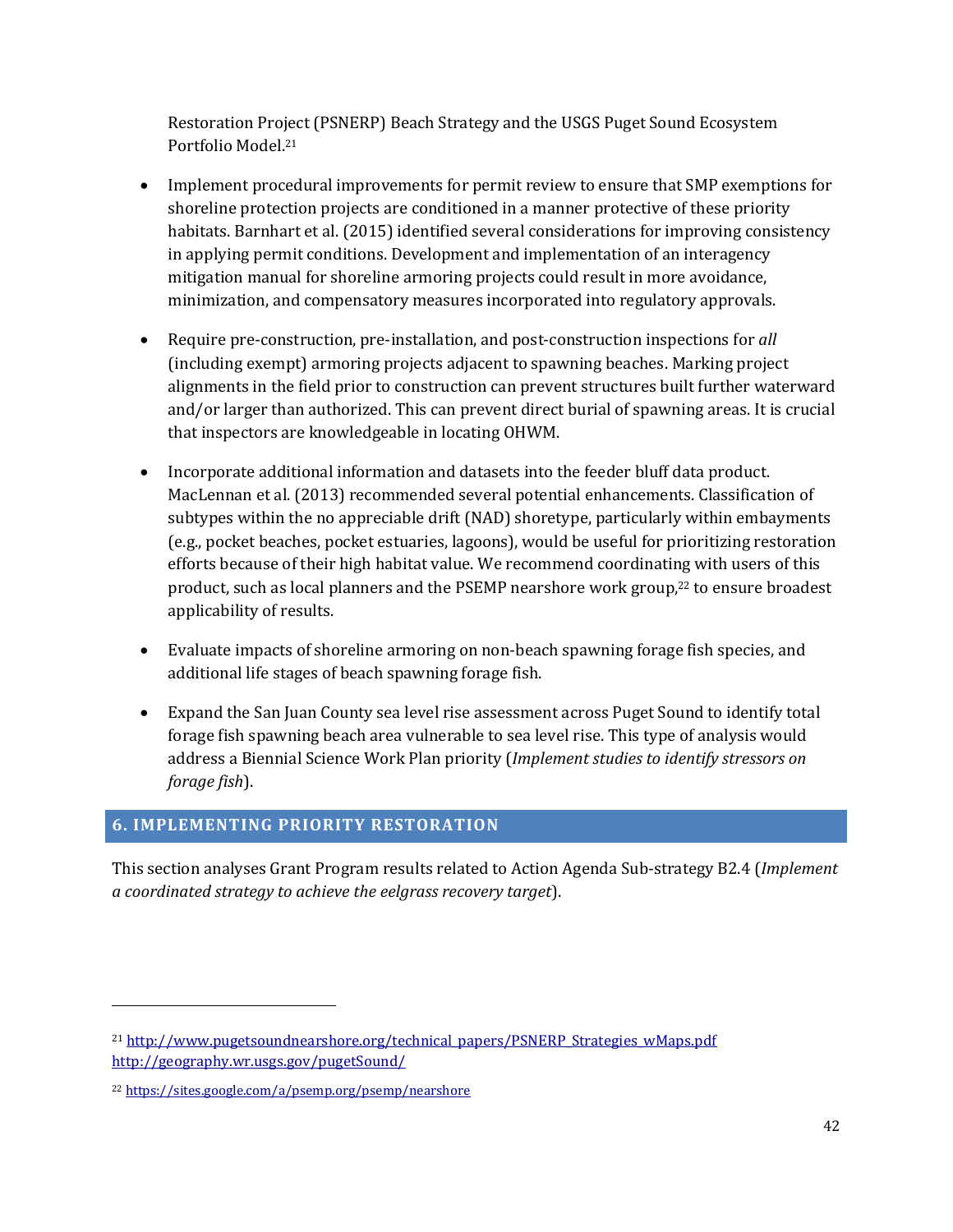Restoration Project (PSNERP) Beach Strategy and the USGS Puget Sound Ecosystem Portfolio Model.[21]

- Implement procedural improvements for permit review to ensure that SMP exemptions for shoreline protection projects are conditioned in a manner protective of these priority habitats. Barnhart et al. (2015) identified several considerations for improving consistency in applying permit conditions. Development and implementation of an interagency mitigation manual for shoreline armoring projects could result in more avoidance, minimization, and compensatory measures incorporated into regulatory approvals.

- Require pre-construction, pre-installation, and post-construction inspections for *all* (including exempt) armoring projects adjacent to spawning beaches. Marking project alignments in the field prior to construction can prevent structures built further waterward and/or larger than authorized. This can prevent direct burial of spawning areas. It is crucial that inspectors are knowledgeable in locating OHWM.

- Incorporate additional information and datasets into the feeder bluff data product. MacLennan et al. (2013) recommended several potential enhancements. Classification of subtypes within the no appreciable drift (NAD) shoretype, particularly within embayments (e.g., pocket beaches, pocket estuaries, lagoons), would be useful for prioritizing restoration efforts because of their high habitat value. We recommend coordinating with users of this product, such as local planners and the PSEMP nearshore work group,[22] to ensure broadest applicability of results.

- Evaluate impacts of shoreline armoring on non-beach spawning forage fish species, and additional life stages of beach spawning forage fish.

- Expand the San Juan County sea level rise assessment across Puget Sound to identify total forage fish spawning beach area vulnerable to sea level rise. This type of analysis would address a Biennial Science Work Plan priority (*Implement studies to identify stressors on forage fish*).

## 6. IMPLEMENTING PRIORITY RESTORATION

This section analyses Grant Program results related to Action Agenda Sub-strategy B2.4 (*Implement a coordinated strategy to achieve the eelgrass recovery target*).

---

[21] http://www.pugetsoundnearshore.org/technical_papers/PSNERP_Strategies_wMaps.pdf http://geography.wr.usgs.gov/pugetSound/

[22] https://sites.google.com/a/psemp.org/psemp/nearshore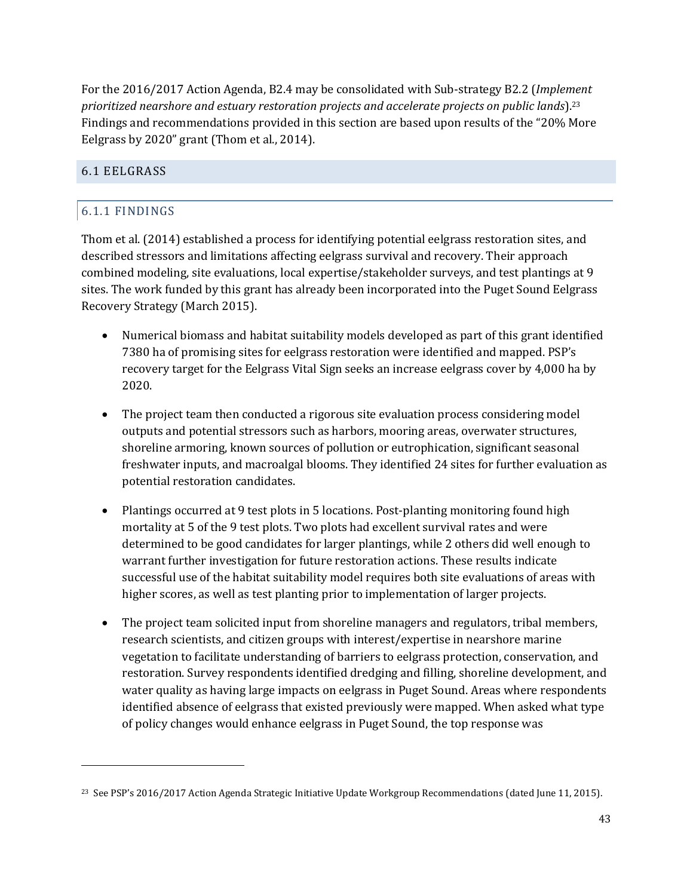For the 2016/2017 Action Agenda, B2.4 may be consolidated with Sub-strategy B2.2 (*Implement prioritized nearshore and estuary restoration projects and accelerate projects on public lands*).[23] Findings and recommendations provided in this section are based upon results of the "20% More Eelgrass by 2020" grant (Thom et al., 2014).

## 6.1 EELGRASS

### 6.1.1 FINDINGS

Thom et al. (2014) established a process for identifying potential eelgrass restoration sites, and described stressors and limitations affecting eelgrass survival and recovery. Their approach combined modeling, site evaluations, local expertise/stakeholder surveys, and test plantings at 9 sites. The work funded by this grant has already been incorporated into the Puget Sound Eelgrass Recovery Strategy (March 2015).

- Numerical biomass and habitat suitability models developed as part of this grant identified 7380 ha of promising sites for eelgrass restoration were identified and mapped. PSP's recovery target for the Eelgrass Vital Sign seeks an increase eelgrass cover by 4,000 ha by 2020.
- The project team then conducted a rigorous site evaluation process considering model outputs and potential stressors such as harbors, mooring areas, overwater structures, shoreline armoring, known sources of pollution or eutrophication, significant seasonal freshwater inputs, and macroalgal blooms. They identified 24 sites for further evaluation as potential restoration candidates.
- Plantings occurred at 9 test plots in 5 locations. Post-planting monitoring found high mortality at 5 of the 9 test plots. Two plots had excellent survival rates and were determined to be good candidates for larger plantings, while 2 others did well enough to warrant further investigation for future restoration actions. These results indicate successful use of the habitat suitability model requires both site evaluations of areas with higher scores, as well as test planting prior to implementation of larger projects.
- The project team solicited input from shoreline managers and regulators, tribal members, research scientists, and citizen groups with interest/expertise in nearshore marine vegetation to facilitate understanding of barriers to eelgrass protection, conservation, and restoration. Survey respondents identified dredging and filling, shoreline development, and water quality as having large impacts on eelgrass in Puget Sound. Areas where respondents identified absence of eelgrass that existed previously were mapped. When asked what type of policy changes would enhance eelgrass in Puget Sound, the top response was

---

[23] See PSP's 2016/2017 Action Agenda Strategic Initiative Update Workgroup Recommendations (dated June 11, 2015).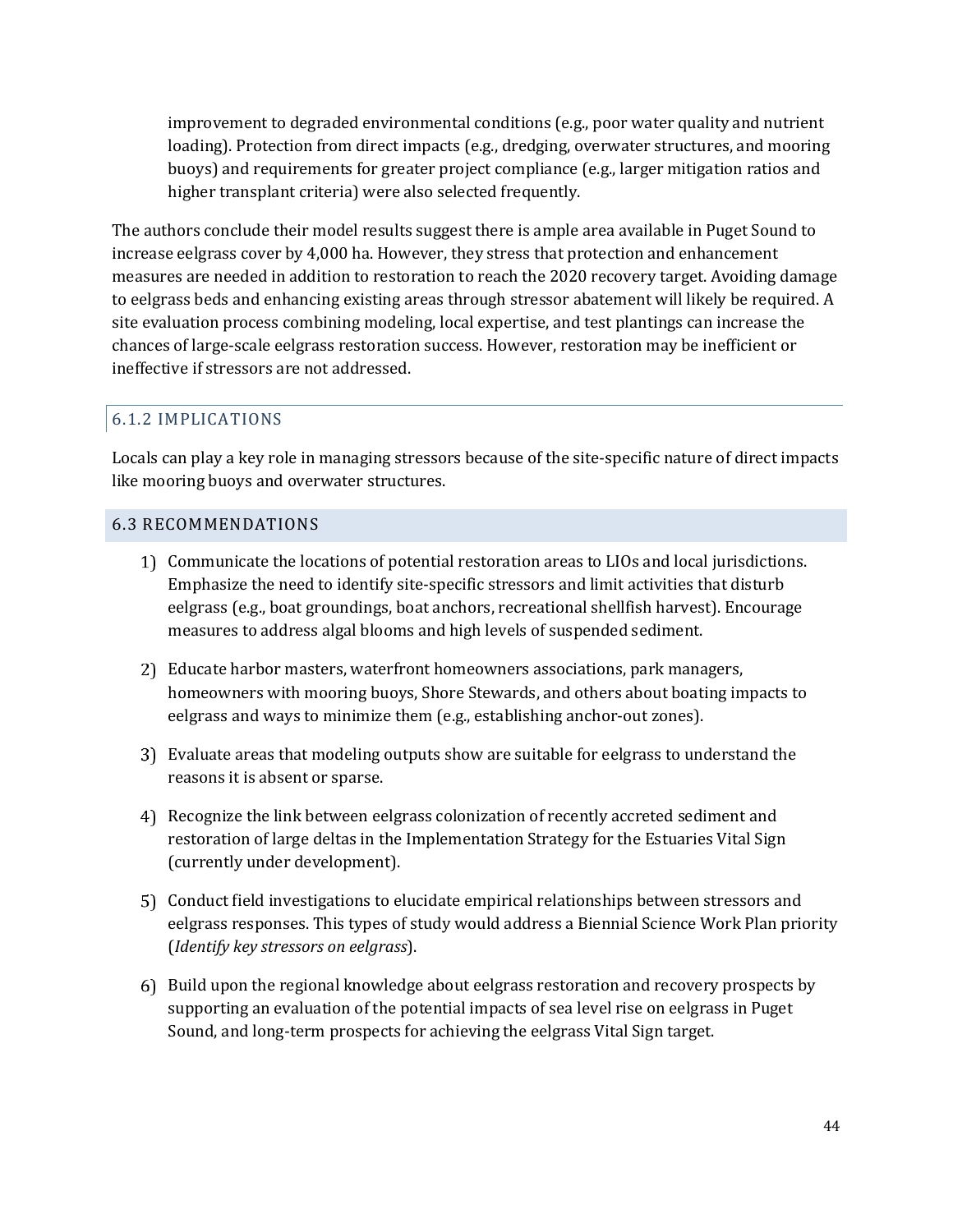improvement to degraded environmental conditions (e.g., poor water quality and nutrient loading). Protection from direct impacts (e.g., dredging, overwater structures, and mooring buoys) and requirements for greater project compliance (e.g., larger mitigation ratios and higher transplant criteria) were also selected frequently.

The authors conclude their model results suggest there is ample area available in Puget Sound to increase eelgrass cover by 4,000 ha. However, they stress that protection and enhancement measures are needed in addition to restoration to reach the 2020 recovery target. Avoiding damage to eelgrass beds and enhancing existing areas through stressor abatement will likely be required. A site evaluation process combining modeling, local expertise, and test plantings can increase the chances of large-scale eelgrass restoration success. However, restoration may be inefficient or ineffective if stressors are not addressed.

### 6.1.2 IMPLICATIONS

Locals can play a key role in managing stressors because of the site-specific nature of direct impacts like mooring buoys and overwater structures.

## 6.3 RECOMMENDATIONS

1) Communicate the locations of potential restoration areas to LIOs and local jurisdictions. Emphasize the need to identify site-specific stressors and limit activities that disturb eelgrass (e.g., boat groundings, boat anchors, recreational shellfish harvest). Encourage measures to address algal blooms and high levels of suspended sediment.

2) Educate harbor masters, waterfront homeowners associations, park managers, homeowners with mooring buoys, Shore Stewards, and others about boating impacts to eelgrass and ways to minimize them (e.g., establishing anchor-out zones).

3) Evaluate areas that modeling outputs show are suitable for eelgrass to understand the reasons it is absent or sparse.

4) Recognize the link between eelgrass colonization of recently accreted sediment and restoration of large deltas in the Implementation Strategy for the Estuaries Vital Sign (currently under development).

5) Conduct field investigations to elucidate empirical relationships between stressors and eelgrass responses. This types of study would address a Biennial Science Work Plan priority (*Identify key stressors on eelgrass*).

6) Build upon the regional knowledge about eelgrass restoration and recovery prospects by supporting an evaluation of the potential impacts of sea level rise on eelgrass in Puget Sound, and long-term prospects for achieving the eelgrass Vital Sign target.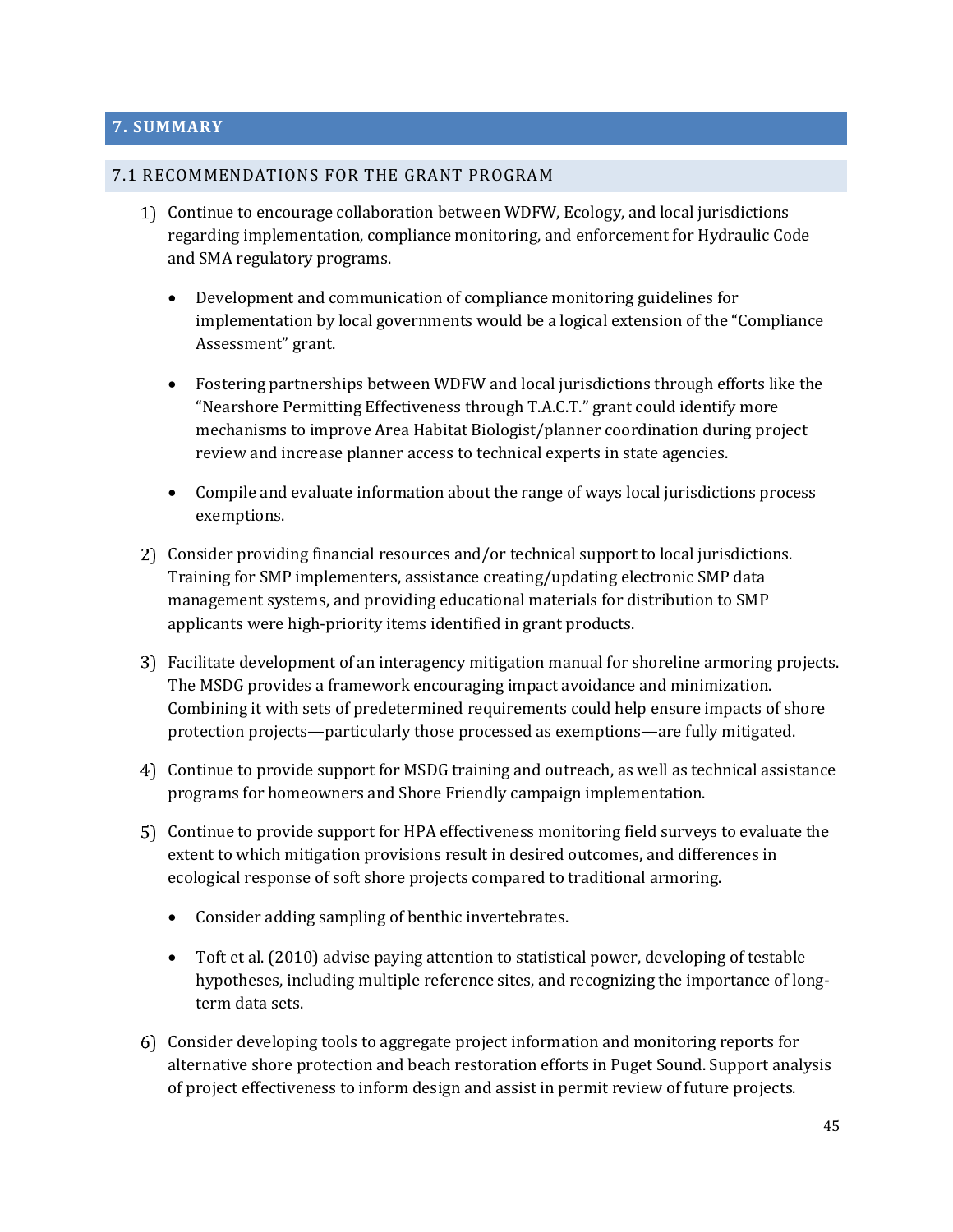# 7. SUMMARY

## 7.1 RECOMMENDATIONS FOR THE GRANT PROGRAM

1) Continue to encourage collaboration between WDFW, Ecology, and local jurisdictions regarding implementation, compliance monitoring, and enforcement for Hydraulic Code and SMA regulatory programs.

   - Development and communication of compliance monitoring guidelines for implementation by local governments would be a logical extension of the "Compliance Assessment" grant.

   - Fostering partnerships between WDFW and local jurisdictions through efforts like the "Nearshore Permitting Effectiveness through T.A.C.T." grant could identify more mechanisms to improve Area Habitat Biologist/planner coordination during project review and increase planner access to technical experts in state agencies.

   - Compile and evaluate information about the range of ways local jurisdictions process exemptions.

2) Consider providing financial resources and/or technical support to local jurisdictions. Training for SMP implementers, assistance creating/updating electronic SMP data management systems, and providing educational materials for distribution to SMP applicants were high-priority items identified in grant products.

3) Facilitate development of an interagency mitigation manual for shoreline armoring projects. The MSDG provides a framework encouraging impact avoidance and minimization. Combining it with sets of predetermined requirements could help ensure impacts of shore protection projects—particularly those processed as exemptions—are fully mitigated.

4) Continue to provide support for MSDG training and outreach, as well as technical assistance programs for homeowners and Shore Friendly campaign implementation.

5) Continue to provide support for HPA effectiveness monitoring field surveys to evaluate the extent to which mitigation provisions result in desired outcomes, and differences in ecological response of soft shore projects compared to traditional armoring.

   - Consider adding sampling of benthic invertebrates.

   - Toft et al. (2010) advise paying attention to statistical power, developing of testable hypotheses, including multiple reference sites, and recognizing the importance of long-term data sets.

6) Consider developing tools to aggregate project information and monitoring reports for alternative shore protection and beach restoration efforts in Puget Sound. Support analysis of project effectiveness to inform design and assist in permit review of future projects.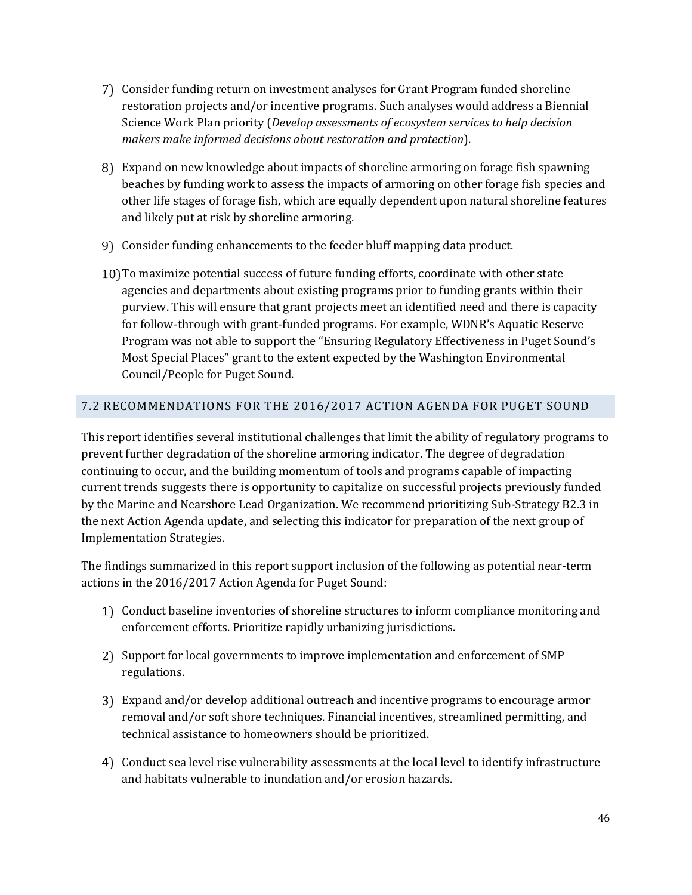7) Consider funding return on investment analyses for Grant Program funded shoreline restoration projects and/or incentive programs. Such analyses would address a Biennial Science Work Plan priority (*Develop assessments of ecosystem services to help decision makers make informed decisions about restoration and protection*).

8) Expand on new knowledge about impacts of shoreline armoring on forage fish spawning beaches by funding work to assess the impacts of armoring on other forage fish species and other life stages of forage fish, which are equally dependent upon natural shoreline features and likely put at risk by shoreline armoring.

9) Consider funding enhancements to the feeder bluff mapping data product.

10) To maximize potential success of future funding efforts, coordinate with other state agencies and departments about existing programs prior to funding grants within their purview. This will ensure that grant projects meet an identified need and there is capacity for follow-through with grant-funded programs. For example, WDNR's Aquatic Reserve Program was not able to support the "Ensuring Regulatory Effectiveness in Puget Sound's Most Special Places" grant to the extent expected by the Washington Environmental Council/People for Puget Sound.

## 7.2 RECOMMENDATIONS FOR THE 2016/2017 ACTION AGENDA FOR PUGET SOUND

This report identifies several institutional challenges that limit the ability of regulatory programs to prevent further degradation of the shoreline armoring indicator. The degree of degradation continuing to occur, and the building momentum of tools and programs capable of impacting current trends suggests there is opportunity to capitalize on successful projects previously funded by the Marine and Nearshore Lead Organization. We recommend prioritizing Sub-Strategy B2.3 in the next Action Agenda update, and selecting this indicator for preparation of the next group of Implementation Strategies.

The findings summarized in this report support inclusion of the following as potential near-term actions in the 2016/2017 Action Agenda for Puget Sound:

1) Conduct baseline inventories of shoreline structures to inform compliance monitoring and enforcement efforts. Prioritize rapidly urbanizing jurisdictions.

2) Support for local governments to improve implementation and enforcement of SMP regulations.

3) Expand and/or develop additional outreach and incentive programs to encourage armor removal and/or soft shore techniques. Financial incentives, streamlined permitting, and technical assistance to homeowners should be prioritized.

4) Conduct sea level rise vulnerability assessments at the local level to identify infrastructure and habitats vulnerable to inundation and/or erosion hazards.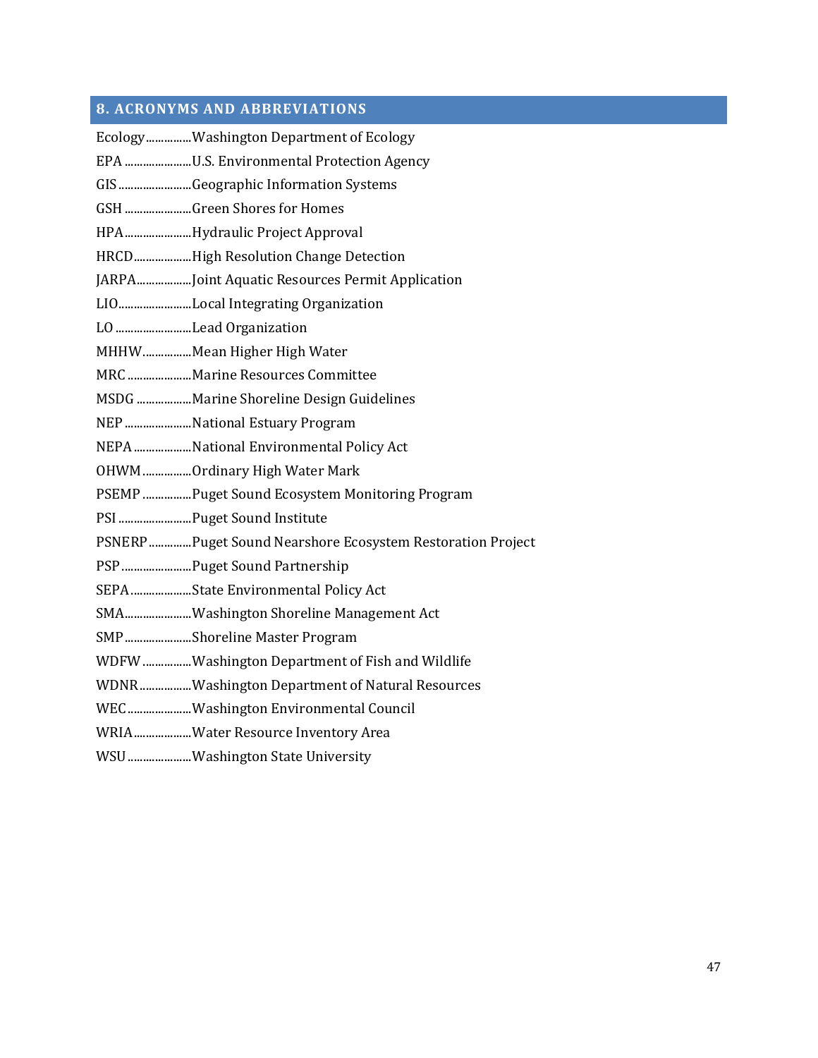## 8. ACRONYMS AND ABBREVIATIONS

Ecology...............Washington Department of Ecology

EPA ......................U.S. Environmental Protection Agency

GIS ........................Geographic Information Systems

GSH ......................Green Shores for Homes

HPA......................Hydraulic Project Approval

HRCD...................High Resolution Change Detection

JARPA..................Joint Aquatic Resources Permit Application

LIO........................Local Integrating Organization

LO .........................Lead Organization

MHHW................Mean Higher High Water

MRC .....................Marine Resources Committee

MSDG ..................Marine Shoreline Design Guidelines

NEP ......................National Estuary Program

NEPA ...................National Environmental Policy Act

OHWM................Ordinary High Water Mark

PSEMP ................Puget Sound Ecosystem Monitoring Program

PSI ........................Puget Sound Institute

PSNERP..............Puget Sound Nearshore Ecosystem Restoration Project

PSP .......................Puget Sound Partnership

SEPA ....................State Environmental Policy Act

SMA......................Washington Shoreline Management Act

SMP ......................Shoreline Master Program

WDFW ................Washington Department of Fish and Wildlife

WDNR.................Washington Department of Natural Resources

WEC .....................Washington Environmental Council

WRIA...................Water Resource Inventory Area

WSU .....................Washington State University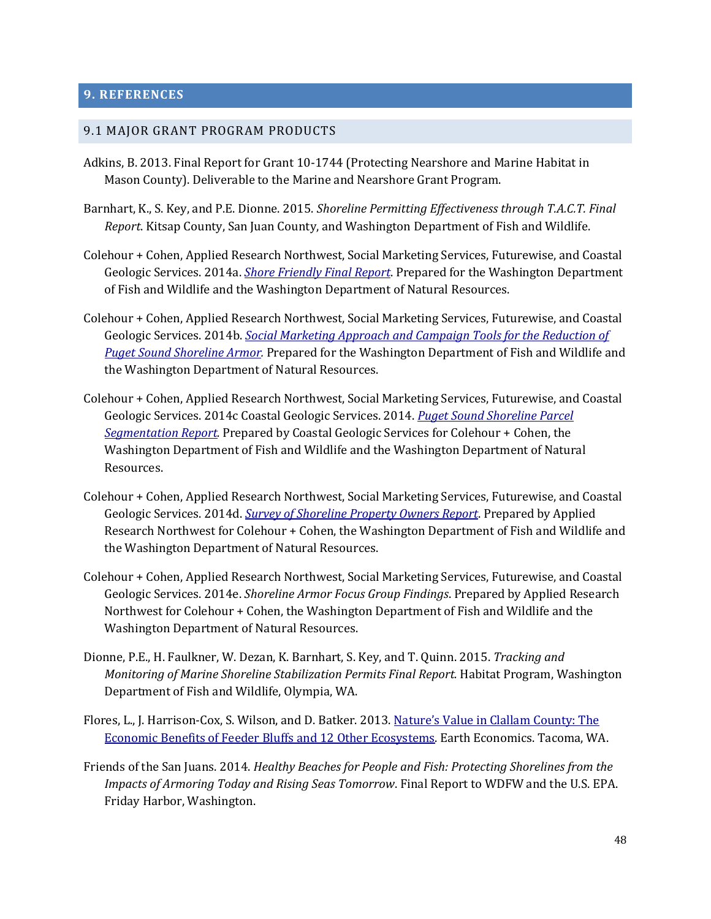# 9. REFERENCES

## 9.1 MAJOR GRANT PROGRAM PRODUCTS

Adkins, B. 2013. Final Report for Grant 10-1744 (Protecting Nearshore and Marine Habitat in Mason County). Deliverable to the Marine and Nearshore Grant Program.

Barnhart, K., S. Key, and P.E. Dionne. 2015. *Shoreline Permitting Effectiveness through T.A.C.T. Final Report*. Kitsap County, San Juan County, and Washington Department of Fish and Wildlife.

Colehour + Cohen, Applied Research Northwest, Social Marketing Services, Futurewise, and Coastal Geologic Services. 2014a. *Shore Friendly Final Report*. Prepared for the Washington Department of Fish and Wildlife and the Washington Department of Natural Resources.

Colehour + Cohen, Applied Research Northwest, Social Marketing Services, Futurewise, and Coastal Geologic Services. 2014b. *Social Marketing Approach and Campaign Tools for the Reduction of Puget Sound Shoreline Armor.* Prepared for the Washington Department of Fish and Wildlife and the Washington Department of Natural Resources.

Colehour + Cohen, Applied Research Northwest, Social Marketing Services, Futurewise, and Coastal Geologic Services. 2014c Coastal Geologic Services. 2014. *Puget Sound Shoreline Parcel Segmentation Report.* Prepared by Coastal Geologic Services for Colehour + Cohen, the Washington Department of Fish and Wildlife and the Washington Department of Natural Resources.

Colehour + Cohen, Applied Research Northwest, Social Marketing Services, Futurewise, and Coastal Geologic Services. 2014d. *Survey of Shoreline Property Owners Report*. Prepared by Applied Research Northwest for Colehour + Cohen, the Washington Department of Fish and Wildlife and the Washington Department of Natural Resources.

Colehour + Cohen, Applied Research Northwest, Social Marketing Services, Futurewise, and Coastal Geologic Services. 2014e. *Shoreline Armor Focus Group Findings*. Prepared by Applied Research Northwest for Colehour + Cohen, the Washington Department of Fish and Wildlife and the Washington Department of Natural Resources.

Dionne, P.E., H. Faulkner, W. Dezan, K. Barnhart, S. Key, and T. Quinn. 2015. *Tracking and Monitoring of Marine Shoreline Stabilization Permits Final Report.* Habitat Program, Washington Department of Fish and Wildlife, Olympia, WA.

Flores, L., J. Harrison-Cox, S. Wilson, and D. Batker. 2013. Nature's Value in Clallam County: The Economic Benefits of Feeder Bluffs and 12 Other Ecosystems. Earth Economics. Tacoma, WA.

Friends of the San Juans. 2014. *Healthy Beaches for People and Fish: Protecting Shorelines from the Impacts of Armoring Today and Rising Seas Tomorrow*. Final Report to WDFW and the U.S. EPA. Friday Harbor, Washington.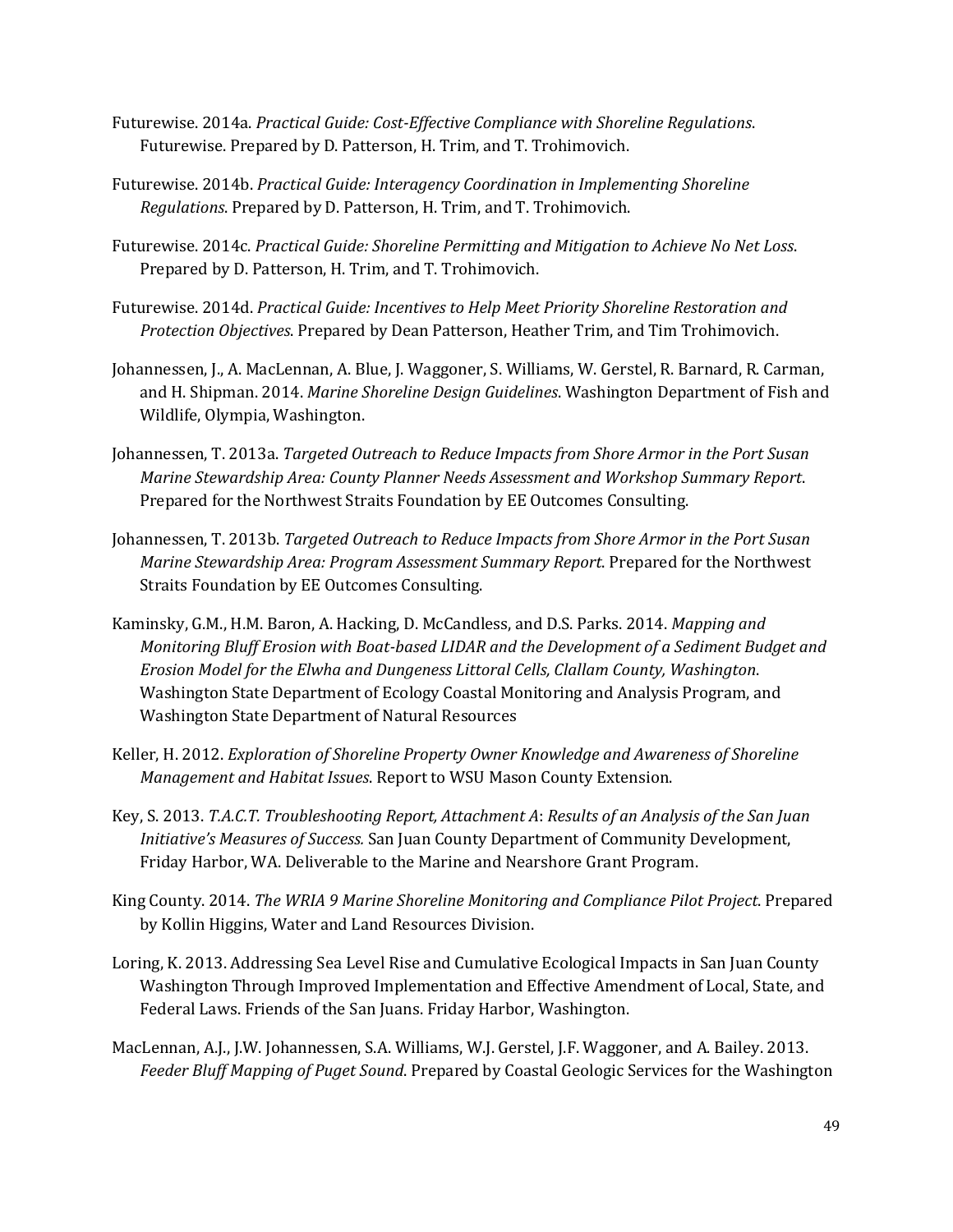Futurewise. 2014a. *Practical Guide: Cost-Effective Compliance with Shoreline Regulations*. Futurewise. Prepared by D. Patterson, H. Trim, and T. Trohimovich.

Futurewise. 2014b. *Practical Guide: Interagency Coordination in Implementing Shoreline Regulations*. Prepared by D. Patterson, H. Trim, and T. Trohimovich.

Futurewise. 2014c. *Practical Guide: Shoreline Permitting and Mitigation to Achieve No Net Loss*. Prepared by D. Patterson, H. Trim, and T. Trohimovich.

Futurewise. 2014d. *Practical Guide: Incentives to Help Meet Priority Shoreline Restoration and Protection Objectives*. Prepared by Dean Patterson, Heather Trim, and Tim Trohimovich.

Johannessen, J., A. MacLennan, A. Blue, J. Waggoner, S. Williams, W. Gerstel, R. Barnard, R. Carman, and H. Shipman. 2014. *Marine Shoreline Design Guidelines*. Washington Department of Fish and Wildlife, Olympia, Washington.

Johannessen, T. 2013a. *Targeted Outreach to Reduce Impacts from Shore Armor in the Port Susan Marine Stewardship Area: County Planner Needs Assessment and Workshop Summary Report*. Prepared for the Northwest Straits Foundation by EE Outcomes Consulting.

Johannessen, T. 2013b. *Targeted Outreach to Reduce Impacts from Shore Armor in the Port Susan Marine Stewardship Area: Program Assessment Summary Report*. Prepared for the Northwest Straits Foundation by EE Outcomes Consulting.

Kaminsky, G.M., H.M. Baron, A. Hacking, D. McCandless, and D.S. Parks. 2014. *Mapping and Monitoring Bluff Erosion with Boat-based LIDAR and the Development of a Sediment Budget and Erosion Model for the Elwha and Dungeness Littoral Cells, Clallam County, Washington*. Washington State Department of Ecology Coastal Monitoring and Analysis Program, and Washington State Department of Natural Resources

Keller, H. 2012. *Exploration of Shoreline Property Owner Knowledge and Awareness of Shoreline Management and Habitat Issues*. Report to WSU Mason County Extension.

Key, S. 2013. *T.A.C.T. Troubleshooting Report, Attachment A*: *Results of an Analysis of the San Juan Initiative's Measures of Success.* San Juan County Department of Community Development, Friday Harbor, WA. Deliverable to the Marine and Nearshore Grant Program.

King County. 2014. *The WRIA 9 Marine Shoreline Monitoring and Compliance Pilot Project*. Prepared by Kollin Higgins, Water and Land Resources Division.

Loring, K. 2013. Addressing Sea Level Rise and Cumulative Ecological Impacts in San Juan County Washington Through Improved Implementation and Effective Amendment of Local, State, and Federal Laws. Friends of the San Juans. Friday Harbor, Washington.

MacLennan, A.J., J.W. Johannessen, S.A. Williams, W.J. Gerstel, J.F. Waggoner, and A. Bailey. 2013. *Feeder Bluff Mapping of Puget Sound*. Prepared by Coastal Geologic Services for the Washington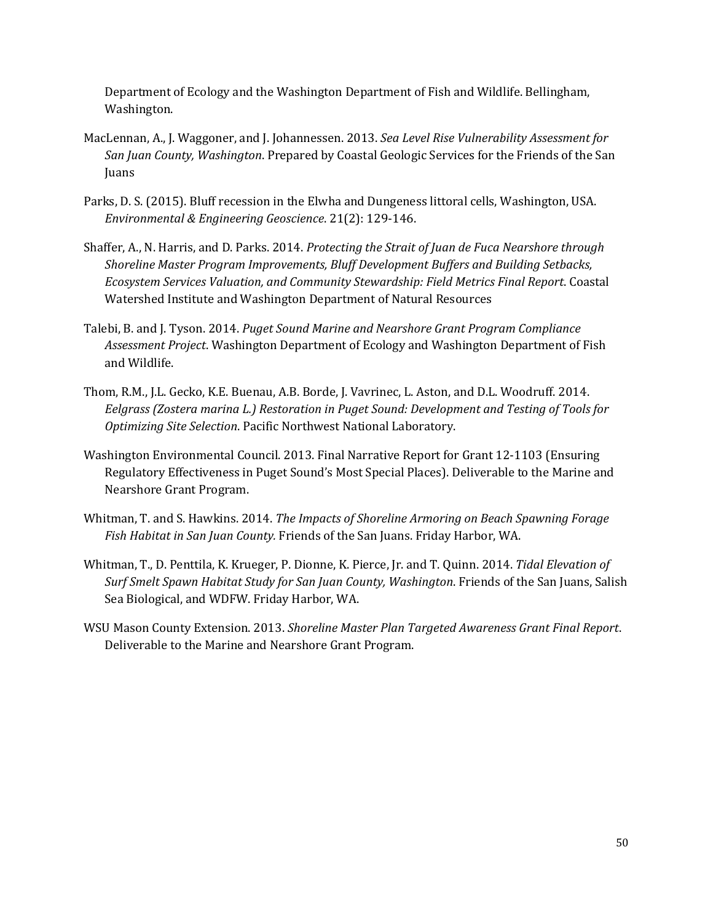Department of Ecology and the Washington Department of Fish and Wildlife. Bellingham, Washington.

MacLennan, A., J. Waggoner, and J. Johannessen. 2013. *Sea Level Rise Vulnerability Assessment for San Juan County, Washington*. Prepared by Coastal Geologic Services for the Friends of the San Juans

Parks, D. S. (2015). Bluff recession in the Elwha and Dungeness littoral cells, Washington, USA. *Environmental & Engineering Geoscience*. 21(2): 129-146.

Shaffer, A., N. Harris, and D. Parks. 2014. *Protecting the Strait of Juan de Fuca Nearshore through Shoreline Master Program Improvements, Bluff Development Buffers and Building Setbacks, Ecosystem Services Valuation, and Community Stewardship: Field Metrics Final Report*. Coastal Watershed Institute and Washington Department of Natural Resources

Talebi, B. and J. Tyson. 2014. *Puget Sound Marine and Nearshore Grant Program Compliance Assessment Project*. Washington Department of Ecology and Washington Department of Fish and Wildlife.

Thom, R.M., J.L. Gecko, K.E. Buenau, A.B. Borde, J. Vavrinec, L. Aston, and D.L. Woodruff. 2014. *Eelgrass (Zostera marina L.) Restoration in Puget Sound: Development and Testing of Tools for Optimizing Site Selection*. Pacific Northwest National Laboratory.

Washington Environmental Council. 2013. Final Narrative Report for Grant 12-1103 (Ensuring Regulatory Effectiveness in Puget Sound's Most Special Places). Deliverable to the Marine and Nearshore Grant Program.

Whitman, T. and S. Hawkins. 2014. *The Impacts of Shoreline Armoring on Beach Spawning Forage Fish Habitat in San Juan County.* Friends of the San Juans. Friday Harbor, WA.

Whitman, T., D. Penttila, K. Krueger, P. Dionne, K. Pierce, Jr. and T. Quinn. 2014. *Tidal Elevation of Surf Smelt Spawn Habitat Study for San Juan County, Washington*. Friends of the San Juans, Salish Sea Biological, and WDFW. Friday Harbor, WA.

WSU Mason County Extension. 2013. *Shoreline Master Plan Targeted Awareness Grant Final Report*. Deliverable to the Marine and Nearshore Grant Program.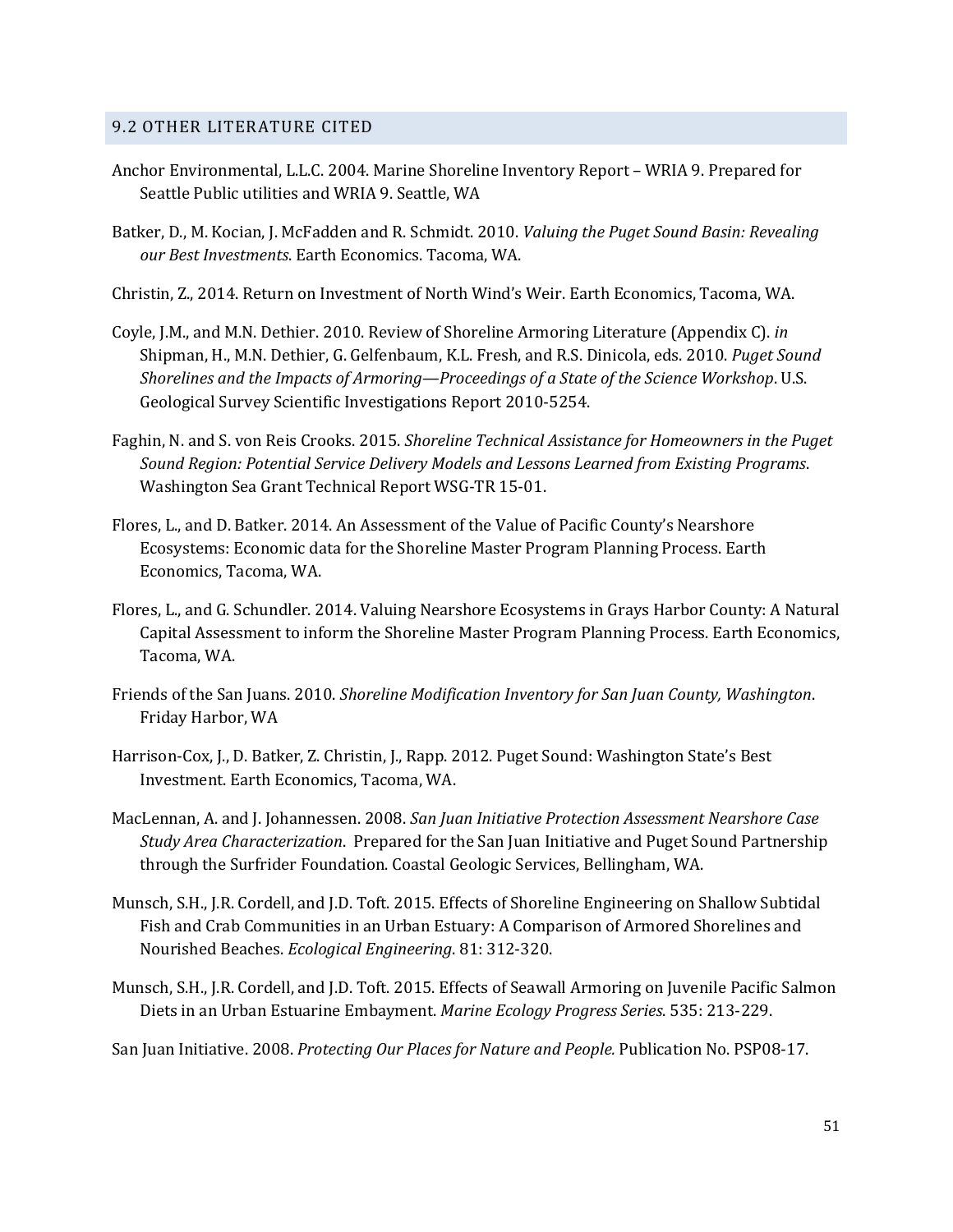## 9.2 OTHER LITERATURE CITED

Anchor Environmental, L.L.C. 2004. Marine Shoreline Inventory Report – WRIA 9. Prepared for Seattle Public utilities and WRIA 9. Seattle, WA

Batker, D., M. Kocian, J. McFadden and R. Schmidt. 2010. *Valuing the Puget Sound Basin: Revealing our Best Investments*. Earth Economics. Tacoma, WA.

Christin, Z., 2014. Return on Investment of North Wind's Weir. Earth Economics, Tacoma, WA.

Coyle, J.M., and M.N. Dethier. 2010. Review of Shoreline Armoring Literature (Appendix C). *in* Shipman, H., M.N. Dethier, G. Gelfenbaum, K.L. Fresh, and R.S. Dinicola, eds. 2010. *Puget Sound Shorelines and the Impacts of Armoring—Proceedings of a State of the Science Workshop*. U.S. Geological Survey Scientific Investigations Report 2010-5254.

Faghin, N. and S. von Reis Crooks. 2015. *Shoreline Technical Assistance for Homeowners in the Puget Sound Region: Potential Service Delivery Models and Lessons Learned from Existing Programs*. Washington Sea Grant Technical Report WSG-TR 15-01.

Flores, L., and D. Batker. 2014. An Assessment of the Value of Pacific County's Nearshore Ecosystems: Economic data for the Shoreline Master Program Planning Process. Earth Economics, Tacoma, WA.

Flores, L., and G. Schundler. 2014. Valuing Nearshore Ecosystems in Grays Harbor County: A Natural Capital Assessment to inform the Shoreline Master Program Planning Process. Earth Economics, Tacoma, WA.

Friends of the San Juans. 2010. *Shoreline Modification Inventory for San Juan County, Washington*. Friday Harbor, WA

Harrison-Cox, J., D. Batker, Z. Christin, J., Rapp. 2012. Puget Sound: Washington State's Best Investment. Earth Economics, Tacoma, WA.

MacLennan, A. and J. Johannessen. 2008. *San Juan Initiative Protection Assessment Nearshore Case Study Area Characterization*. Prepared for the San Juan Initiative and Puget Sound Partnership through the Surfrider Foundation. Coastal Geologic Services, Bellingham, WA.

Munsch, S.H., J.R. Cordell, and J.D. Toft. 2015. Effects of Shoreline Engineering on Shallow Subtidal Fish and Crab Communities in an Urban Estuary: A Comparison of Armored Shorelines and Nourished Beaches. *Ecological Engineering*. 81: 312-320.

Munsch, S.H., J.R. Cordell, and J.D. Toft. 2015. Effects of Seawall Armoring on Juvenile Pacific Salmon Diets in an Urban Estuarine Embayment. *Marine Ecology Progress Series*. 535: 213-229.

San Juan Initiative. 2008. *Protecting Our Places for Nature and People.* Publication No. PSP08-17.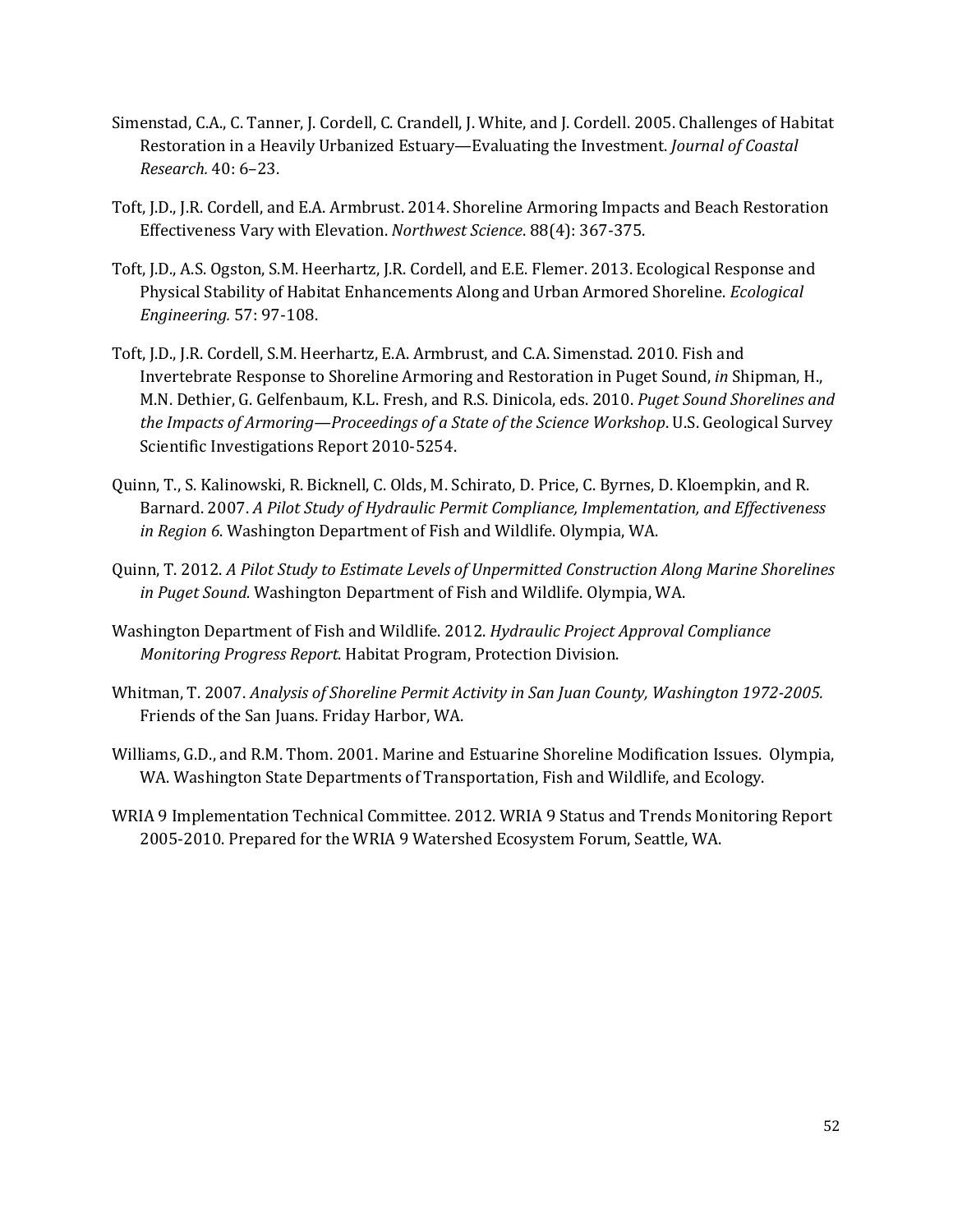Simenstad, C.A., C. Tanner, J. Cordell, C. Crandell, J. White, and J. Cordell. 2005. Challenges of Habitat Restoration in a Heavily Urbanized Estuary—Evaluating the Investment. *Journal of Coastal Research.* 40: 6–23.

Toft, J.D., J.R. Cordell, and E.A. Armbrust. 2014. Shoreline Armoring Impacts and Beach Restoration Effectiveness Vary with Elevation. *Northwest Science*. 88(4): 367-375.

Toft, J.D., A.S. Ogston, S.M. Heerhartz, J.R. Cordell, and E.E. Flemer. 2013. Ecological Response and Physical Stability of Habitat Enhancements Along and Urban Armored Shoreline. *Ecological Engineering.* 57: 97-108.

Toft, J.D., J.R. Cordell, S.M. Heerhartz, E.A. Armbrust, and C.A. Simenstad. 2010. Fish and Invertebrate Response to Shoreline Armoring and Restoration in Puget Sound, *in* Shipman, H., M.N. Dethier, G. Gelfenbaum, K.L. Fresh, and R.S. Dinicola, eds. 2010. *Puget Sound Shorelines and the Impacts of Armoring—Proceedings of a State of the Science Workshop*. U.S. Geological Survey Scientific Investigations Report 2010-5254.

Quinn, T., S. Kalinowski, R. Bicknell, C. Olds, M. Schirato, D. Price, C. Byrnes, D. Kloempkin, and R. Barnard. 2007. *A Pilot Study of Hydraulic Permit Compliance, Implementation, and Effectiveness in Region 6*. Washington Department of Fish and Wildlife. Olympia, WA.

Quinn, T. 2012. *A Pilot Study to Estimate Levels of Unpermitted Construction Along Marine Shorelines in Puget Sound.* Washington Department of Fish and Wildlife. Olympia, WA.

Washington Department of Fish and Wildlife. 2012. *Hydraulic Project Approval Compliance Monitoring Progress Report*. Habitat Program, Protection Division.

Whitman, T. 2007. *Analysis of Shoreline Permit Activity in San Juan County, Washington 1972-2005.* Friends of the San Juans. Friday Harbor, WA.

Williams, G.D., and R.M. Thom. 2001. Marine and Estuarine Shoreline Modification Issues. Olympia, WA. Washington State Departments of Transportation, Fish and Wildlife, and Ecology.

WRIA 9 Implementation Technical Committee. 2012. WRIA 9 Status and Trends Monitoring Report 2005-2010. Prepared for the WRIA 9 Watershed Ecosystem Forum, Seattle, WA.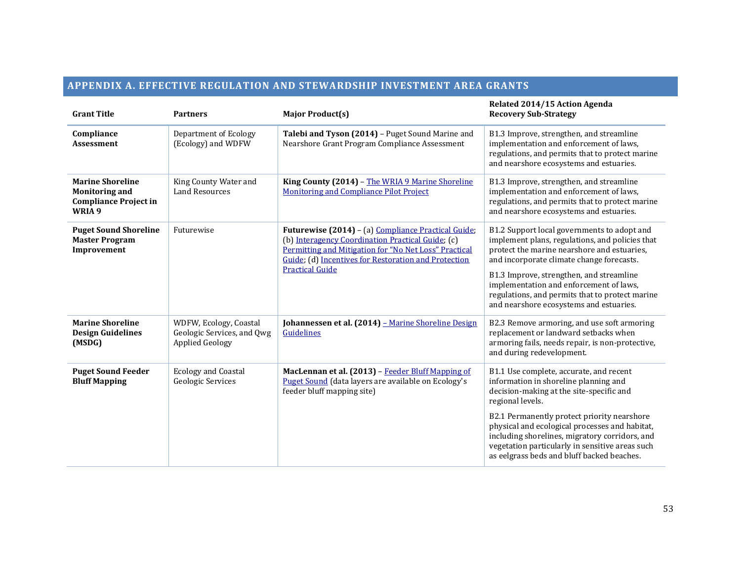## APPENDIX A. EFFECTIVE REGULATION AND STEWARDSHIP INVESTMENT AREA GRANTS

| Grant Title | Partners | Major Product(s) | Related 2014/15 Action Agenda Recovery Sub-Strategy |
|---|---|---|---|
| **Compliance Assessment** | Department of Ecology (Ecology) and WDFW | **Talebi and Tyson (2014)** – Puget Sound Marine and Nearshore Grant Program Compliance Assessment | B1.3 Improve, strengthen, and streamline implementation and enforcement of laws, regulations, and permits that to protect marine and nearshore ecosystems and estuaries. |
| **Marine Shoreline Monitoring and Compliance Project in WRIA 9** | King County Water and Land Resources | **King County (2014)** – The WRIA 9 Marine Shoreline Monitoring and Compliance Pilot Project | B1.3 Improve, strengthen, and streamline implementation and enforcement of laws, regulations, and permits that to protect marine and nearshore ecosystems and estuaries. |
| **Puget Sound Shoreline Master Program Improvement** | Futurewise | **Futurewise (2014)** – (a) Compliance Practical Guide; (b) Interagency Coordination Practical Guide; (c) Permitting and Mitigation for "No Net Loss" Practical Guide; (d) Incentives for Restoration and Protection Practical Guide | B1.2 Support local governments to adopt and implement plans, regulations, and policies that protect the marine nearshore and estuaries, and incorporate climate change forecasts.<br><br>B1.3 Improve, strengthen, and streamline implementation and enforcement of laws, regulations, and permits that to protect marine and nearshore ecosystems and estuaries. |
| **Marine Shoreline Design Guidelines (MSDG)** | WDFW, Ecology, Coastal Geologic Services, and Qwg Applied Geology | **Johannessen et al. (2014)** – Marine Shoreline Design Guidelines | B2.3 Remove armoring, and use soft armoring replacement or landward setbacks when armoring fails, needs repair, is non-protective, and during redevelopment. |
| **Puget Sound Feeder Bluff Mapping** | Ecology and Coastal Geologic Services | **MacLennan et al. (2013)** – Feeder Bluff Mapping of Puget Sound (data layers are available on Ecology's feeder bluff mapping site) | B1.1 Use complete, accurate, and recent information in shoreline planning and decision-making at the site-specific and regional levels.<br><br>B2.1 Permanently protect priority nearshore physical and ecological processes and habitat, including shorelines, migratory corridors, and vegetation particularly in sensitive areas such as eelgrass beds and bluff backed beaches. |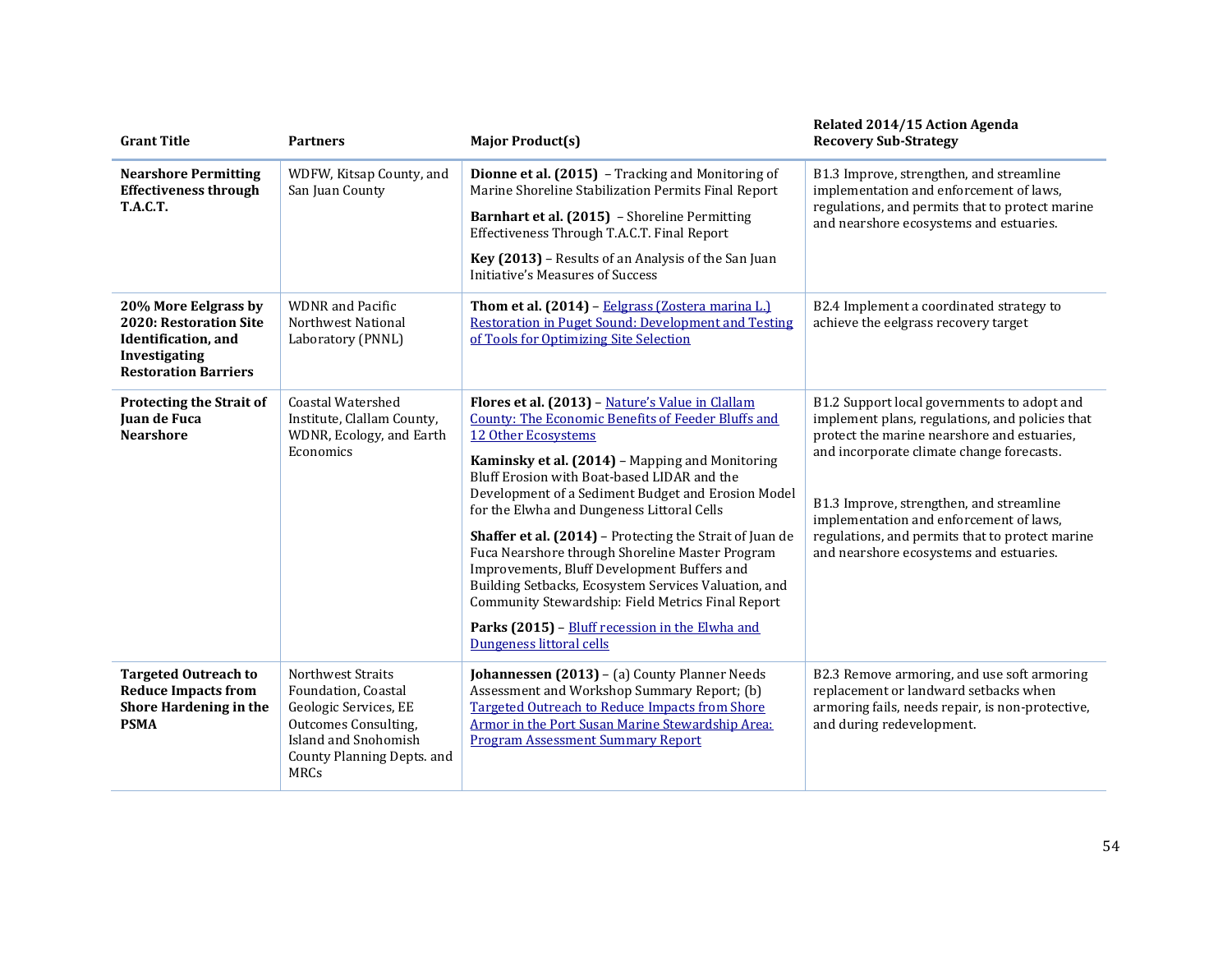| Grant Title | Partners | Major Product(s) | Related 2014/15 Action Agenda Recovery Sub-Strategy |
|---|---|---|---|
| **Nearshore Permitting Effectiveness through T.A.C.T.** | WDFW, Kitsap County, and San Juan County | **Dionne et al. (2015)** – Tracking and Monitoring of Marine Shoreline Stabilization Permits Final Report<br>**Barnhart et al. (2015)** – Shoreline Permitting Effectiveness Through T.A.C.T. Final Report<br>**Key (2013)** – Results of an Analysis of the San Juan Initiative's Measures of Success | B1.3 Improve, strengthen, and streamline implementation and enforcement of laws, regulations, and permits that to protect marine and nearshore ecosystems and estuaries. |
| **20% More Eelgrass by 2020: Restoration Site Identification, and Investigating Restoration Barriers** | WDNR and Pacific Northwest National Laboratory (PNNL) | **Thom et al. (2014)** – Eelgrass (Zostera marina L.) Restoration in Puget Sound: Development and Testing of Tools for Optimizing Site Selection | B2.4 Implement a coordinated strategy to achieve the eelgrass recovery target |
| **Protecting the Strait of Juan de Fuca Nearshore** | Coastal Watershed Institute, Clallam County, WDNR, Ecology, and Earth Economics | **Flores et al. (2013)** – Nature's Value in Clallam County: The Economic Benefits of Feeder Bluffs and 12 Other Ecosystems<br>**Kaminsky et al. (2014)** – Mapping and Monitoring Bluff Erosion with Boat-based LIDAR and the Development of a Sediment Budget and Erosion Model for the Elwha and Dungeness Littoral Cells<br>**Shaffer et al. (2014)** – Protecting the Strait of Juan de Fuca Nearshore through Shoreline Master Program Improvements, Bluff Development Buffers and Building Setbacks, Ecosystem Services Valuation, and Community Stewardship: Field Metrics Final Report<br>**Parks (2015)** – Bluff recession in the Elwha and Dungeness littoral cells | B1.2 Support local governments to adopt and implement plans, regulations, and policies that protect the marine nearshore and estuaries, and incorporate climate change forecasts.<br><br>B1.3 Improve, strengthen, and streamline implementation and enforcement of laws, regulations, and permits that to protect marine and nearshore ecosystems and estuaries. |
| **Targeted Outreach to Reduce Impacts from Shore Hardening in the PSMA** | Northwest Straits Foundation, Coastal Geologic Services, EE Outcomes Consulting, Island and Snohomish County Planning Depts. and MRCs | **Johannessen (2013)** – (a) County Planner Needs Assessment and Workshop Summary Report; (b) Targeted Outreach to Reduce Impacts from Shore Armor in the Port Susan Marine Stewardship Area: Program Assessment Summary Report | B2.3 Remove armoring, and use soft armoring replacement or landward setbacks when armoring fails, needs repair, is non-protective, and during redevelopment. |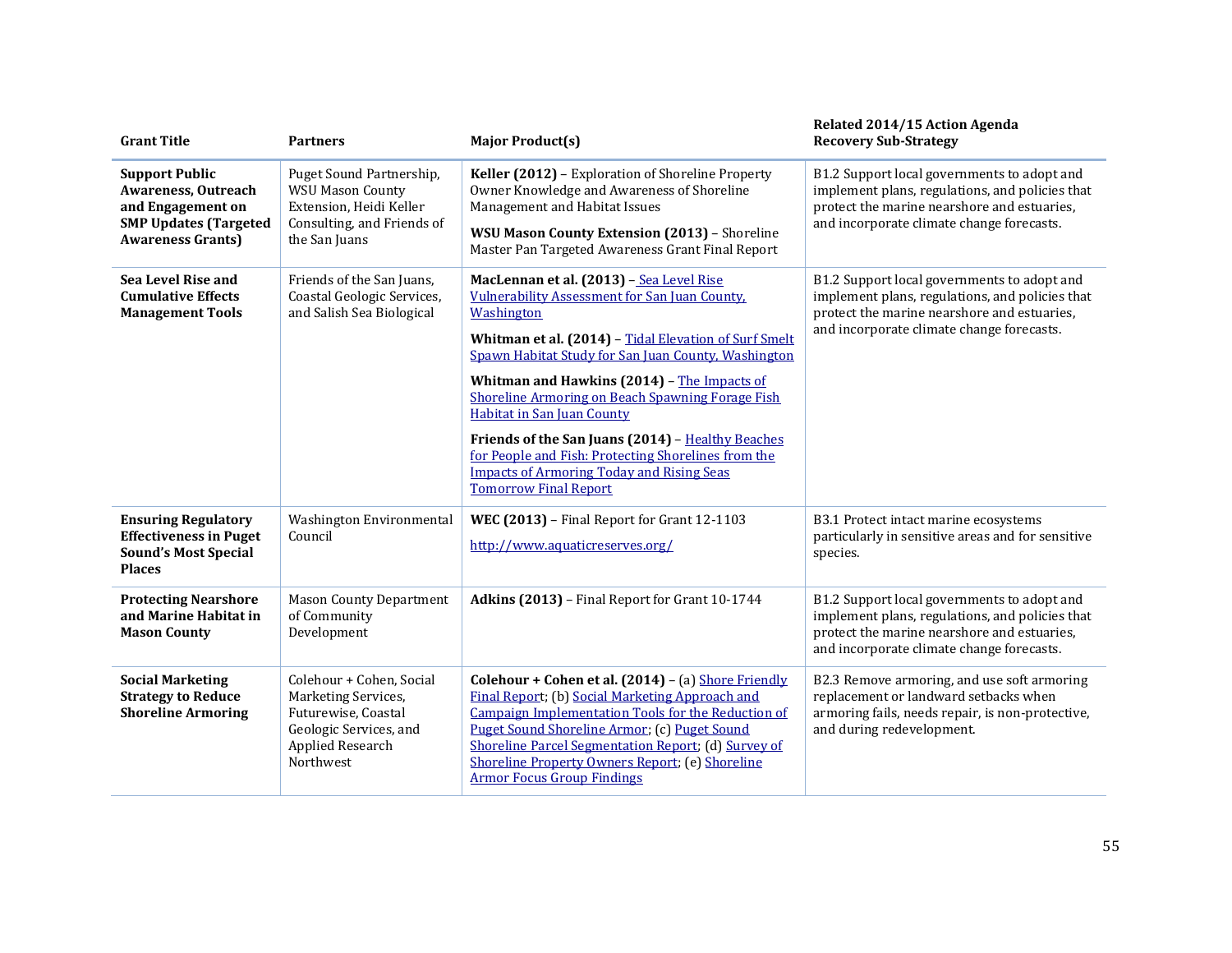| Grant Title | Partners | Major Product(s) | Related 2014/15 Action Agenda Recovery Sub-Strategy |
|---|---|---|---|
| **Support Public Awareness, Outreach and Engagement on SMP Updates (Targeted Awareness Grants)** | Puget Sound Partnership, WSU Mason County Extension, Heidi Keller Consulting, and Friends of the San Juans | **Keller (2012)** – Exploration of Shoreline Property Owner Knowledge and Awareness of Shoreline Management and Habitat Issues<br><br>**WSU Mason County Extension (2013)** – Shoreline Master Pan Targeted Awareness Grant Final Report | B1.2 Support local governments to adopt and implement plans, regulations, and policies that protect the marine nearshore and estuaries, and incorporate climate change forecasts. |
| **Sea Level Rise and Cumulative Effects Management Tools** | Friends of the San Juans, Coastal Geologic Services, and Salish Sea Biological | **MacLennan et al. (2013)** – Sea Level Rise Vulnerability Assessment for San Juan County, Washington<br><br>**Whitman et al. (2014)** – Tidal Elevation of Surf Smelt Spawn Habitat Study for San Juan County, Washington<br><br>**Whitman and Hawkins (2014)** – The Impacts of Shoreline Armoring on Beach Spawning Forage Fish Habitat in San Juan County<br><br>**Friends of the San Juans (2014)** – Healthy Beaches for People and Fish: Protecting Shorelines from the Impacts of Armoring Today and Rising Seas Tomorrow Final Report | B1.2 Support local governments to adopt and implement plans, regulations, and policies that protect the marine nearshore and estuaries, and incorporate climate change forecasts. |
| **Ensuring Regulatory Effectiveness in Puget Sound's Most Special Places** | Washington Environmental Council | **WEC (2013)** – Final Report for Grant 12-1103<br><br>http://www.aquaticreserves.org/ | B3.1 Protect intact marine ecosystems particularly in sensitive areas and for sensitive species. |
| **Protecting Nearshore and Marine Habitat in Mason County** | Mason County Department of Community Development | **Adkins (2013)** – Final Report for Grant 10-1744 | B1.2 Support local governments to adopt and implement plans, regulations, and policies that protect the marine nearshore and estuaries, and incorporate climate change forecasts. |
| **Social Marketing Strategy to Reduce Shoreline Armoring** | Colehour + Cohen, Social Marketing Services, Futurewise, Coastal Geologic Services, and Applied Research Northwest | **Colehour + Cohen et al. (2014)** – (a) Shore Friendly Final Report; (b) Social Marketing Approach and Campaign Implementation Tools for the Reduction of Puget Sound Shoreline Armor; (c) Puget Sound Shoreline Parcel Segmentation Report; (d) Survey of Shoreline Property Owners Report; (e) Shoreline Armor Focus Group Findings | B2.3 Remove armoring, and use soft armoring replacement or landward setbacks when armoring fails, needs repair, is non-protective, and during redevelopment. |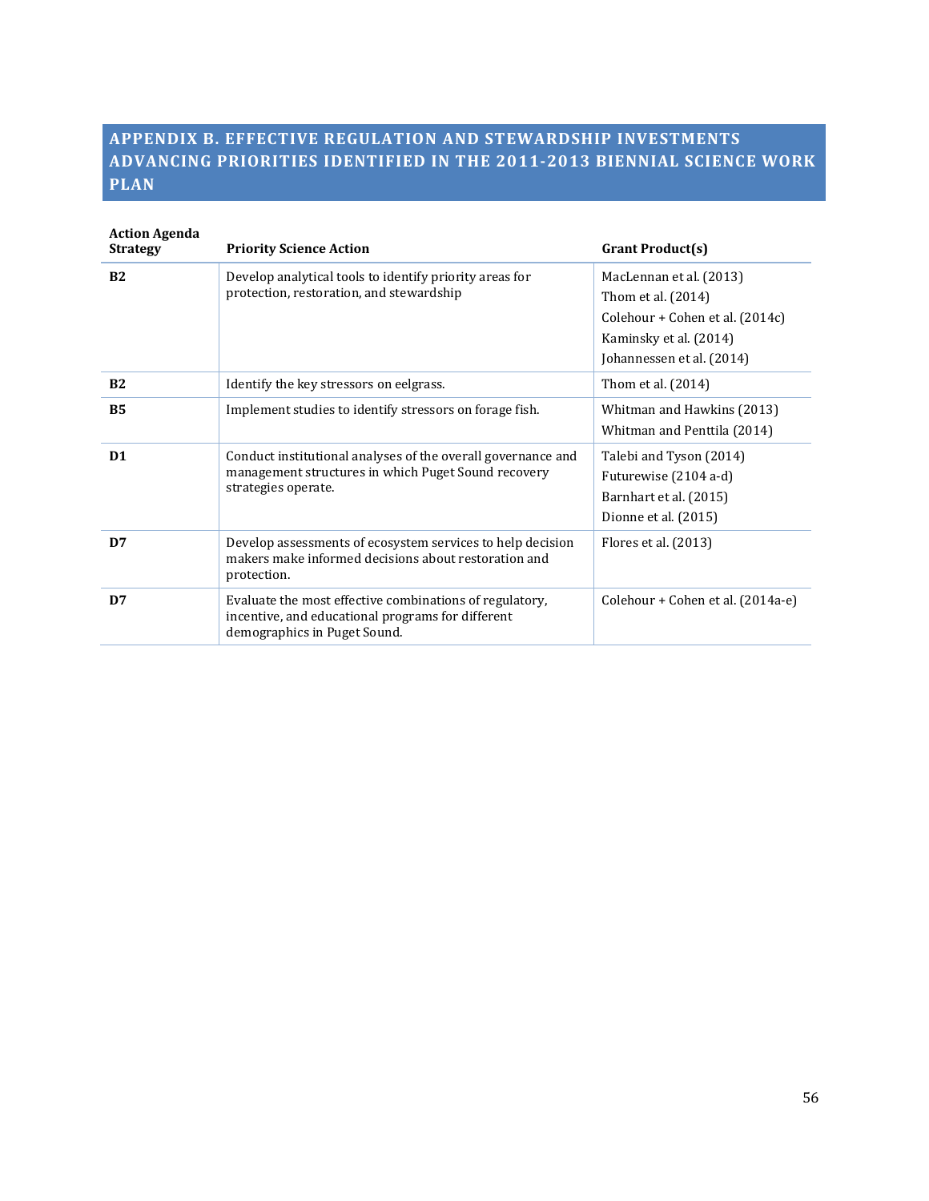## APPENDIX B. EFFECTIVE REGULATION AND STEWARDSHIP INVESTMENTS ADVANCING PRIORITIES IDENTIFIED IN THE 2011-2013 BIENNIAL SCIENCE WORK PLAN

| Action Agenda Strategy | Priority Science Action | Grant Product(s) |
|---|---|---|
| **B2** | Develop analytical tools to identify priority areas for protection, restoration, and stewardship | MacLennan et al. (2013)<br>Thom et al. (2014)<br>Colehour + Cohen et al. (2014c)<br>Kaminsky et al. (2014)<br>Johannessen et al. (2014) |
| **B2** | Identify the key stressors on eelgrass. | Thom et al. (2014) |
| **B5** | Implement studies to identify stressors on forage fish. | Whitman and Hawkins (2013)<br>Whitman and Penttila (2014) |
| **D1** | Conduct institutional analyses of the overall governance and management structures in which Puget Sound recovery strategies operate. | Talebi and Tyson (2014)<br>Futurewise (2104 a-d)<br>Barnhart et al. (2015)<br>Dionne et al. (2015) |
| **D7** | Develop assessments of ecosystem services to help decision makers make informed decisions about restoration and protection. | Flores et al. (2013) |
| **D7** | Evaluate the most effective combinations of regulatory, incentive, and educational programs for different demographics in Puget Sound. | Colehour + Cohen et al. (2014a-e) |